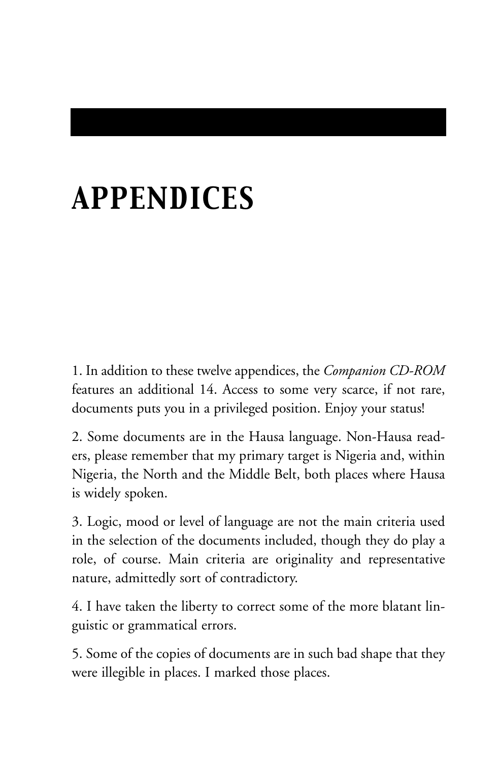# APPENDICES

1. In addition to these twelve appendices, the *Companion CD-ROM* features an additional 14. Access to some very scarce, if not rare, documents puts you in a privileged position. Enjoy your status!

2. Some documents are in the Hausa language. Non-Hausa readers, please remember that my primary target is Nigeria and, within Nigeria, the North and the Middle Belt, both places where Hausa is widely spoken.

3. Logic, mood or level of language are not the main criteria used in the selection of the documents included, though they do play a role, of course. Main criteria are originality and representative nature, admittedly sort of contradictory.

4. I have taken the liberty to correct some of the more blatant linguistic or grammatical errors.

5. Some of the copies of documents are in such bad shape that they were illegible in places. I marked those places.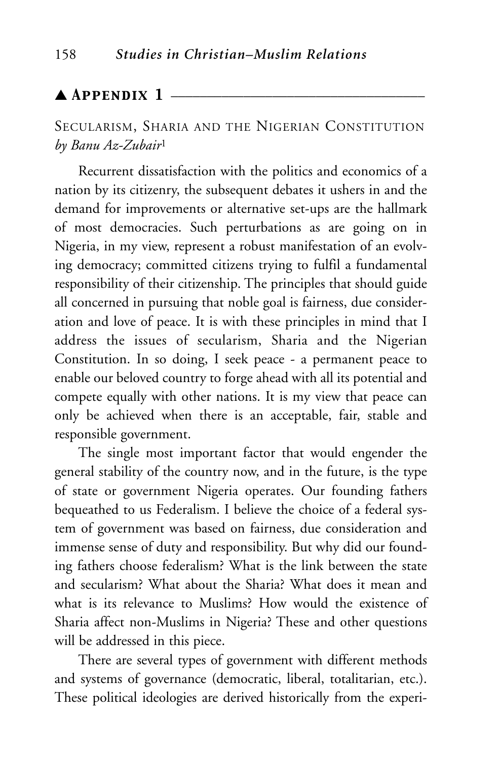## ▲ APPENDIX 1

### SECULARISM, SHARIA AND THE NIGERIAN CONSTITUTION
*by Banu Az-Zubair*[1]

Recurrent dissatisfaction with the politics and economics of a nation by its citizenry, the subsequent debates it ushers in and the demand for improvements or alternative set-ups are the hallmark of most democracies. Such perturbations as are going on in Nigeria, in my view, represent a robust manifestation of an evolving democracy; committed citizens trying to fulfil a fundamental responsibility of their citizenship. The principles that should guide all concerned in pursuing that noble goal is fairness, due consideration and love of peace. It is with these principles in mind that I address the issues of secularism, Sharia and the Nigerian Constitution. In so doing, I seek peace - a permanent peace to enable our beloved country to forge ahead with all its potential and compete equally with other nations. It is my view that peace can only be achieved when there is an acceptable, fair, stable and responsible government.

The single most important factor that would engender the general stability of the country now, and in the future, is the type of state or government Nigeria operates. Our founding fathers bequeathed to us Federalism. I believe the choice of a federal system of government was based on fairness, due consideration and immense sense of duty and responsibility. But why did our founding fathers choose federalism? What is the link between the state and secularism? What about the Sharia? What does it mean and what is its relevance to Muslims? How would the existence of Sharia affect non-Muslims in Nigeria? These and other questions will be addressed in this piece.

There are several types of government with different methods and systems of governance (democratic, liberal, totalitarian, etc.). These political ideologies are derived historically from the experi-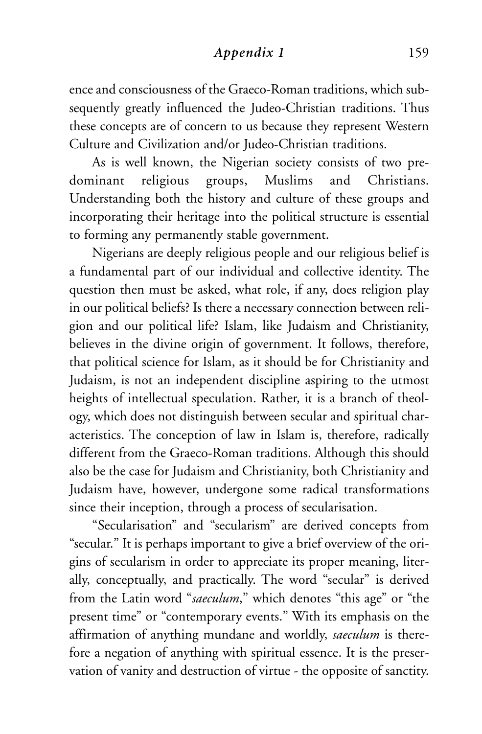ence and consciousness of the Graeco-Roman traditions, which subsequently greatly influenced the Judeo-Christian traditions. Thus these concepts are of concern to us because they represent Western Culture and Civilization and/or Judeo-Christian traditions.

As is well known, the Nigerian society consists of two predominant religious groups, Muslims and Christians. Understanding both the history and culture of these groups and incorporating their heritage into the political structure is essential to forming any permanently stable government.

Nigerians are deeply religious people and our religious belief is a fundamental part of our individual and collective identity. The question then must be asked, what role, if any, does religion play in our political beliefs? Is there a necessary connection between religion and our political life? Islam, like Judaism and Christianity, believes in the divine origin of government. It follows, therefore, that political science for Islam, as it should be for Christianity and Judaism, is not an independent discipline aspiring to the utmost heights of intellectual speculation. Rather, it is a branch of theology, which does not distinguish between secular and spiritual characteristics. The conception of law in Islam is, therefore, radically different from the Graeco-Roman traditions. Although this should also be the case for Judaism and Christianity, both Christianity and Judaism have, however, undergone some radical transformations since their inception, through a process of secularisation.

"Secularisation" and "secularism" are derived concepts from "secular." It is perhaps important to give a brief overview of the origins of secularism in order to appreciate its proper meaning, literally, conceptually, and practically. The word "secular" is derived from the Latin word "*saeculum*," which denotes "this age" or "the present time" or "contemporary events." With its emphasis on the affirmation of anything mundane and worldly, *saeculum* is therefore a negation of anything with spiritual essence. It is the preservation of vanity and destruction of virtue - the opposite of sanctity.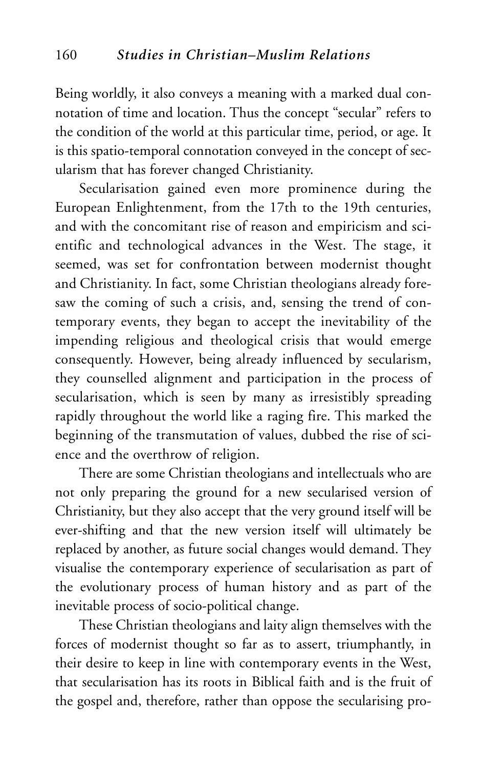Being worldly, it also conveys a meaning with a marked dual connotation of time and location. Thus the concept "secular" refers to the condition of the world at this particular time, period, or age. It is this spatio-temporal connotation conveyed in the concept of secularism that has forever changed Christianity.

Secularisation gained even more prominence during the European Enlightenment, from the 17th to the 19th centuries, and with the concomitant rise of reason and empiricism and scientific and technological advances in the West. The stage, it seemed, was set for confrontation between modernist thought and Christianity. In fact, some Christian theologians already foresaw the coming of such a crisis, and, sensing the trend of contemporary events, they began to accept the inevitability of the impending religious and theological crisis that would emerge consequently. However, being already influenced by secularism, they counselled alignment and participation in the process of secularisation, which is seen by many as irresistibly spreading rapidly throughout the world like a raging fire. This marked the beginning of the transmutation of values, dubbed the rise of science and the overthrow of religion.

There are some Christian theologians and intellectuals who are not only preparing the ground for a new secularised version of Christianity, but they also accept that the very ground itself will be ever-shifting and that the new version itself will ultimately be replaced by another, as future social changes would demand. They visualise the contemporary experience of secularisation as part of the evolutionary process of human history and as part of the inevitable process of socio-political change.

These Christian theologians and laity align themselves with the forces of modernist thought so far as to assert, triumphantly, in their desire to keep in line with contemporary events in the West, that secularisation has its roots in Biblical faith and is the fruit of the gospel and, therefore, rather than oppose the secularising pro-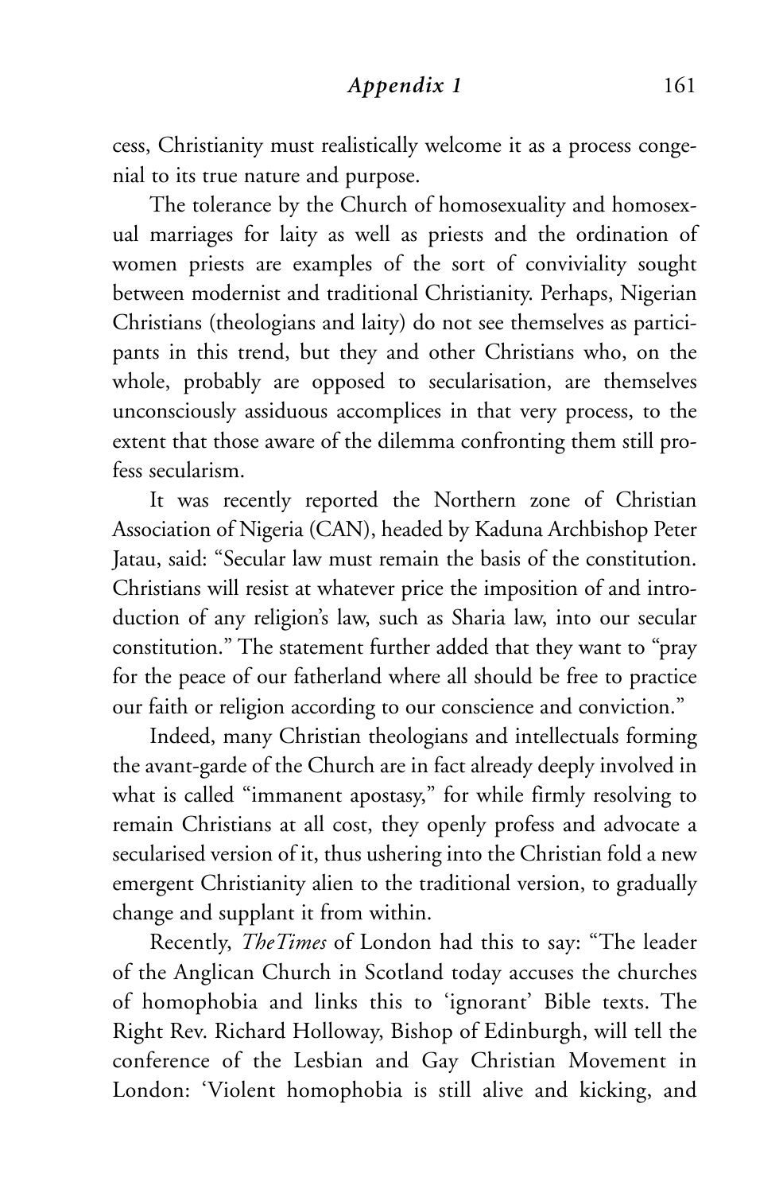cess, Christianity must realistically welcome it as a process congenial to its true nature and purpose.

The tolerance by the Church of homosexuality and homosexual marriages for laity as well as priests and the ordination of women priests are examples of the sort of conviviality sought between modernist and traditional Christianity. Perhaps, Nigerian Christians (theologians and laity) do not see themselves as participants in this trend, but they and other Christians who, on the whole, probably are opposed to secularisation, are themselves unconsciously assiduous accomplices in that very process, to the extent that those aware of the dilemma confronting them still profess secularism.

It was recently reported the Northern zone of Christian Association of Nigeria (CAN), headed by Kaduna Archbishop Peter Jatau, said: "Secular law must remain the basis of the constitution. Christians will resist at whatever price the imposition of and introduction of any religion's law, such as Sharia law, into our secular constitution." The statement further added that they want to "pray for the peace of our fatherland where all should be free to practice our faith or religion according to our conscience and conviction."

Indeed, many Christian theologians and intellectuals forming the avant-garde of the Church are in fact already deeply involved in what is called "immanent apostasy," for while firmly resolving to remain Christians at all cost, they openly profess and advocate a secularised version of it, thus ushering into the Christian fold a new emergent Christianity alien to the traditional version, to gradually change and supplant it from within.

Recently, *TheTimes* of London had this to say: "The leader of the Anglican Church in Scotland today accuses the churches of homophobia and links this to 'ignorant' Bible texts. The Right Rev. Richard Holloway, Bishop of Edinburgh, will tell the conference of the Lesbian and Gay Christian Movement in London: 'Violent homophobia is still alive and kicking, and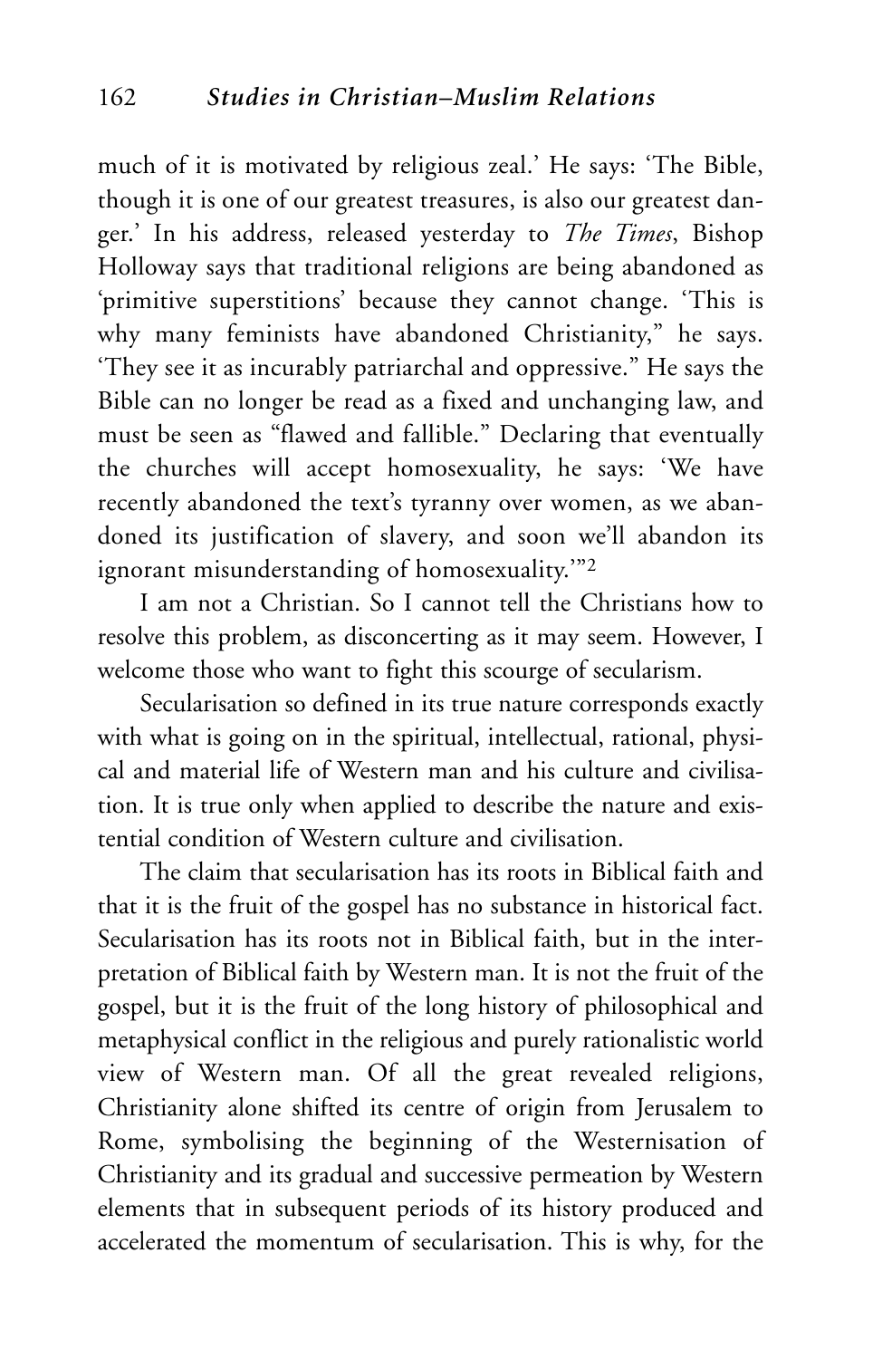much of it is motivated by religious zeal.' He says: 'The Bible, though it is one of our greatest treasures, is also our greatest danger.' In his address, released yesterday to *The Times*, Bishop Holloway says that traditional religions are being abandoned as 'primitive superstitions' because they cannot change. 'This is why many feminists have abandoned Christianity," he says. 'They see it as incurably patriarchal and oppressive." He says the Bible can no longer be read as a fixed and unchanging law, and must be seen as "flawed and fallible." Declaring that eventually the churches will accept homosexuality, he says: 'We have recently abandoned the text's tyranny over women, as we abandoned its justification of slavery, and soon we'll abandon its ignorant misunderstanding of homosexuality.'"[2]

I am not a Christian. So I cannot tell the Christians how to resolve this problem, as disconcerting as it may seem. However, I welcome those who want to fight this scourge of secularism.

Secularisation so defined in its true nature corresponds exactly with what is going on in the spiritual, intellectual, rational, physical and material life of Western man and his culture and civilisation. It is true only when applied to describe the nature and existential condition of Western culture and civilisation.

The claim that secularisation has its roots in Biblical faith and that it is the fruit of the gospel has no substance in historical fact. Secularisation has its roots not in Biblical faith, but in the interpretation of Biblical faith by Western man. It is not the fruit of the gospel, but it is the fruit of the long history of philosophical and metaphysical conflict in the religious and purely rationalistic world view of Western man. Of all the great revealed religions, Christianity alone shifted its centre of origin from Jerusalem to Rome, symbolising the beginning of the Westernisation of Christianity and its gradual and successive permeation by Western elements that in subsequent periods of its history produced and accelerated the momentum of secularisation. This is why, for the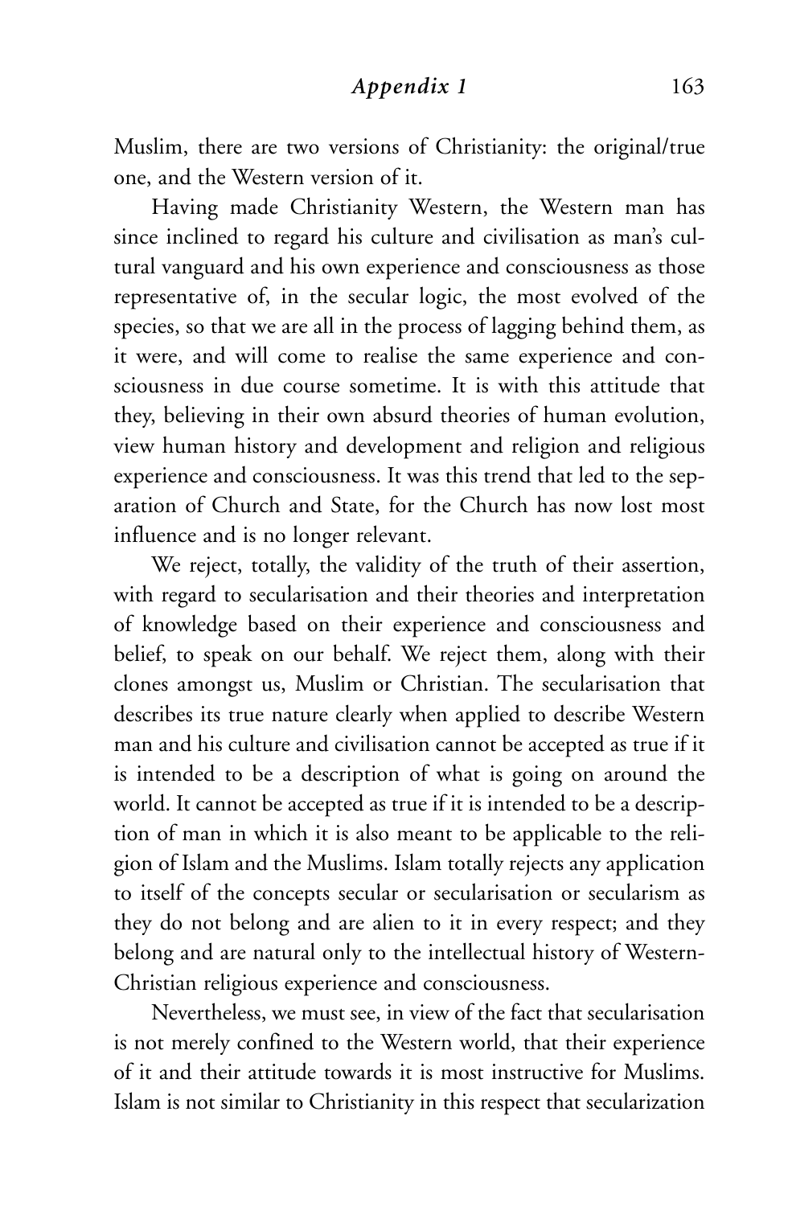Muslim, there are two versions of Christianity: the original/true one, and the Western version of it.

Having made Christianity Western, the Western man has since inclined to regard his culture and civilisation as man's cultural vanguard and his own experience and consciousness as those representative of, in the secular logic, the most evolved of the species, so that we are all in the process of lagging behind them, as it were, and will come to realise the same experience and consciousness in due course sometime. It is with this attitude that they, believing in their own absurd theories of human evolution, view human history and development and religion and religious experience and consciousness. It was this trend that led to the separation of Church and State, for the Church has now lost most influence and is no longer relevant.

We reject, totally, the validity of the truth of their assertion, with regard to secularisation and their theories and interpretation of knowledge based on their experience and consciousness and belief, to speak on our behalf. We reject them, along with their clones amongst us, Muslim or Christian. The secularisation that describes its true nature clearly when applied to describe Western man and his culture and civilisation cannot be accepted as true if it is intended to be a description of what is going on around the world. It cannot be accepted as true if it is intended to be a description of man in which it is also meant to be applicable to the religion of Islam and the Muslims. Islam totally rejects any application to itself of the concepts secular or secularisation or secularism as they do not belong and are alien to it in every respect; and they belong and are natural only to the intellectual history of Western-Christian religious experience and consciousness.

Nevertheless, we must see, in view of the fact that secularisation is not merely confined to the Western world, that their experience of it and their attitude towards it is most instructive for Muslims. Islam is not similar to Christianity in this respect that secularization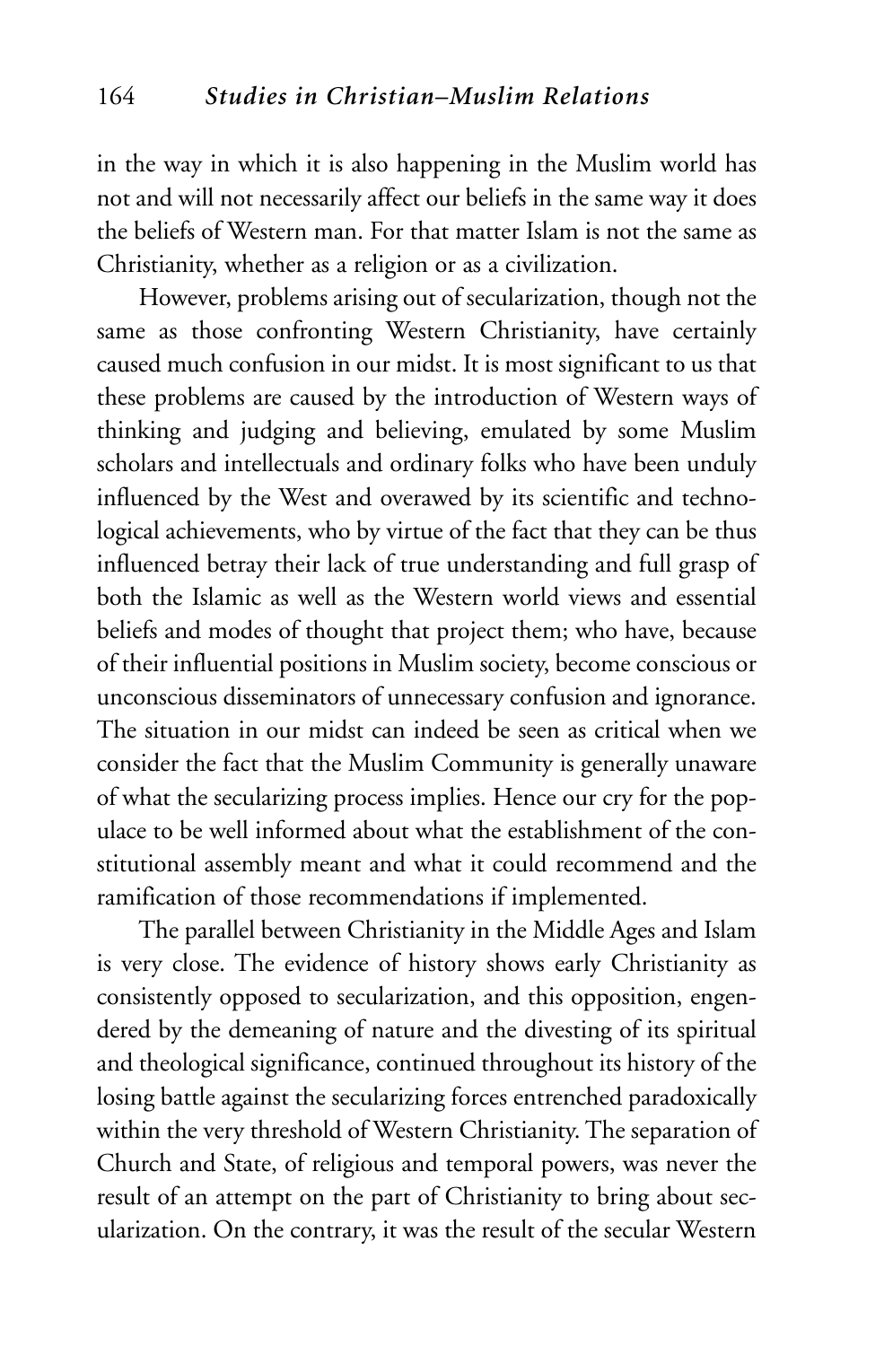in the way in which it is also happening in the Muslim world has not and will not necessarily affect our beliefs in the same way it does the beliefs of Western man. For that matter Islam is not the same as Christianity, whether as a religion or as a civilization.

However, problems arising out of secularization, though not the same as those confronting Western Christianity, have certainly caused much confusion in our midst. It is most significant to us that these problems are caused by the introduction of Western ways of thinking and judging and believing, emulated by some Muslim scholars and intellectuals and ordinary folks who have been unduly influenced by the West and overawed by its scientific and technological achievements, who by virtue of the fact that they can be thus influenced betray their lack of true understanding and full grasp of both the Islamic as well as the Western world views and essential beliefs and modes of thought that project them; who have, because of their influential positions in Muslim society, become conscious or unconscious disseminators of unnecessary confusion and ignorance. The situation in our midst can indeed be seen as critical when we consider the fact that the Muslim Community is generally unaware of what the secularizing process implies. Hence our cry for the populace to be well informed about what the establishment of the constitutional assembly meant and what it could recommend and the ramification of those recommendations if implemented.

The parallel between Christianity in the Middle Ages and Islam is very close. The evidence of history shows early Christianity as consistently opposed to secularization, and this opposition, engendered by the demeaning of nature and the divesting of its spiritual and theological significance, continued throughout its history of the losing battle against the secularizing forces entrenched paradoxically within the very threshold of Western Christianity. The separation of Church and State, of religious and temporal powers, was never the result of an attempt on the part of Christianity to bring about secularization. On the contrary, it was the result of the secular Western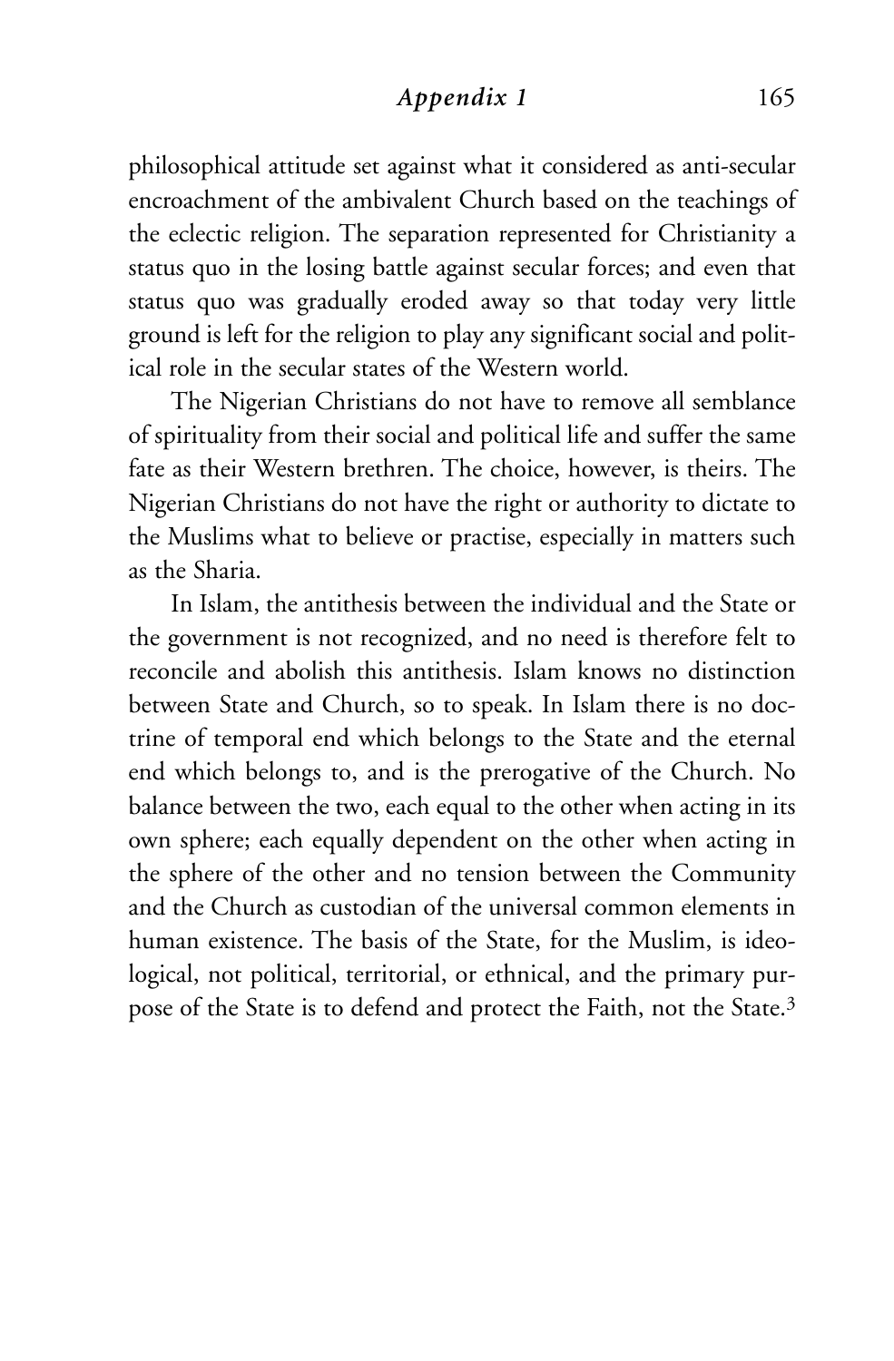philosophical attitude set against what it considered as anti-secular encroachment of the ambivalent Church based on the teachings of the eclectic religion. The separation represented for Christianity a status quo in the losing battle against secular forces; and even that status quo was gradually eroded away so that today very little ground is left for the religion to play any significant social and political role in the secular states of the Western world.

The Nigerian Christians do not have to remove all semblance of spirituality from their social and political life and suffer the same fate as their Western brethren. The choice, however, is theirs. The Nigerian Christians do not have the right or authority to dictate to the Muslims what to believe or practise, especially in matters such as the Sharia.

In Islam, the antithesis between the individual and the State or the government is not recognized, and no need is therefore felt to reconcile and abolish this antithesis. Islam knows no distinction between State and Church, so to speak. In Islam there is no doctrine of temporal end which belongs to the State and the eternal end which belongs to, and is the prerogative of the Church. No balance between the two, each equal to the other when acting in its own sphere; each equally dependent on the other when acting in the sphere of the other and no tension between the Community and the Church as custodian of the universal common elements in human existence. The basis of the State, for the Muslim, is ideological, not political, territorial, or ethnical, and the primary purpose of the State is to defend and protect the Faith, not the State.[3]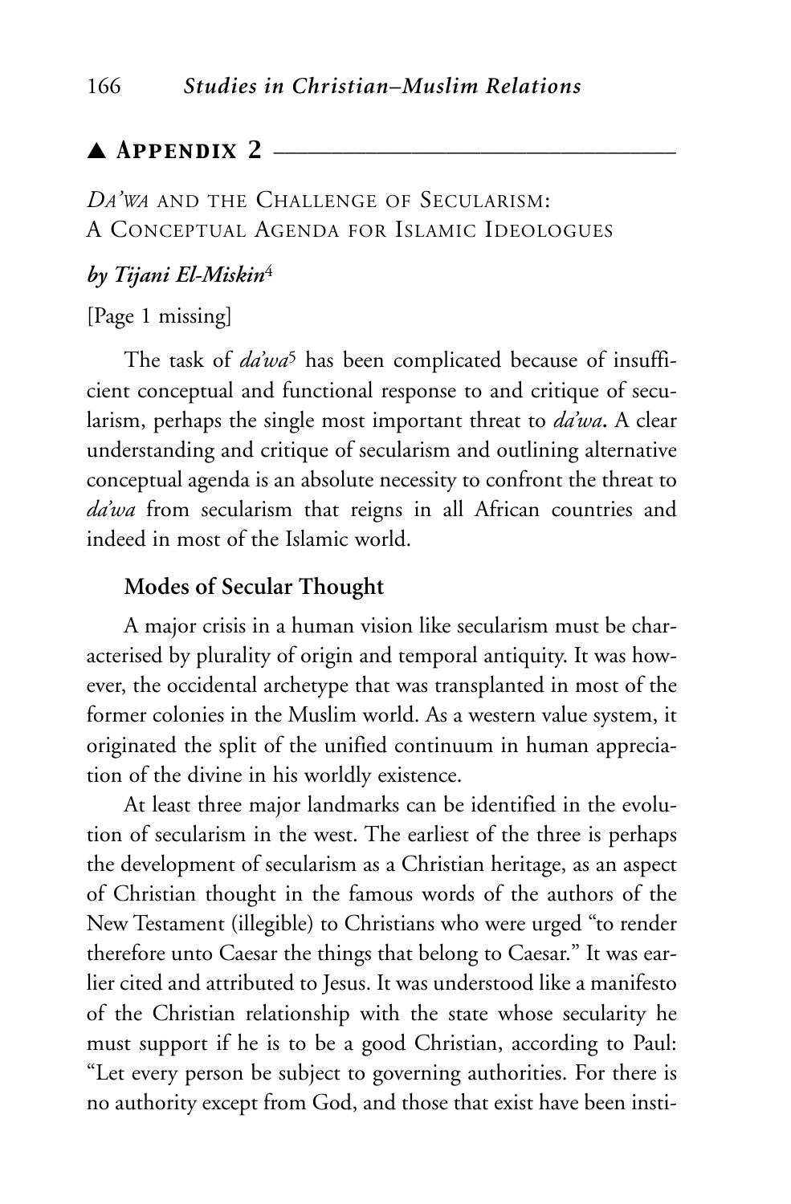## ▲ Appendix 2

### *Da'wa* and the Challenge of Secularism: A Conceptual Agenda for Islamic Ideologues

***by Tijani El-Miskin***[4]

[Page 1 missing]

The task of *da'wa*[5] has been complicated because of insufficient conceptual and functional response to and critique of secularism, perhaps the single most important threat to *da'wa*. A clear understanding and critique of secularism and outlining alternative conceptual agenda is an absolute necessity to confront the threat to *da'wa* from secularism that reigns in all African countries and indeed in most of the Islamic world.

#### Modes of Secular Thought

A major crisis in a human vision like secularism must be characterised by plurality of origin and temporal antiquity. It was however, the occidental archetype that was transplanted in most of the former colonies in the Muslim world. As a western value system, it originated the split of the unified continuum in human appreciation of the divine in his worldly existence.

At least three major landmarks can be identified in the evolution of secularism in the west. The earliest of the three is perhaps the development of secularism as a Christian heritage, as an aspect of Christian thought in the famous words of the authors of the New Testament (illegible) to Christians who were urged "to render therefore unto Caesar the things that belong to Caesar." It was earlier cited and attributed to Jesus. It was understood like a manifesto of the Christian relationship with the state whose secularity he must support if he is to be a good Christian, according to Paul: "Let every person be subject to governing authorities. For there is no authority except from God, and those that exist have been insti-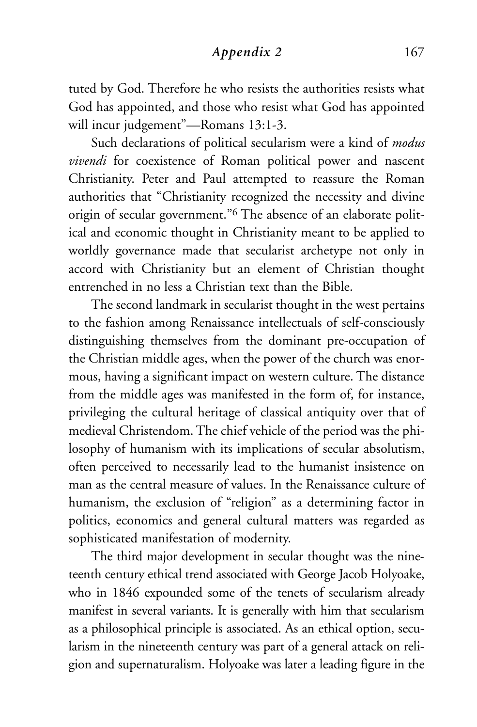tuted by God. Therefore he who resists the authorities resists what God has appointed, and those who resist what God has appointed will incur judgement"—Romans 13:1-3.

Such declarations of political secularism were a kind of *modus vivendi* for coexistence of Roman political power and nascent Christianity. Peter and Paul attempted to reassure the Roman authorities that "Christianity recognized the necessity and divine origin of secular government."[6] The absence of an elaborate political and economic thought in Christianity meant to be applied to worldly governance made that secularist archetype not only in accord with Christianity but an element of Christian thought entrenched in no less a Christian text than the Bible.

The second landmark in secularist thought in the west pertains to the fashion among Renaissance intellectuals of self-consciously distinguishing themselves from the dominant pre-occupation of the Christian middle ages, when the power of the church was enormous, having a significant impact on western culture. The distance from the middle ages was manifested in the form of, for instance, privileging the cultural heritage of classical antiquity over that of medieval Christendom. The chief vehicle of the period was the philosophy of humanism with its implications of secular absolutism, often perceived to necessarily lead to the humanist insistence on man as the central measure of values. In the Renaissance culture of humanism, the exclusion of "religion" as a determining factor in politics, economics and general cultural matters was regarded as sophisticated manifestation of modernity.

The third major development in secular thought was the nineteenth century ethical trend associated with George Jacob Holyoake, who in 1846 expounded some of the tenets of secularism already manifest in several variants. It is generally with him that secularism as a philosophical principle is associated. As an ethical option, secularism in the nineteenth century was part of a general attack on religion and supernaturalism. Holyoake was later a leading figure in the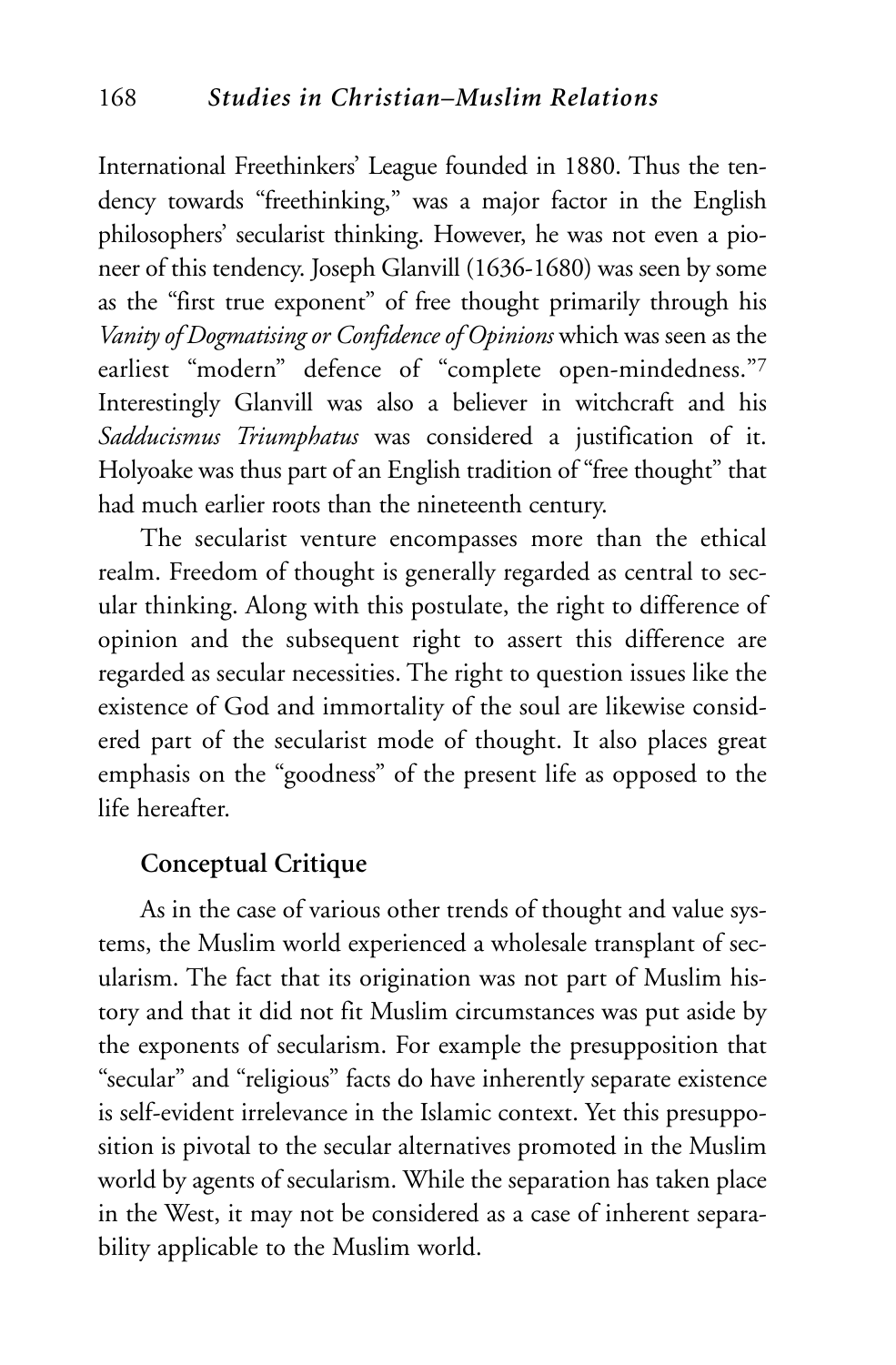International Freethinkers' League founded in 1880. Thus the tendency towards "freethinking," was a major factor in the English philosophers' secularist thinking. However, he was not even a pioneer of this tendency. Joseph Glanvill (1636-1680) was seen by some as the "first true exponent" of free thought primarily through his *Vanity of Dogmatising or Confidence of Opinions* which was seen as the earliest "modern" defence of "complete open-mindedness."[7] Interestingly Glanvill was also a believer in witchcraft and his *Sadducismus Triumphatus* was considered a justification of it. Holyoake was thus part of an English tradition of "free thought" that had much earlier roots than the nineteenth century.

The secularist venture encompasses more than the ethical realm. Freedom of thought is generally regarded as central to secular thinking. Along with this postulate, the right to difference of opinion and the subsequent right to assert this difference are regarded as secular necessities. The right to question issues like the existence of God and immortality of the soul are likewise considered part of the secularist mode of thought. It also places great emphasis on the "goodness" of the present life as opposed to the life hereafter.

### Conceptual Critique

As in the case of various other trends of thought and value systems, the Muslim world experienced a wholesale transplant of secularism. The fact that its origination was not part of Muslim history and that it did not fit Muslim circumstances was put aside by the exponents of secularism. For example the presupposition that "secular" and "religious" facts do have inherently separate existence is self-evident irrelevance in the Islamic context. Yet this presupposition is pivotal to the secular alternatives promoted in the Muslim world by agents of secularism. While the separation has taken place in the West, it may not be considered as a case of inherent separability applicable to the Muslim world.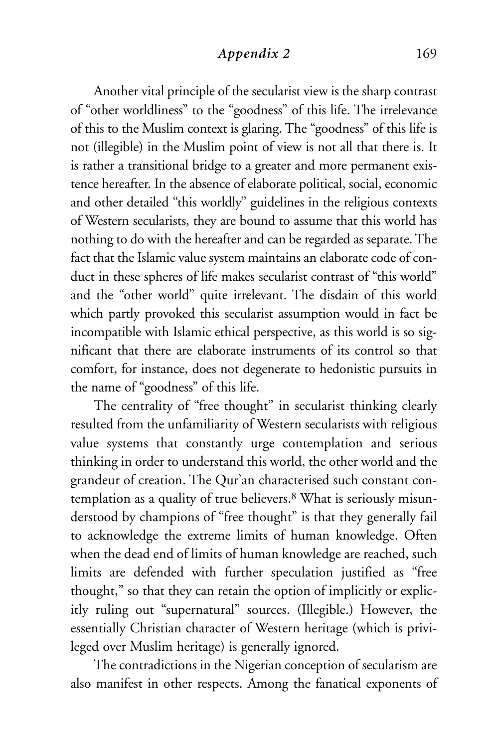Another vital principle of the secularist view is the sharp contrast of "other worldliness" to the "goodness" of this life. The irrelevance of this to the Muslim context is glaring. The "goodness" of this life is not (illegible) in the Muslim point of view is not all that there is. It is rather a transitional bridge to a greater and more permanent existence hereafter. In the absence of elaborate political, social, economic and other detailed "this worldly" guidelines in the religious contexts of Western secularists, they are bound to assume that this world has nothing to do with the hereafter and can be regarded as separate. The fact that the Islamic value system maintains an elaborate code of conduct in these spheres of life makes secularist contrast of "this world" and the "other world" quite irrelevant. The disdain of this world which partly provoked this secularist assumption would in fact be incompatible with Islamic ethical perspective, as this world is so significant that there are elaborate instruments of its control so that comfort, for instance, does not degenerate to hedonistic pursuits in the name of "goodness" of this life.

The centrality of "free thought" in secularist thinking clearly resulted from the unfamiliarity of Western secularists with religious value systems that constantly urge contemplation and serious thinking in order to understand this world, the other world and the grandeur of creation. The Qur'an characterised such constant contemplation as a quality of true believers.[8] What is seriously misunderstood by champions of "free thought" is that they generally fail to acknowledge the extreme limits of human knowledge. Often when the dead end of limits of human knowledge are reached, such limits are defended with further speculation justified as "free thought," so that they can retain the option of implicitly or explicitly ruling out "supernatural" sources. (Illegible.) However, the essentially Christian character of Western heritage (which is privileged over Muslim heritage) is generally ignored.

The contradictions in the Nigerian conception of secularism are also manifest in other respects. Among the fanatical exponents of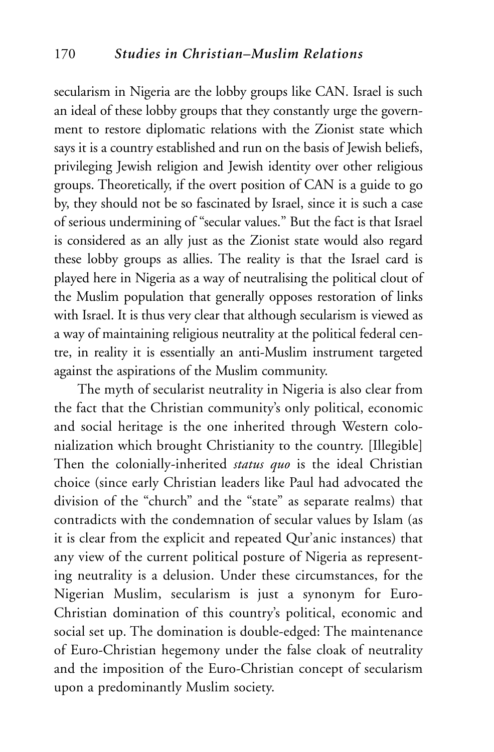secularism in Nigeria are the lobby groups like CAN. Israel is such an ideal of these lobby groups that they constantly urge the government to restore diplomatic relations with the Zionist state which says it is a country established and run on the basis of Jewish beliefs, privileging Jewish religion and Jewish identity over other religious groups. Theoretically, if the overt position of CAN is a guide to go by, they should not be so fascinated by Israel, since it is such a case of serious undermining of "secular values." But the fact is that Israel is considered as an ally just as the Zionist state would also regard these lobby groups as allies. The reality is that the Israel card is played here in Nigeria as a way of neutralising the political clout of the Muslim population that generally opposes restoration of links with Israel. It is thus very clear that although secularism is viewed as a way of maintaining religious neutrality at the political federal centre, in reality it is essentially an anti-Muslim instrument targeted against the aspirations of the Muslim community.

The myth of secularist neutrality in Nigeria is also clear from the fact that the Christian community's only political, economic and social heritage is the one inherited through Western colonialization which brought Christianity to the country. [Illegible] Then the colonially-inherited *status quo* is the ideal Christian choice (since early Christian leaders like Paul had advocated the division of the "church" and the "state" as separate realms) that contradicts with the condemnation of secular values by Islam (as it is clear from the explicit and repeated Qur'anic instances) that any view of the current political posture of Nigeria as representing neutrality is a delusion. Under these circumstances, for the Nigerian Muslim, secularism is just a synonym for Euro-Christian domination of this country's political, economic and social set up. The domination is double-edged: The maintenance of Euro-Christian hegemony under the false cloak of neutrality and the imposition of the Euro-Christian concept of secularism upon a predominantly Muslim society.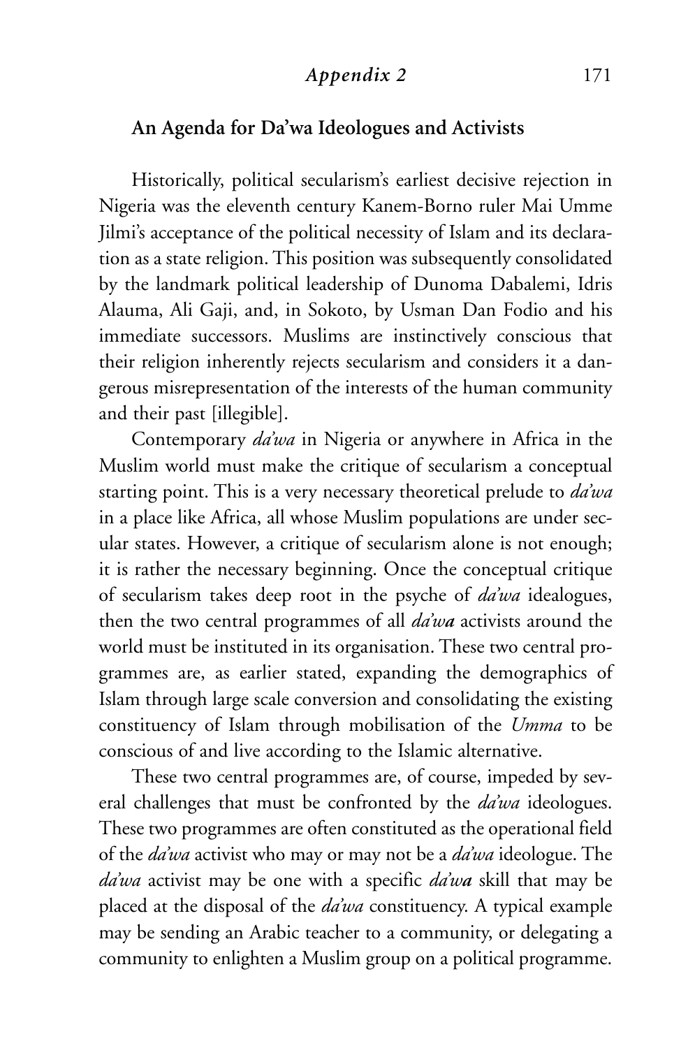## An Agenda for Da'wa Ideologues and Activists

Historically, political secularism's earliest decisive rejection in Nigeria was the eleventh century Kanem-Borno ruler Mai Umme Jilmi's acceptance of the political necessity of Islam and its declaration as a state religion. This position was subsequently consolidated by the landmark political leadership of Dunoma Dabalemi, Idris Alauma, Ali Gaji, and, in Sokoto, by Usman Dan Fodio and his immediate successors. Muslims are instinctively conscious that their religion inherently rejects secularism and considers it a dangerous misrepresentation of the interests of the human community and their past [illegible].

Contemporary *da'wa* in Nigeria or anywhere in Africa in the Muslim world must make the critique of secularism a conceptual starting point. This is a very necessary theoretical prelude to *da'wa* in a place like Africa, all whose Muslim populations are under secular states. However, a critique of secularism alone is not enough; it is rather the necessary beginning. Once the conceptual critique of secularism takes deep root in the psyche of *da'wa* idealogues, then the two central programmes of all ***da'wa*** activists around the world must be instituted in its organisation. These two central programmes are, as earlier stated, expanding the demographics of Islam through large scale conversion and consolidating the existing constituency of Islam through mobilisation of the *Umma* to be conscious of and live according to the Islamic alternative.

These two central programmes are, of course, impeded by several challenges that must be confronted by the *da'wa* ideologues. These two programmes are often constituted as the operational field of the *da'wa* activist who may or may not be a *da'wa* ideologue. The *da'wa* activist may be one with a specific *da'w**a*** skill that may be placed at the disposal of the *da'wa* constituency. A typical example may be sending an Arabic teacher to a community, or delegating a community to enlighten a Muslim group on a political programme.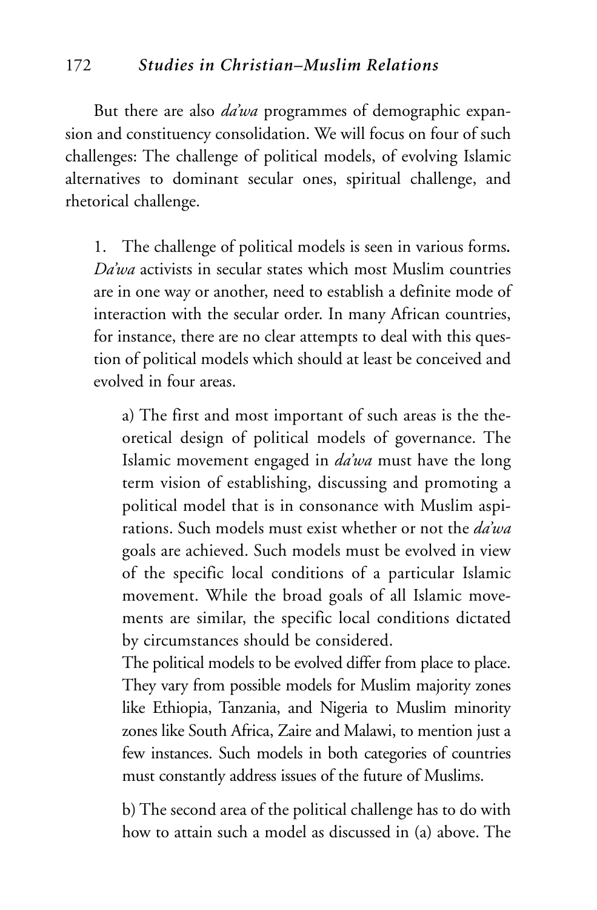But there are also *da'wa* programmes of demographic expansion and constituency consolidation. We will focus on four of such challenges: The challenge of political models, of evolving Islamic alternatives to dominant secular ones, spiritual challenge, and rhetorical challenge.

1. The challenge of political models is seen in various forms. *Da'wa* activists in secular states which most Muslim countries are in one way or another, need to establish a definite mode of interaction with the secular order. In many African countries, for instance, there are no clear attempts to deal with this question of political models which should at least be conceived and evolved in four areas.

   a) The first and most important of such areas is the theoretical design of political models of governance. The Islamic movement engaged in *da'wa* must have the long term vision of establishing, discussing and promoting a political model that is in consonance with Muslim aspirations. Such models must exist whether or not the *da'wa* goals are achieved. Such models must be evolved in view of the specific local conditions of a particular Islamic movement. While the broad goals of all Islamic movements are similar, the specific local conditions dictated by circumstances should be considered.
   The political models to be evolved differ from place to place. They vary from possible models for Muslim majority zones like Ethiopia, Tanzania, and Nigeria to Muslim minority zones like South Africa, Zaire and Malawi, to mention just a few instances. Such models in both categories of countries must constantly address issues of the future of Muslims.

   b) The second area of the political challenge has to do with how to attain such a model as discussed in (a) above. The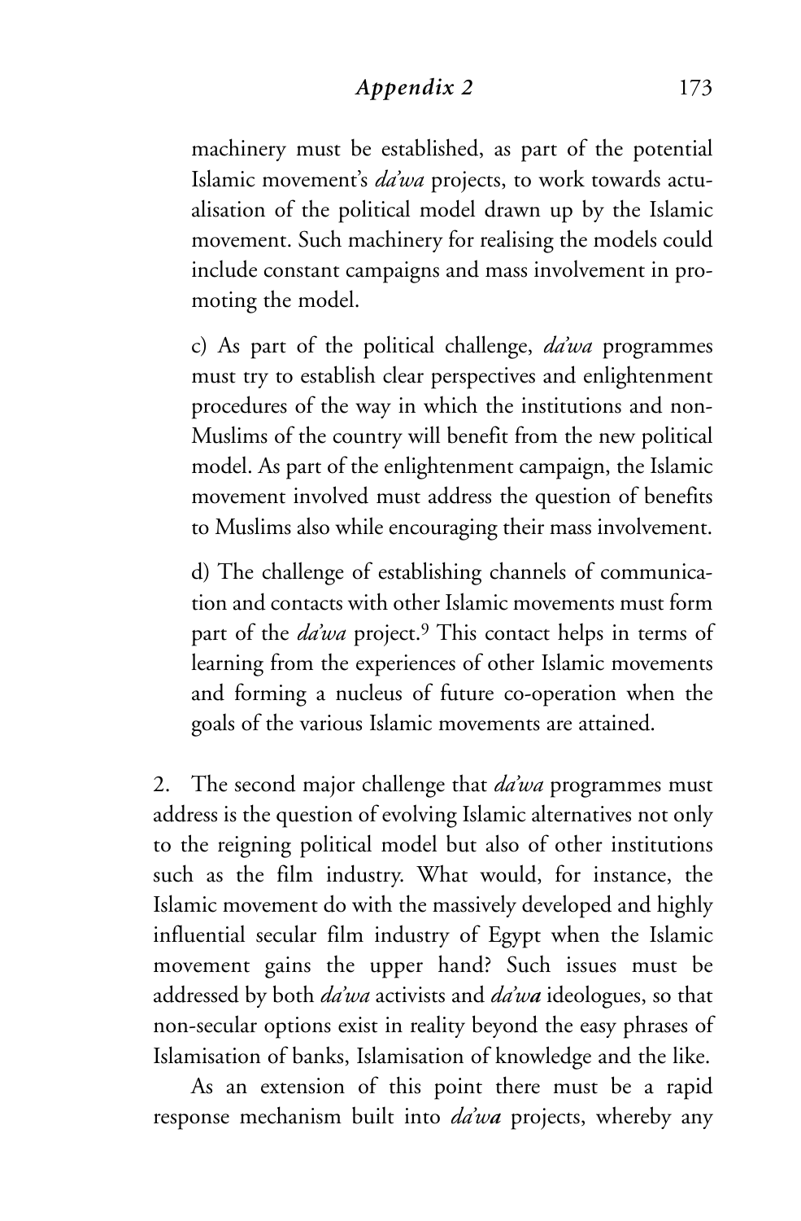machinery must be established, as part of the potential Islamic movement's *da'wa* projects, to work towards actualisation of the political model drawn up by the Islamic movement. Such machinery for realising the models could include constant campaigns and mass involvement in promoting the model.

c) As part of the political challenge, *da'wa* programmes must try to establish clear perspectives and enlightenment procedures of the way in which the institutions and non-Muslims of the country will benefit from the new political model. As part of the enlightenment campaign, the Islamic movement involved must address the question of benefits to Muslims also while encouraging their mass involvement.

d) The challenge of establishing channels of communication and contacts with other Islamic movements must form part of the *da'wa* project.[9] This contact helps in terms of learning from the experiences of other Islamic movements and forming a nucleus of future co-operation when the goals of the various Islamic movements are attained.

2. The second major challenge that *da'wa* programmes must address is the question of evolving Islamic alternatives not only to the reigning political model but also of other institutions such as the film industry. What would, for instance, the Islamic movement do with the massively developed and highly influential secular film industry of Egypt when the Islamic movement gains the upper hand? Such issues must be addressed by both *da'wa* activists and *da'wa* ideologues, so that non-secular options exist in reality beyond the easy phrases of Islamisation of banks, Islamisation of knowledge and the like.

As an extension of this point there must be a rapid response mechanism built into *da'wa* projects, whereby any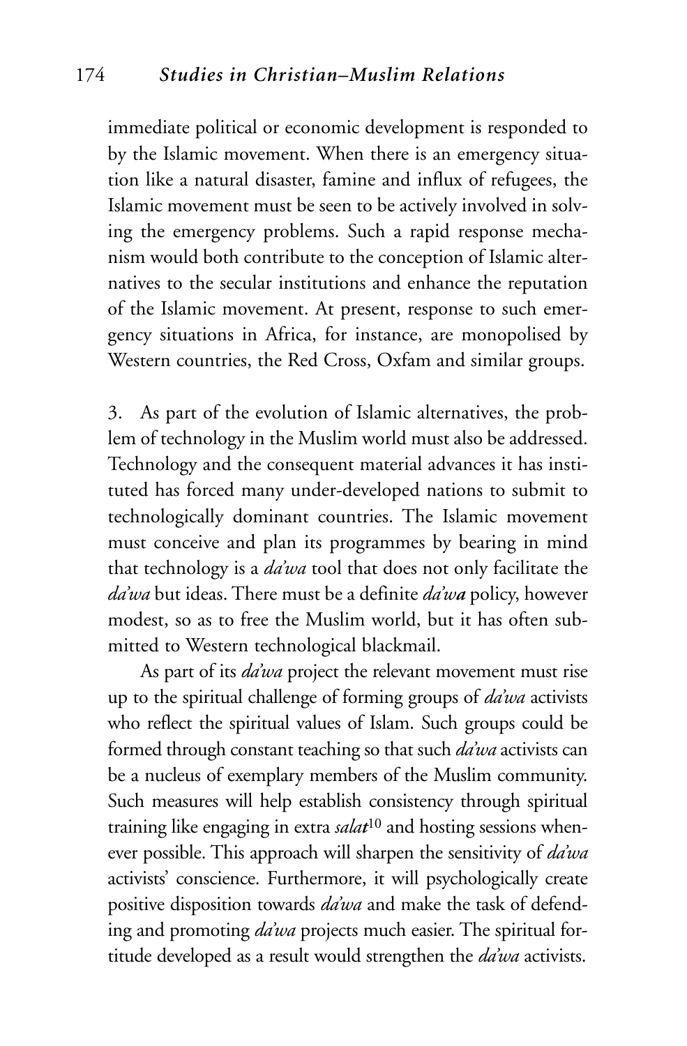immediate political or economic development is responded to by the Islamic movement. When there is an emergency situation like a natural disaster, famine and influx of refugees, the Islamic movement must be seen to be actively involved in solving the emergency problems. Such a rapid response mechanism would both contribute to the conception of Islamic alternatives to the secular institutions and enhance the reputation of the Islamic movement. At present, response to such emergency situations in Africa, for instance, are monopolised by Western countries, the Red Cross, Oxfam and similar groups.

3. As part of the evolution of Islamic alternatives, the problem of technology in the Muslim world must also be addressed. Technology and the consequent material advances it has instituted has forced many under-developed nations to submit to technologically dominant countries. The Islamic movement must conceive and plan its programmes by bearing in mind that technology is a *da'wa* tool that does not only facilitate the *da'wa* but ideas. There must be a definite *da'wa* policy, however modest, so as to free the Muslim world, but it has often submitted to Western technological blackmail.

As part of its *da'wa* project the relevant movement must rise up to the spiritual challenge of forming groups of *da'wa* activists who reflect the spiritual values of Islam. Such groups could be formed through constant teaching so that such *da'wa* activists can be a nucleus of exemplary members of the Muslim community. Such measures will help establish consistency through spiritual training like engaging in extra *salat*[10] and hosting sessions whenever possible. This approach will sharpen the sensitivity of *da'wa* activists' conscience. Furthermore, it will psychologically create positive disposition towards *da'wa* and make the task of defending and promoting *da'wa* projects much easier. The spiritual fortitude developed as a result would strengthen the *da'wa* activists.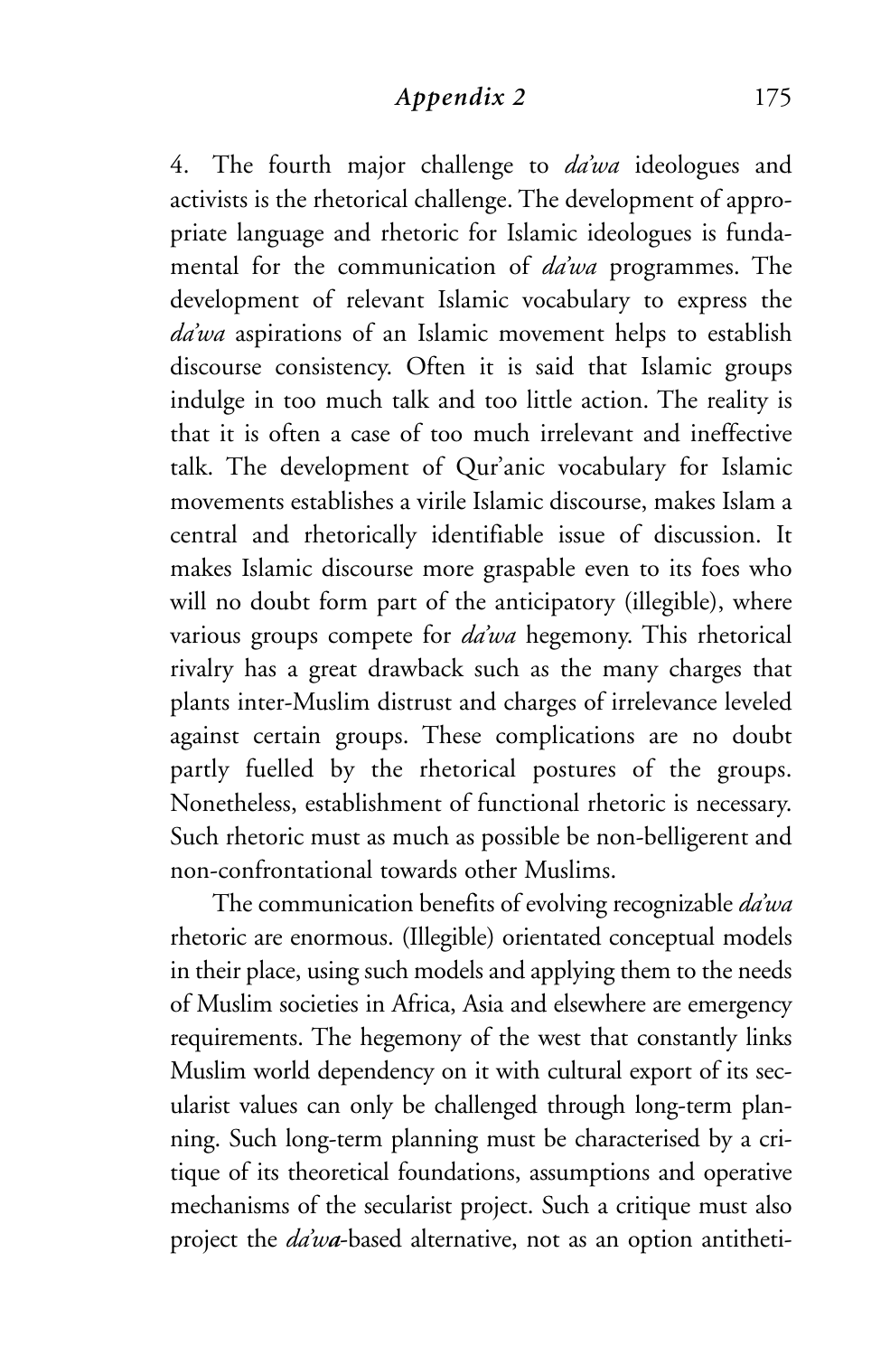4. The fourth major challenge to *da'wa* ideologues and activists is the rhetorical challenge. The development of appropriate language and rhetoric for Islamic ideologues is fundamental for the communication of *da'wa* programmes. The development of relevant Islamic vocabulary to express the *da'wa* aspirations of an Islamic movement helps to establish discourse consistency. Often it is said that Islamic groups indulge in too much talk and too little action. The reality is that it is often a case of too much irrelevant and ineffective talk. The development of Qur'anic vocabulary for Islamic movements establishes a virile Islamic discourse, makes Islam a central and rhetorically identifiable issue of discussion. It makes Islamic discourse more graspable even to its foes who will no doubt form part of the anticipatory (illegible), where various groups compete for *da'wa* hegemony. This rhetorical rivalry has a great drawback such as the many charges that plants inter-Muslim distrust and charges of irrelevance leveled against certain groups. These complications are no doubt partly fuelled by the rhetorical postures of the groups. Nonetheless, establishment of functional rhetoric is necessary. Such rhetoric must as much as possible be non-belligerent and non-confrontational towards other Muslims.

The communication benefits of evolving recognizable *da'wa* rhetoric are enormous. (Illegible) orientated conceptual models in their place, using such models and applying them to the needs of Muslim societies in Africa, Asia and elsewhere are emergency requirements. The hegemony of the west that constantly links Muslim world dependency on it with cultural export of its secularist values can only be challenged through long-term planning. Such long-term planning must be characterised by a critique of its theoretical foundations, assumptions and operative mechanisms of the secularist project. Such a critique must also project the *da'wa*-based alternative, not as an option antitheti-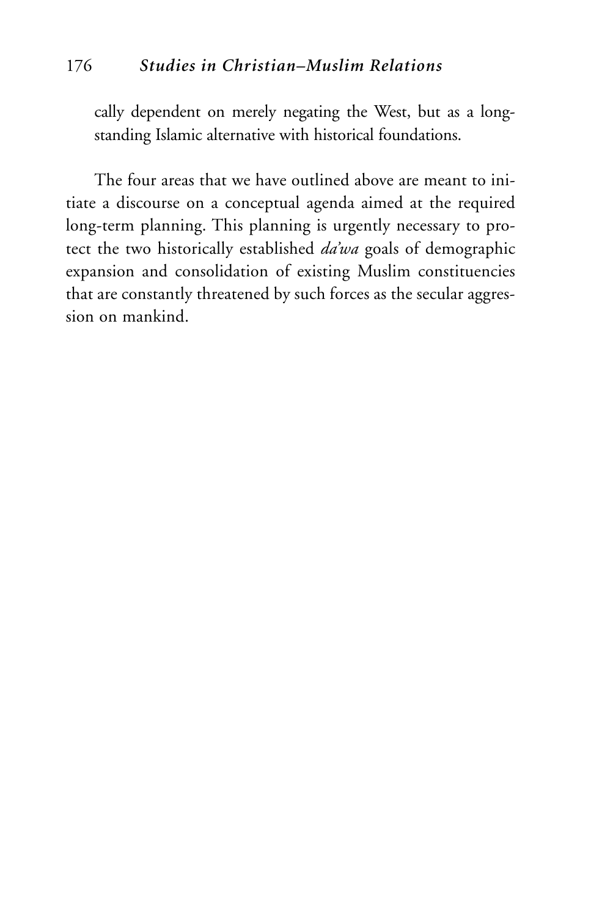cally dependent on merely negating the West, but as a long-standing Islamic alternative with historical foundations.

The four areas that we have outlined above are meant to initiate a discourse on a conceptual agenda aimed at the required long-term planning. This planning is urgently necessary to protect the two historically established *da'wa* goals of demographic expansion and consolidation of existing Muslim constituencies that are constantly threatened by such forces as the secular aggression on mankind.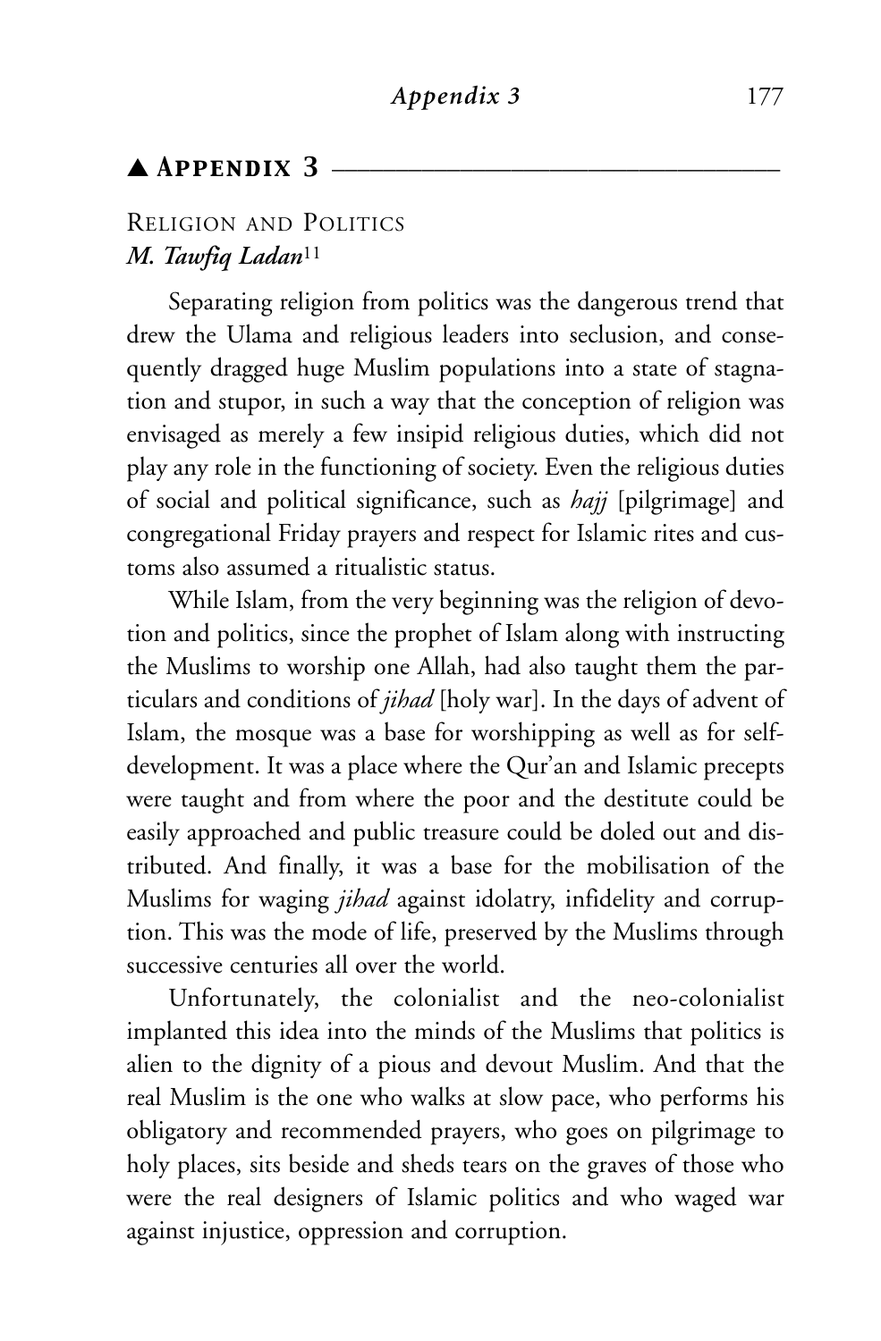## ▲ Appendix 3

### Religion and Politics

***M. Tawfiq Ladan***[11]

Separating religion from politics was the dangerous trend that drew the Ulama and religious leaders into seclusion, and consequently dragged huge Muslim populations into a state of stagnation and stupor, in such a way that the conception of religion was envisaged as merely a few insipid religious duties, which did not play any role in the functioning of society. Even the religious duties of social and political significance, such as *hajj* [pilgrimage] and congregational Friday prayers and respect for Islamic rites and customs also assumed a ritualistic status.

While Islam, from the very beginning was the religion of devotion and politics, since the prophet of Islam along with instructing the Muslims to worship one Allah, had also taught them the particulars and conditions of *jihad* [holy war]. In the days of advent of Islam, the mosque was a base for worshipping as well as for self-development. It was a place where the Qur'an and Islamic precepts were taught and from where the poor and the destitute could be easily approached and public treasure could be doled out and distributed. And finally, it was a base for the mobilisation of the Muslims for waging *jihad* against idolatry, infidelity and corruption. This was the mode of life, preserved by the Muslims through successive centuries all over the world.

Unfortunately, the colonialist and the neo-colonialist implanted this idea into the minds of the Muslims that politics is alien to the dignity of a pious and devout Muslim. And that the real Muslim is the one who walks at slow pace, who performs his obligatory and recommended prayers, who goes on pilgrimage to holy places, sits beside and sheds tears on the graves of those who were the real designers of Islamic politics and who waged war against injustice, oppression and corruption.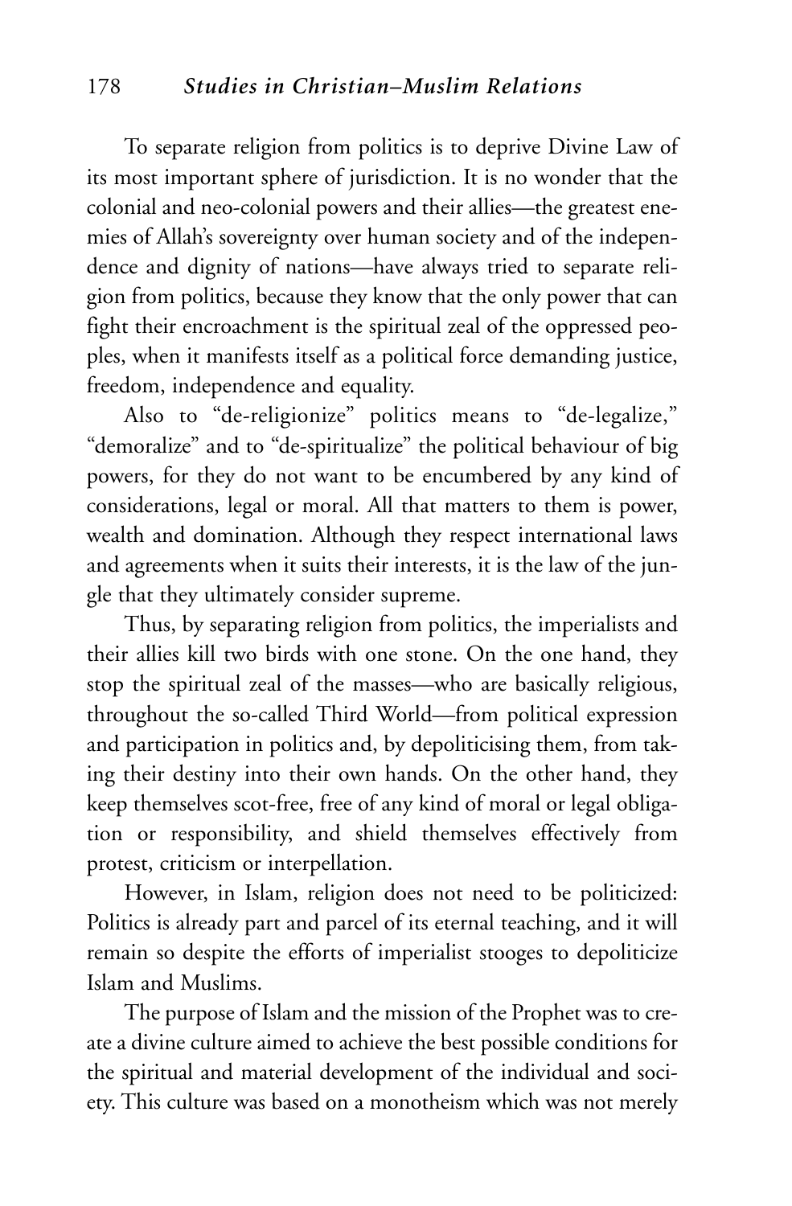To separate religion from politics is to deprive Divine Law of its most important sphere of jurisdiction. It is no wonder that the colonial and neo-colonial powers and their allies—the greatest enemies of Allah's sovereignty over human society and of the independence and dignity of nations—have always tried to separate religion from politics, because they know that the only power that can fight their encroachment is the spiritual zeal of the oppressed peoples, when it manifests itself as a political force demanding justice, freedom, independence and equality.

Also to "de-religionize" politics means to "de-legalize," "demoralize" and to "de-spiritualize" the political behaviour of big powers, for they do not want to be encumbered by any kind of considerations, legal or moral. All that matters to them is power, wealth and domination. Although they respect international laws and agreements when it suits their interests, it is the law of the jungle that they ultimately consider supreme.

Thus, by separating religion from politics, the imperialists and their allies kill two birds with one stone. On the one hand, they stop the spiritual zeal of the masses—who are basically religious, throughout the so-called Third World—from political expression and participation in politics and, by depoliticising them, from taking their destiny into their own hands. On the other hand, they keep themselves scot-free, free of any kind of moral or legal obligation or responsibility, and shield themselves effectively from protest, criticism or interpellation.

However, in Islam, religion does not need to be politicized: Politics is already part and parcel of its eternal teaching, and it will remain so despite the efforts of imperialist stooges to depoliticize Islam and Muslims.

The purpose of Islam and the mission of the Prophet was to create a divine culture aimed to achieve the best possible conditions for the spiritual and material development of the individual and society. This culture was based on a monotheism which was not merely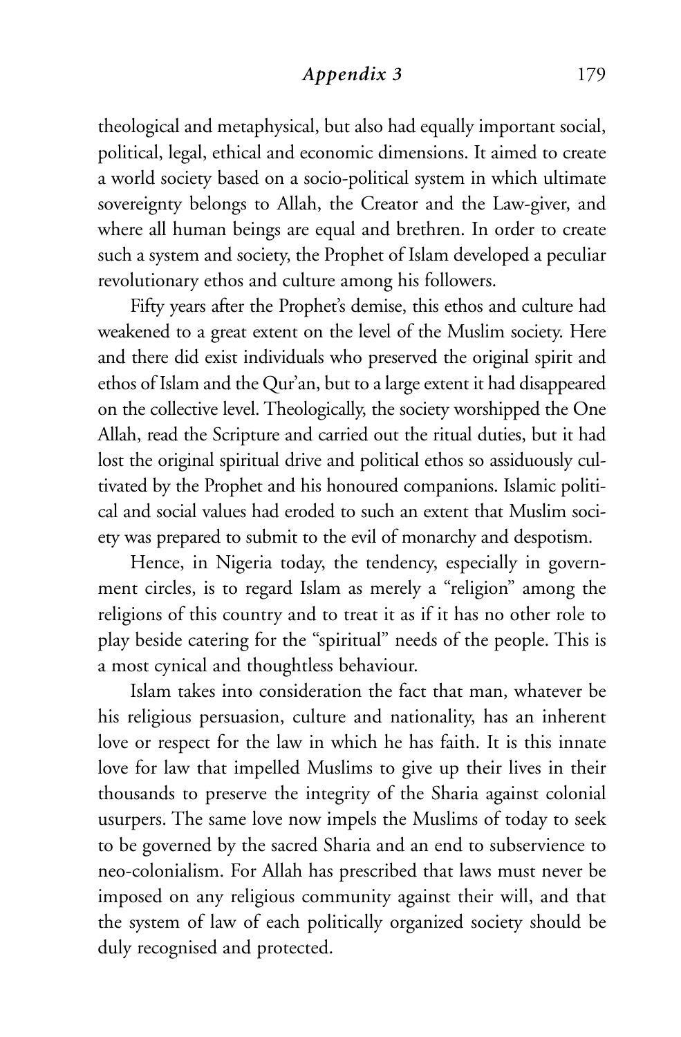theological and metaphysical, but also had equally important social, political, legal, ethical and economic dimensions. It aimed to create a world society based on a socio-political system in which ultimate sovereignty belongs to Allah, the Creator and the Law-giver, and where all human beings are equal and brethren. In order to create such a system and society, the Prophet of Islam developed a peculiar revolutionary ethos and culture among his followers.

Fifty years after the Prophet's demise, this ethos and culture had weakened to a great extent on the level of the Muslim society. Here and there did exist individuals who preserved the original spirit and ethos of Islam and the Qur'an, but to a large extent it had disappeared on the collective level. Theologically, the society worshipped the One Allah, read the Scripture and carried out the ritual duties, but it had lost the original spiritual drive and political ethos so assiduously cultivated by the Prophet and his honoured companions. Islamic political and social values had eroded to such an extent that Muslim society was prepared to submit to the evil of monarchy and despotism.

Hence, in Nigeria today, the tendency, especially in government circles, is to regard Islam as merely a "religion" among the religions of this country and to treat it as if it has no other role to play beside catering for the "spiritual" needs of the people. This is a most cynical and thoughtless behaviour.

Islam takes into consideration the fact that man, whatever be his religious persuasion, culture and nationality, has an inherent love or respect for the law in which he has faith. It is this innate love for law that impelled Muslims to give up their lives in their thousands to preserve the integrity of the Sharia against colonial usurpers. The same love now impels the Muslims of today to seek to be governed by the sacred Sharia and an end to subservience to neo-colonialism. For Allah has prescribed that laws must never be imposed on any religious community against their will, and that the system of law of each politically organized society should be duly recognised and protected.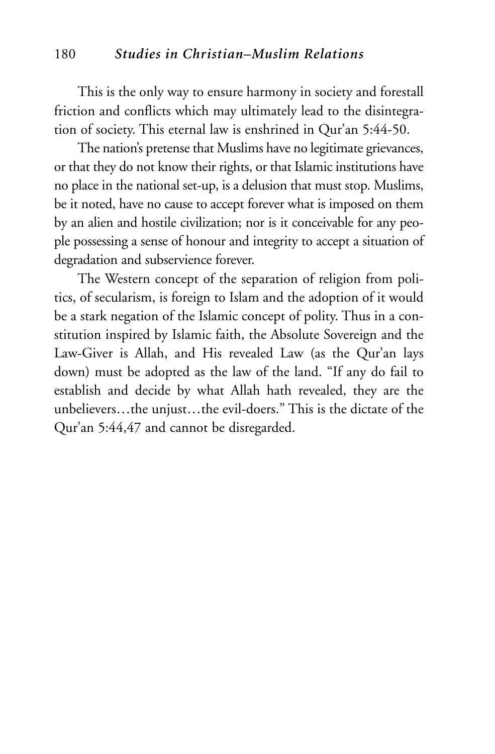This is the only way to ensure harmony in society and forestall friction and conflicts which may ultimately lead to the disintegration of society. This eternal law is enshrined in Qur'an 5:44-50.

The nation's pretense that Muslims have no legitimate grievances, or that they do not know their rights, or that Islamic institutions have no place in the national set-up, is a delusion that must stop. Muslims, be it noted, have no cause to accept forever what is imposed on them by an alien and hostile civilization; nor is it conceivable for any people possessing a sense of honour and integrity to accept a situation of degradation and subservience forever.

The Western concept of the separation of religion from politics, of secularism, is foreign to Islam and the adoption of it would be a stark negation of the Islamic concept of polity. Thus in a constitution inspired by Islamic faith, the Absolute Sovereign and the Law-Giver is Allah, and His revealed Law (as the Qur'an lays down) must be adopted as the law of the land. "If any do fail to establish and decide by what Allah hath revealed, they are the unbelievers…the unjust…the evil-doers." This is the dictate of the Qur'an 5:44,47 and cannot be disregarded.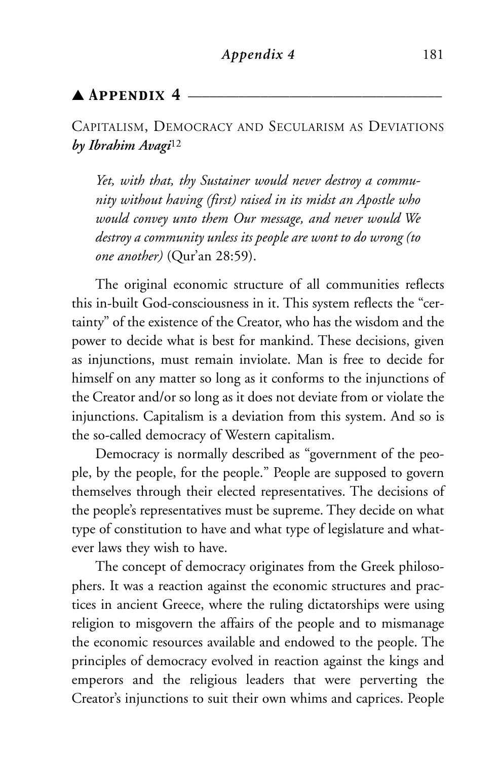## ▲ Appendix 4

Capitalism, Democracy and Secularism as Deviations
***by Ibrahim Avagi***[12]

> *Yet, with that, thy Sustainer would never destroy a community without having (first) raised in its midst an Apostle who would convey unto them Our message, and never would We destroy a community unless its people are wont to do wrong (to one another)* (Qur'an 28:59).

The original economic structure of all communities reflects this in-built God-consciousness in it. This system reflects the "certainty" of the existence of the Creator, who has the wisdom and the power to decide what is best for mankind. These decisions, given as injunctions, must remain inviolate. Man is free to decide for himself on any matter so long as it conforms to the injunctions of the Creator and/or so long as it does not deviate from or violate the injunctions. Capitalism is a deviation from this system. And so is the so-called democracy of Western capitalism.

Democracy is normally described as "government of the people, by the people, for the people." People are supposed to govern themselves through their elected representatives. The decisions of the people's representatives must be supreme. They decide on what type of constitution to have and what type of legislature and whatever laws they wish to have.

The concept of democracy originates from the Greek philosophers. It was a reaction against the economic structures and practices in ancient Greece, where the ruling dictatorships were using religion to misgovern the affairs of the people and to mismanage the economic resources available and endowed to the people. The principles of democracy evolved in reaction against the kings and emperors and the religious leaders that were perverting the Creator's injunctions to suit their own whims and caprices. People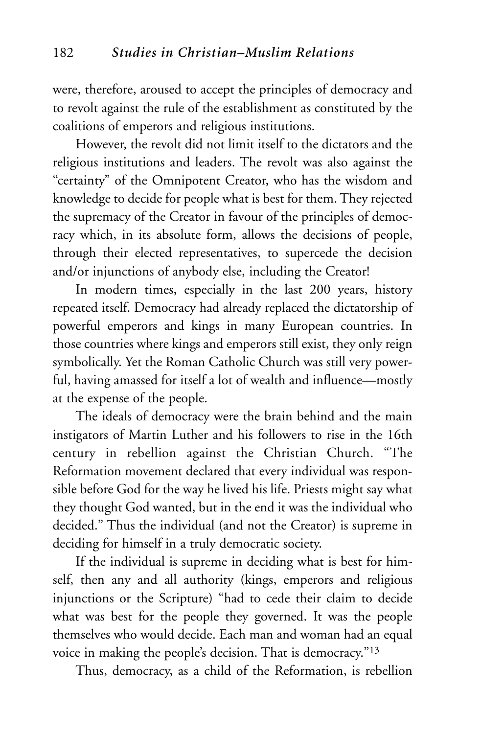were, therefore, aroused to accept the principles of democracy and to revolt against the rule of the establishment as constituted by the coalitions of emperors and religious institutions.

However, the revolt did not limit itself to the dictators and the religious institutions and leaders. The revolt was also against the "certainty" of the Omnipotent Creator, who has the wisdom and knowledge to decide for people what is best for them. They rejected the supremacy of the Creator in favour of the principles of democracy which, in its absolute form, allows the decisions of people, through their elected representatives, to supercede the decision and/or injunctions of anybody else, including the Creator!

In modern times, especially in the last 200 years, history repeated itself. Democracy had already replaced the dictatorship of powerful emperors and kings in many European countries. In those countries where kings and emperors still exist, they only reign symbolically. Yet the Roman Catholic Church was still very powerful, having amassed for itself a lot of wealth and influence—mostly at the expense of the people.

The ideals of democracy were the brain behind and the main instigators of Martin Luther and his followers to rise in the 16th century in rebellion against the Christian Church. "The Reformation movement declared that every individual was responsible before God for the way he lived his life. Priests might say what they thought God wanted, but in the end it was the individual who decided." Thus the individual (and not the Creator) is supreme in deciding for himself in a truly democratic society.

If the individual is supreme in deciding what is best for himself, then any and all authority (kings, emperors and religious injunctions or the Scripture) "had to cede their claim to decide what was best for the people they governed. It was the people themselves who would decide. Each man and woman had an equal voice in making the people's decision. That is democracy."[13]

Thus, democracy, as a child of the Reformation, is rebellion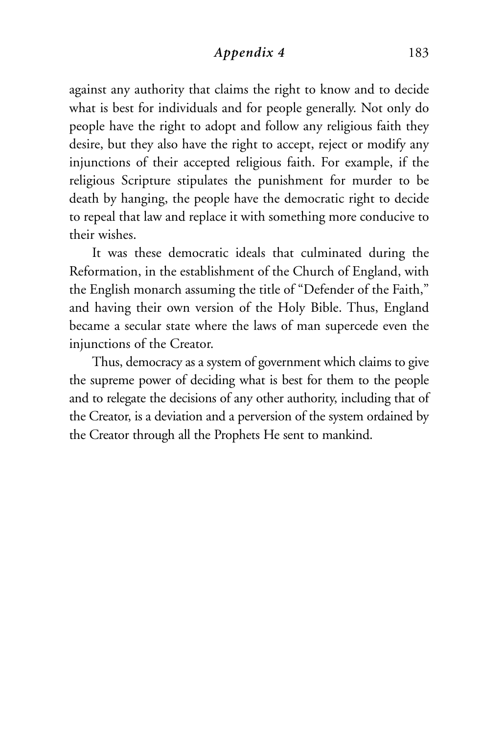against any authority that claims the right to know and to decide what is best for individuals and for people generally. Not only do people have the right to adopt and follow any religious faith they desire, but they also have the right to accept, reject or modify any injunctions of their accepted religious faith. For example, if the religious Scripture stipulates the punishment for murder to be death by hanging, the people have the democratic right to decide to repeal that law and replace it with something more conducive to their wishes.

It was these democratic ideals that culminated during the Reformation, in the establishment of the Church of England, with the English monarch assuming the title of "Defender of the Faith," and having their own version of the Holy Bible. Thus, England became a secular state where the laws of man supercede even the injunctions of the Creator.

Thus, democracy as a system of government which claims to give the supreme power of deciding what is best for them to the people and to relegate the decisions of any other authority, including that of the Creator, is a deviation and a perversion of the system ordained by the Creator through all the Prophets He sent to mankind.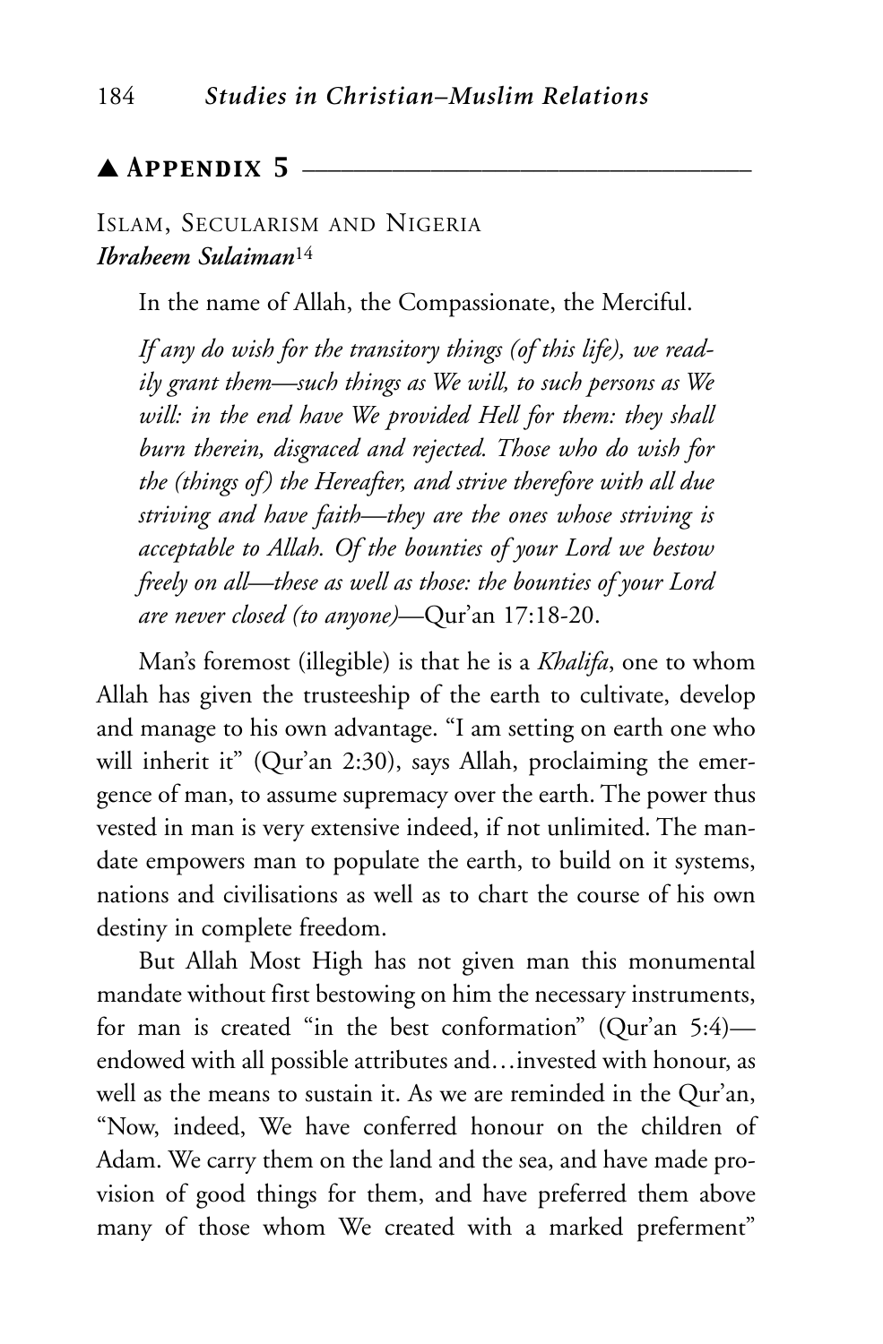## ▲ Appendix 5

### Islam, Secularism and Nigeria

***Ibraheem Sulaiman***[14]

In the name of Allah, the Compassionate, the Merciful.

*If any do wish for the transitory things (of this life), we readily grant them—such things as We will, to such persons as We will: in the end have We provided Hell for them: they shall burn therein, disgraced and rejected. Those who do wish for the (things of) the Hereafter, and strive therefore with all due striving and have faith—they are the ones whose striving is acceptable to Allah. Of the bounties of your Lord we bestow freely on all—these as well as those: the bounties of your Lord are never closed (to anyone)*—Qur'an 17:18-20.

Man's foremost (illegible) is that he is a *Khalifa*, one to whom Allah has given the trusteeship of the earth to cultivate, develop and manage to his own advantage. "I am setting on earth one who will inherit it" (Qur'an 2:30), says Allah, proclaiming the emergence of man, to assume supremacy over the earth. The power thus vested in man is very extensive indeed, if not unlimited. The mandate empowers man to populate the earth, to build on it systems, nations and civilisations as well as to chart the course of his own destiny in complete freedom.

But Allah Most High has not given man this monumental mandate without first bestowing on him the necessary instruments, for man is created "in the best conformation" (Qur'an 5:4)—endowed with all possible attributes and…invested with honour, as well as the means to sustain it. As we are reminded in the Qur'an, "Now, indeed, We have conferred honour on the children of Adam. We carry them on the land and the sea, and have made provision of good things for them, and have preferred them above many of those whom We created with a marked preferment"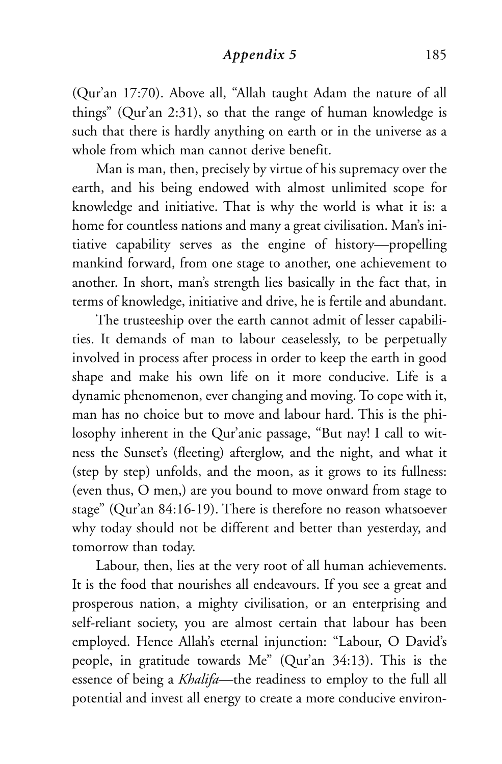(Qur'an 17:70). Above all, "Allah taught Adam the nature of all things" (Qur'an 2:31), so that the range of human knowledge is such that there is hardly anything on earth or in the universe as a whole from which man cannot derive benefit.

Man is man, then, precisely by virtue of his supremacy over the earth, and his being endowed with almost unlimited scope for knowledge and initiative. That is why the world is what it is: a home for countless nations and many a great civilisation. Man's initiative capability serves as the engine of history—propelling mankind forward, from one stage to another, one achievement to another. In short, man's strength lies basically in the fact that, in terms of knowledge, initiative and drive, he is fertile and abundant.

The trusteeship over the earth cannot admit of lesser capabilities. It demands of man to labour ceaselessly, to be perpetually involved in process after process in order to keep the earth in good shape and make his own life on it more conducive. Life is a dynamic phenomenon, ever changing and moving. To cope with it, man has no choice but to move and labour hard. This is the philosophy inherent in the Qur'anic passage, "But nay! I call to witness the Sunset's (fleeting) afterglow, and the night, and what it (step by step) unfolds, and the moon, as it grows to its fullness: (even thus, O men,) are you bound to move onward from stage to stage" (Qur'an 84:16-19). There is therefore no reason whatsoever why today should not be different and better than yesterday, and tomorrow than today.

Labour, then, lies at the very root of all human achievements. It is the food that nourishes all endeavours. If you see a great and prosperous nation, a mighty civilisation, or an enterprising and self-reliant society, you are almost certain that labour has been employed. Hence Allah's eternal injunction: "Labour, O David's people, in gratitude towards Me" (Qur'an 34:13). This is the essence of being a *Khalifa*—the readiness to employ to the full all potential and invest all energy to create a more conducive environ-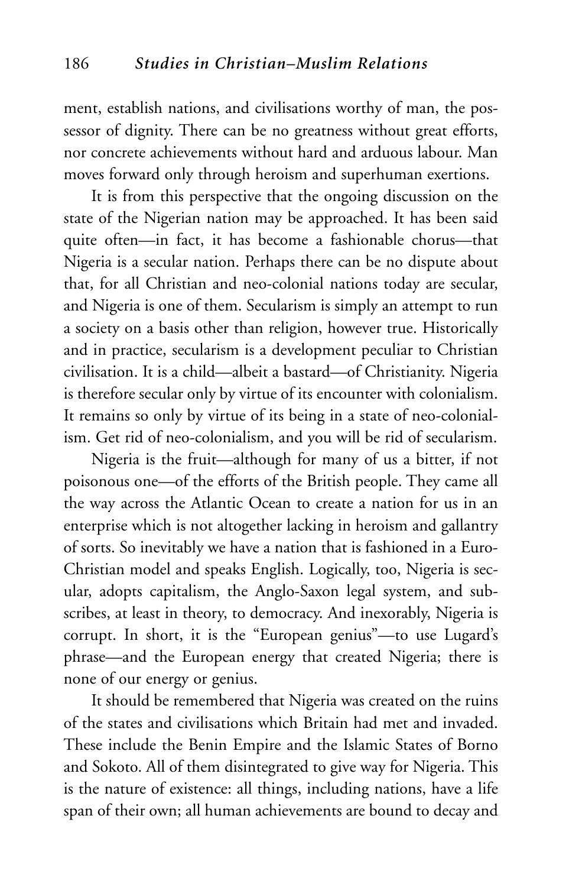ment, establish nations, and civilisations worthy of man, the possessor of dignity. There can be no greatness without great efforts, nor concrete achievements without hard and arduous labour. Man moves forward only through heroism and superhuman exertions.

It is from this perspective that the ongoing discussion on the state of the Nigerian nation may be approached. It has been said quite often—in fact, it has become a fashionable chorus—that Nigeria is a secular nation. Perhaps there can be no dispute about that, for all Christian and neo-colonial nations today are secular, and Nigeria is one of them. Secularism is simply an attempt to run a society on a basis other than religion, however true. Historically and in practice, secularism is a development peculiar to Christian civilisation. It is a child—albeit a bastard—of Christianity. Nigeria is therefore secular only by virtue of its encounter with colonialism. It remains so only by virtue of its being in a state of neo-colonialism. Get rid of neo-colonialism, and you will be rid of secularism.

Nigeria is the fruit—although for many of us a bitter, if not poisonous one—of the efforts of the British people. They came all the way across the Atlantic Ocean to create a nation for us in an enterprise which is not altogether lacking in heroism and gallantry of sorts. So inevitably we have a nation that is fashioned in a Euro-Christian model and speaks English. Logically, too, Nigeria is secular, adopts capitalism, the Anglo-Saxon legal system, and subscribes, at least in theory, to democracy. And inexorably, Nigeria is corrupt. In short, it is the "European genius"—to use Lugard's phrase—and the European energy that created Nigeria; there is none of our energy or genius.

It should be remembered that Nigeria was created on the ruins of the states and civilisations which Britain had met and invaded. These include the Benin Empire and the Islamic States of Borno and Sokoto. All of them disintegrated to give way for Nigeria. This is the nature of existence: all things, including nations, have a life span of their own; all human achievements are bound to decay and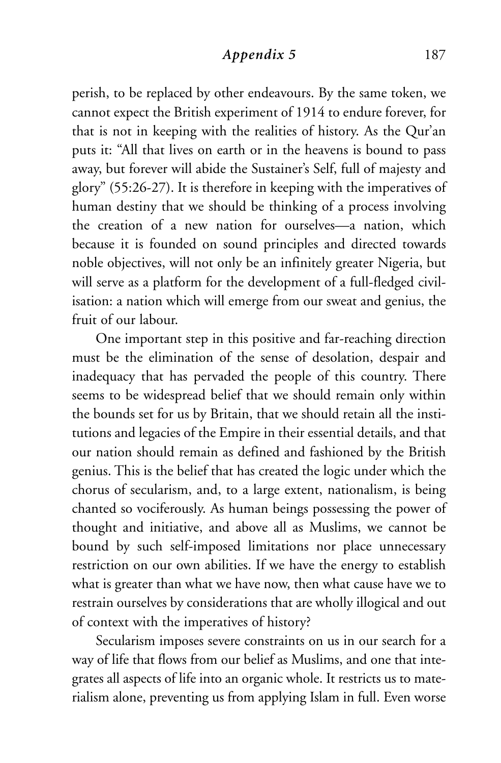perish, to be replaced by other endeavours. By the same token, we cannot expect the British experiment of 1914 to endure forever, for that is not in keeping with the realities of history. As the Qur'an puts it: "All that lives on earth or in the heavens is bound to pass away, but forever will abide the Sustainer's Self, full of majesty and glory" (55:26-27). It is therefore in keeping with the imperatives of human destiny that we should be thinking of a process involving the creation of a new nation for ourselves—a nation, which because it is founded on sound principles and directed towards noble objectives, will not only be an infinitely greater Nigeria, but will serve as a platform for the development of a full-fledged civilisation: a nation which will emerge from our sweat and genius, the fruit of our labour.

One important step in this positive and far-reaching direction must be the elimination of the sense of desolation, despair and inadequacy that has pervaded the people of this country. There seems to be widespread belief that we should remain only within the bounds set for us by Britain, that we should retain all the institutions and legacies of the Empire in their essential details, and that our nation should remain as defined and fashioned by the British genius. This is the belief that has created the logic under which the chorus of secularism, and, to a large extent, nationalism, is being chanted so vociferously. As human beings possessing the power of thought and initiative, and above all as Muslims, we cannot be bound by such self-imposed limitations nor place unnecessary restriction on our own abilities. If we have the energy to establish what is greater than what we have now, then what cause have we to restrain ourselves by considerations that are wholly illogical and out of context with the imperatives of history?

Secularism imposes severe constraints on us in our search for a way of life that flows from our belief as Muslims, and one that integrates all aspects of life into an organic whole. It restricts us to materialism alone, preventing us from applying Islam in full. Even worse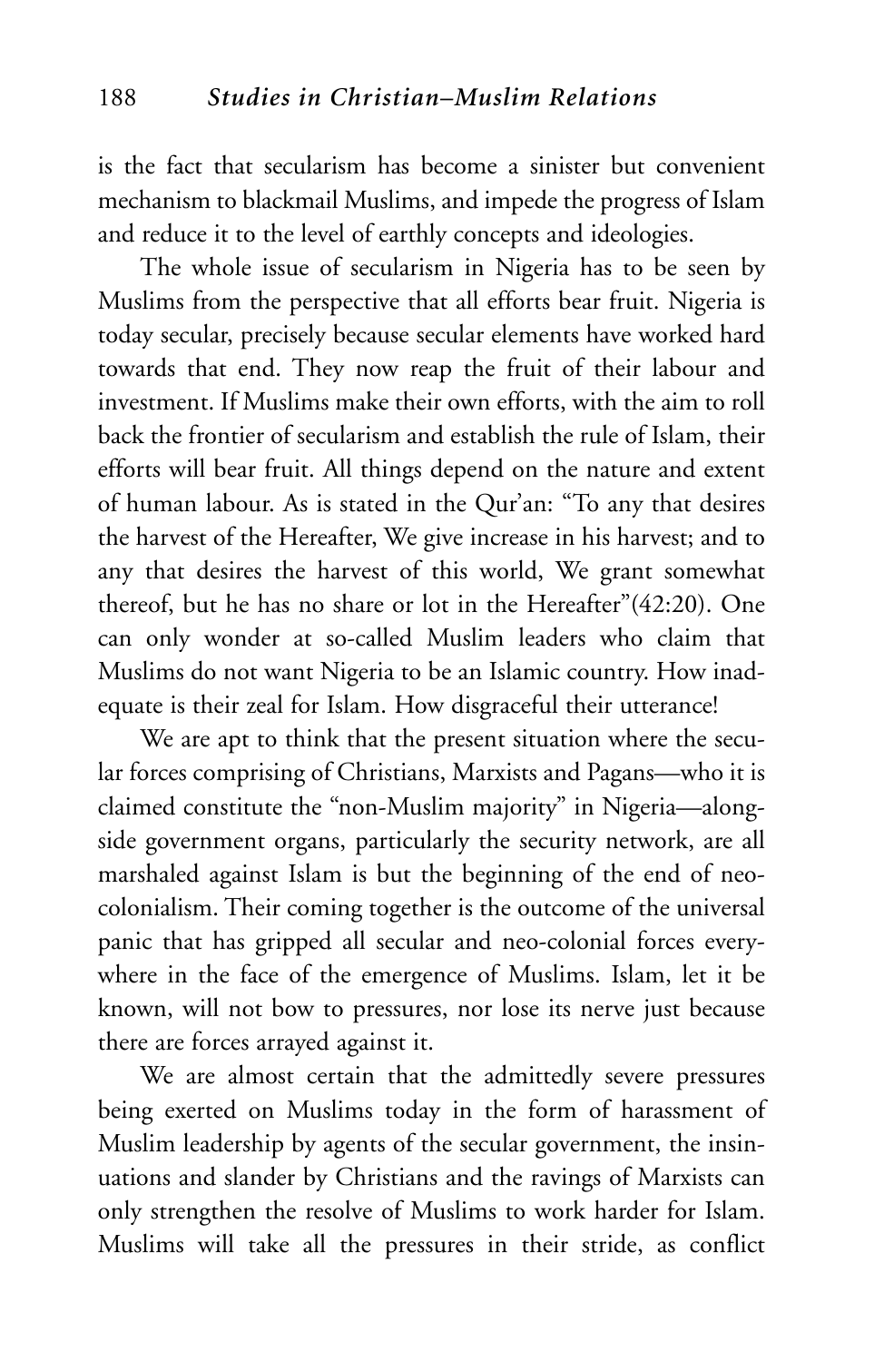is the fact that secularism has become a sinister but convenient mechanism to blackmail Muslims, and impede the progress of Islam and reduce it to the level of earthly concepts and ideologies.

The whole issue of secularism in Nigeria has to be seen by Muslims from the perspective that all efforts bear fruit. Nigeria is today secular, precisely because secular elements have worked hard towards that end. They now reap the fruit of their labour and investment. If Muslims make their own efforts, with the aim to roll back the frontier of secularism and establish the rule of Islam, their efforts will bear fruit. All things depend on the nature and extent of human labour. As is stated in the Qur'an: "To any that desires the harvest of the Hereafter, We give increase in his harvest; and to any that desires the harvest of this world, We grant somewhat thereof, but he has no share or lot in the Hereafter"(42:20). One can only wonder at so-called Muslim leaders who claim that Muslims do not want Nigeria to be an Islamic country. How inadequate is their zeal for Islam. How disgraceful their utterance!

We are apt to think that the present situation where the secular forces comprising of Christians, Marxists and Pagans—who it is claimed constitute the "non-Muslim majority" in Nigeria—alongside government organs, particularly the security network, are all marshaled against Islam is but the beginning of the end of neo-colonialism. Their coming together is the outcome of the universal panic that has gripped all secular and neo-colonial forces everywhere in the face of the emergence of Muslims. Islam, let it be known, will not bow to pressures, nor lose its nerve just because there are forces arrayed against it.

We are almost certain that the admittedly severe pressures being exerted on Muslims today in the form of harassment of Muslim leadership by agents of the secular government, the insinuations and slander by Christians and the ravings of Marxists can only strengthen the resolve of Muslims to work harder for Islam. Muslims will take all the pressures in their stride, as conflict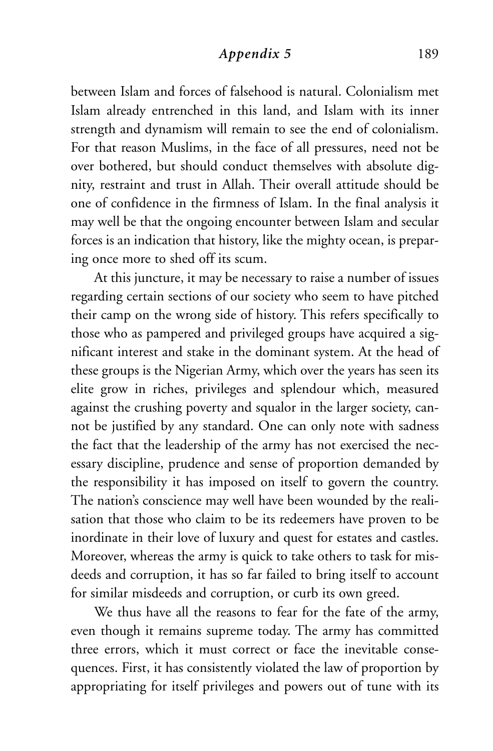between Islam and forces of falsehood is natural. Colonialism met Islam already entrenched in this land, and Islam with its inner strength and dynamism will remain to see the end of colonialism. For that reason Muslims, in the face of all pressures, need not be over bothered, but should conduct themselves with absolute dignity, restraint and trust in Allah. Their overall attitude should be one of confidence in the firmness of Islam. In the final analysis it may well be that the ongoing encounter between Islam and secular forces is an indication that history, like the mighty ocean, is preparing once more to shed off its scum.

At this juncture, it may be necessary to raise a number of issues regarding certain sections of our society who seem to have pitched their camp on the wrong side of history. This refers specifically to those who as pampered and privileged groups have acquired a significant interest and stake in the dominant system. At the head of these groups is the Nigerian Army, which over the years has seen its elite grow in riches, privileges and splendour which, measured against the crushing poverty and squalor in the larger society, cannot be justified by any standard. One can only note with sadness the fact that the leadership of the army has not exercised the necessary discipline, prudence and sense of proportion demanded by the responsibility it has imposed on itself to govern the country. The nation's conscience may well have been wounded by the realisation that those who claim to be its redeemers have proven to be inordinate in their love of luxury and quest for estates and castles. Moreover, whereas the army is quick to take others to task for misdeeds and corruption, it has so far failed to bring itself to account for similar misdeeds and corruption, or curb its own greed.

We thus have all the reasons to fear for the fate of the army, even though it remains supreme today. The army has committed three errors, which it must correct or face the inevitable consequences. First, it has consistently violated the law of proportion by appropriating for itself privileges and powers out of tune with its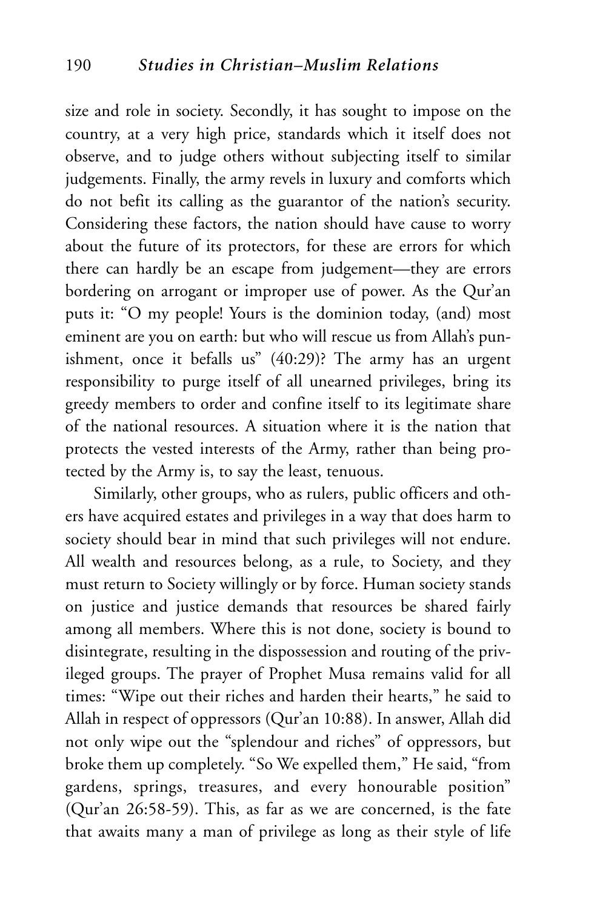size and role in society. Secondly, it has sought to impose on the country, at a very high price, standards which it itself does not observe, and to judge others without subjecting itself to similar judgements. Finally, the army revels in luxury and comforts which do not befit its calling as the guarantor of the nation's security. Considering these factors, the nation should have cause to worry about the future of its protectors, for these are errors for which there can hardly be an escape from judgement—they are errors bordering on arrogant or improper use of power. As the Qur'an puts it: "O my people! Yours is the dominion today, (and) most eminent are you on earth: but who will rescue us from Allah's punishment, once it befalls us" (40:29)? The army has an urgent responsibility to purge itself of all unearned privileges, bring its greedy members to order and confine itself to its legitimate share of the national resources. A situation where it is the nation that protects the vested interests of the Army, rather than being protected by the Army is, to say the least, tenuous.

Similarly, other groups, who as rulers, public officers and others have acquired estates and privileges in a way that does harm to society should bear in mind that such privileges will not endure. All wealth and resources belong, as a rule, to Society, and they must return to Society willingly or by force. Human society stands on justice and justice demands that resources be shared fairly among all members. Where this is not done, society is bound to disintegrate, resulting in the dispossession and routing of the privileged groups. The prayer of Prophet Musa remains valid for all times: "Wipe out their riches and harden their hearts," he said to Allah in respect of oppressors (Qur'an 10:88). In answer, Allah did not only wipe out the "splendour and riches" of oppressors, but broke them up completely. "So We expelled them," He said, "from gardens, springs, treasures, and every honourable position" (Qur'an 26:58-59). This, as far as we are concerned, is the fate that awaits many a man of privilege as long as their style of life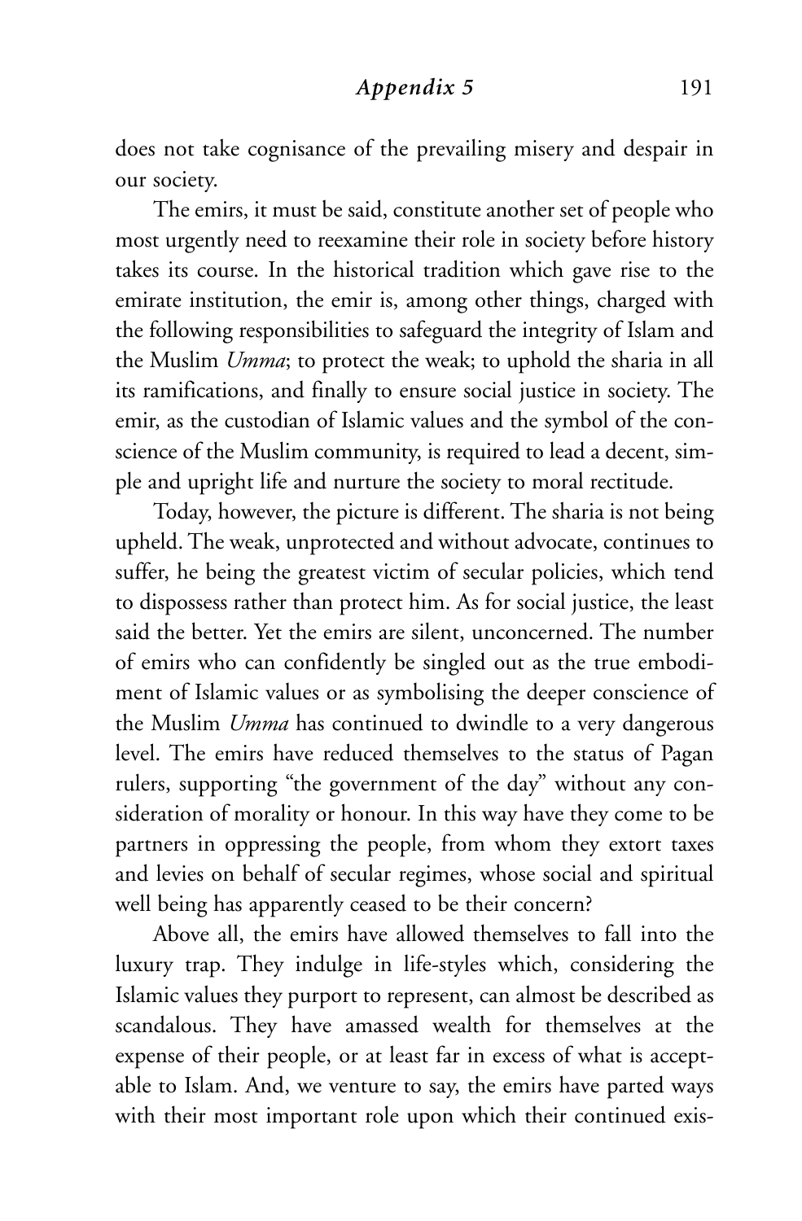does not take cognisance of the prevailing misery and despair in our society.

The emirs, it must be said, constitute another set of people who most urgently need to reexamine their role in society before history takes its course. In the historical tradition which gave rise to the emirate institution, the emir is, among other things, charged with the following responsibilities to safeguard the integrity of Islam and the Muslim *Umma*; to protect the weak; to uphold the sharia in all its ramifications, and finally to ensure social justice in society. The emir, as the custodian of Islamic values and the symbol of the conscience of the Muslim community, is required to lead a decent, simple and upright life and nurture the society to moral rectitude.

Today, however, the picture is different. The sharia is not being upheld. The weak, unprotected and without advocate, continues to suffer, he being the greatest victim of secular policies, which tend to dispossess rather than protect him. As for social justice, the least said the better. Yet the emirs are silent, unconcerned. The number of emirs who can confidently be singled out as the true embodiment of Islamic values or as symbolising the deeper conscience of the Muslim *Umma* has continued to dwindle to a very dangerous level. The emirs have reduced themselves to the status of Pagan rulers, supporting "the government of the day" without any consideration of morality or honour. In this way have they come to be partners in oppressing the people, from whom they extort taxes and levies on behalf of secular regimes, whose social and spiritual well being has apparently ceased to be their concern?

Above all, the emirs have allowed themselves to fall into the luxury trap. They indulge in life-styles which, considering the Islamic values they purport to represent, can almost be described as scandalous. They have amassed wealth for themselves at the expense of their people, or at least far in excess of what is acceptable to Islam. And, we venture to say, the emirs have parted ways with their most important role upon which their continued exis-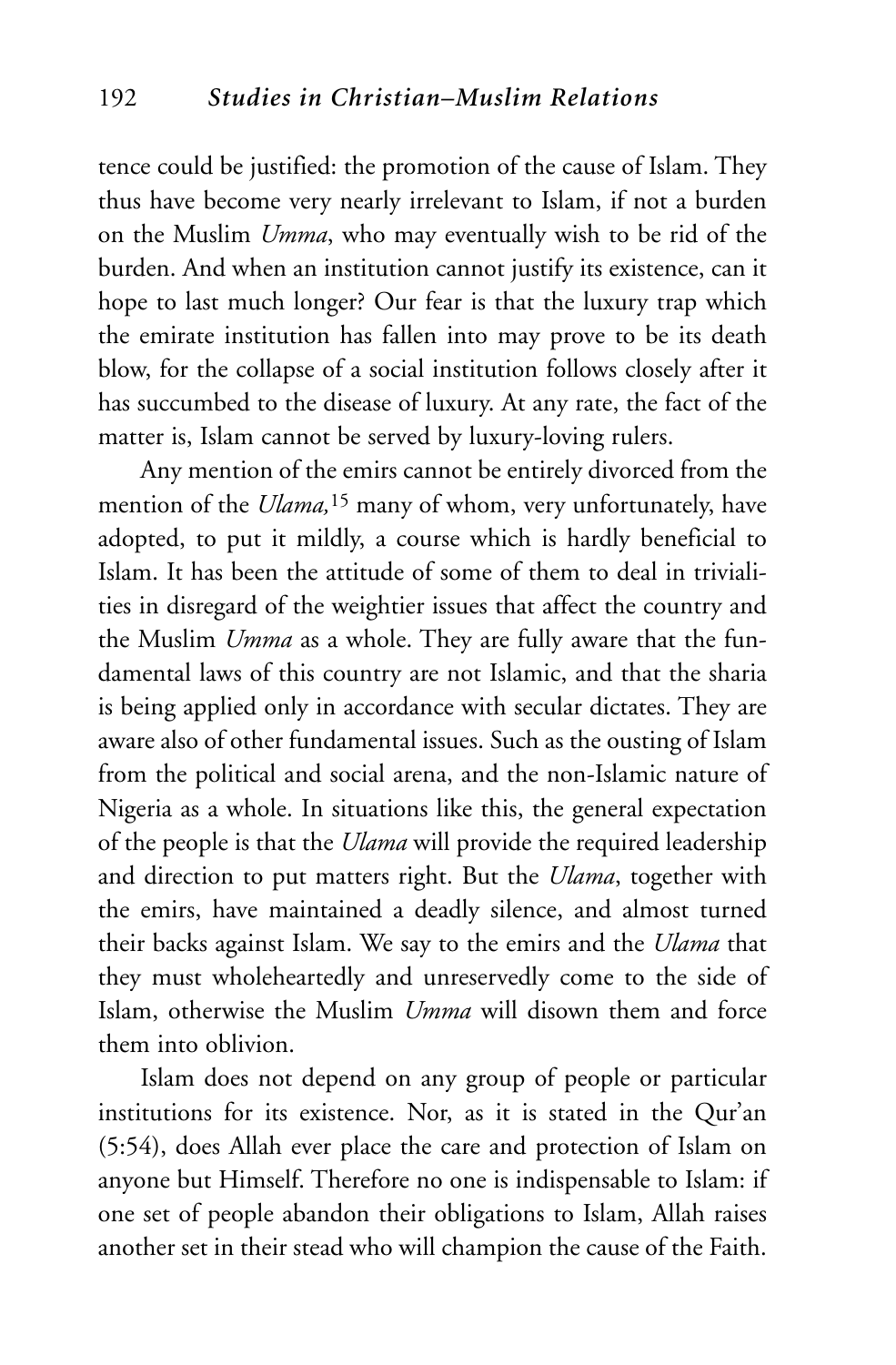tence could be justified: the promotion of the cause of Islam. They thus have become very nearly irrelevant to Islam, if not a burden on the Muslim *Umma*, who may eventually wish to be rid of the burden. And when an institution cannot justify its existence, can it hope to last much longer? Our fear is that the luxury trap which the emirate institution has fallen into may prove to be its death blow, for the collapse of a social institution follows closely after it has succumbed to the disease of luxury. At any rate, the fact of the matter is, Islam cannot be served by luxury-loving rulers.

Any mention of the emirs cannot be entirely divorced from the mention of the *Ulama,*[15] many of whom, very unfortunately, have adopted, to put it mildly, a course which is hardly beneficial to Islam. It has been the attitude of some of them to deal in trivialities in disregard of the weightier issues that affect the country and the Muslim *Umma* as a whole. They are fully aware that the fundamental laws of this country are not Islamic, and that the sharia is being applied only in accordance with secular dictates. They are aware also of other fundamental issues. Such as the ousting of Islam from the political and social arena, and the non-Islamic nature of Nigeria as a whole. In situations like this, the general expectation of the people is that the *Ulama* will provide the required leadership and direction to put matters right. But the *Ulama*, together with the emirs, have maintained a deadly silence, and almost turned their backs against Islam. We say to the emirs and the *Ulama* that they must wholeheartedly and unreservedly come to the side of Islam, otherwise the Muslim *Umma* will disown them and force them into oblivion.

Islam does not depend on any group of people or particular institutions for its existence. Nor, as it is stated in the Qur'an (5:54), does Allah ever place the care and protection of Islam on anyone but Himself. Therefore no one is indispensable to Islam: if one set of people abandon their obligations to Islam, Allah raises another set in their stead who will champion the cause of the Faith.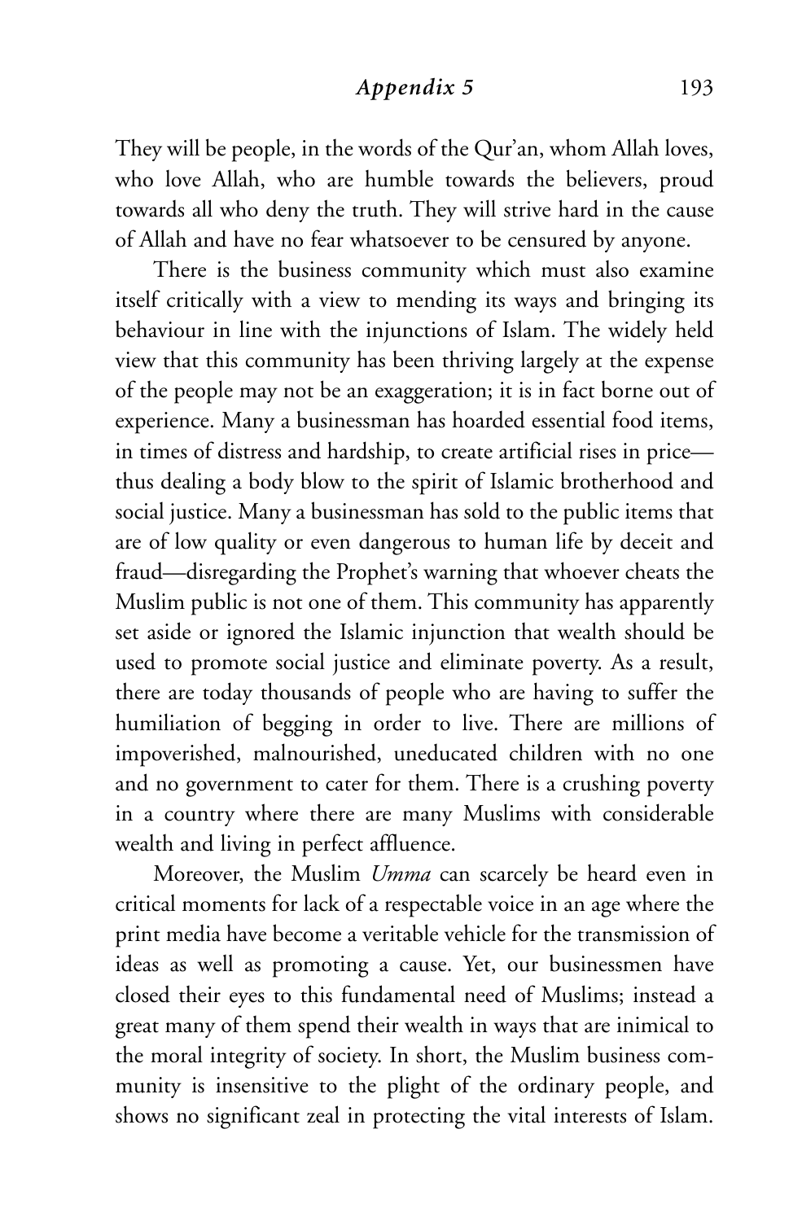They will be people, in the words of the Qur'an, whom Allah loves, who love Allah, who are humble towards the believers, proud towards all who deny the truth. They will strive hard in the cause of Allah and have no fear whatsoever to be censured by anyone.

There is the business community which must also examine itself critically with a view to mending its ways and bringing its behaviour in line with the injunctions of Islam. The widely held view that this community has been thriving largely at the expense of the people may not be an exaggeration; it is in fact borne out of experience. Many a businessman has hoarded essential food items, in times of distress and hardship, to create artificial rises in price—thus dealing a body blow to the spirit of Islamic brotherhood and social justice. Many a businessman has sold to the public items that are of low quality or even dangerous to human life by deceit and fraud—disregarding the Prophet's warning that whoever cheats the Muslim public is not one of them. This community has apparently set aside or ignored the Islamic injunction that wealth should be used to promote social justice and eliminate poverty. As a result, there are today thousands of people who are having to suffer the humiliation of begging in order to live. There are millions of impoverished, malnourished, uneducated children with no one and no government to cater for them. There is a crushing poverty in a country where there are many Muslims with considerable wealth and living in perfect affluence.

Moreover, the Muslim *Umma* can scarcely be heard even in critical moments for lack of a respectable voice in an age where the print media have become a veritable vehicle for the transmission of ideas as well as promoting a cause. Yet, our businessmen have closed their eyes to this fundamental need of Muslims; instead a great many of them spend their wealth in ways that are inimical to the moral integrity of society. In short, the Muslim business community is insensitive to the plight of the ordinary people, and shows no significant zeal in protecting the vital interests of Islam.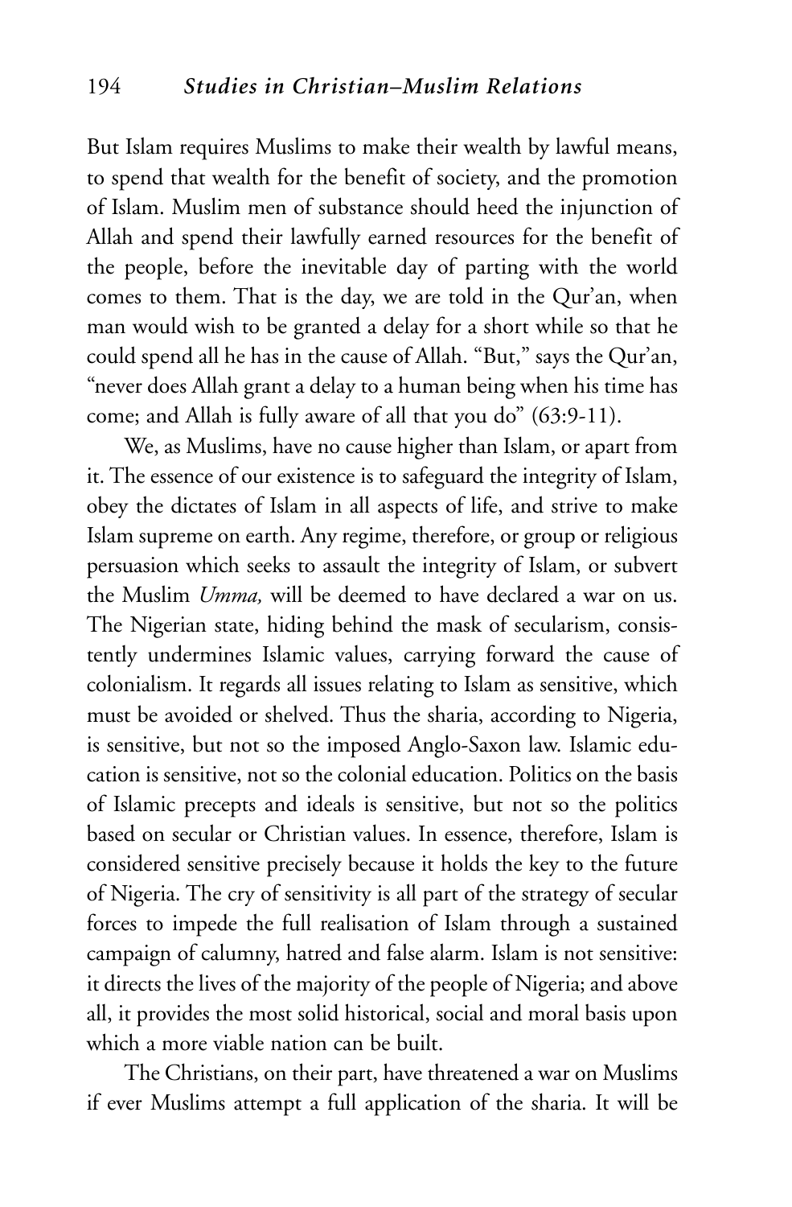But Islam requires Muslims to make their wealth by lawful means, to spend that wealth for the benefit of society, and the promotion of Islam. Muslim men of substance should heed the injunction of Allah and spend their lawfully earned resources for the benefit of the people, before the inevitable day of parting with the world comes to them. That is the day, we are told in the Qur'an, when man would wish to be granted a delay for a short while so that he could spend all he has in the cause of Allah. "But," says the Qur'an, "never does Allah grant a delay to a human being when his time has come; and Allah is fully aware of all that you do" (63:9-11).

We, as Muslims, have no cause higher than Islam, or apart from it. The essence of our existence is to safeguard the integrity of Islam, obey the dictates of Islam in all aspects of life, and strive to make Islam supreme on earth. Any regime, therefore, or group or religious persuasion which seeks to assault the integrity of Islam, or subvert the Muslim *Umma,* will be deemed to have declared a war on us. The Nigerian state, hiding behind the mask of secularism, consistently undermines Islamic values, carrying forward the cause of colonialism. It regards all issues relating to Islam as sensitive, which must be avoided or shelved. Thus the sharia, according to Nigeria, is sensitive, but not so the imposed Anglo-Saxon law. Islamic education is sensitive, not so the colonial education. Politics on the basis of Islamic precepts and ideals is sensitive, but not so the politics based on secular or Christian values. In essence, therefore, Islam is considered sensitive precisely because it holds the key to the future of Nigeria. The cry of sensitivity is all part of the strategy of secular forces to impede the full realisation of Islam through a sustained campaign of calumny, hatred and false alarm. Islam is not sensitive: it directs the lives of the majority of the people of Nigeria; and above all, it provides the most solid historical, social and moral basis upon which a more viable nation can be built.

The Christians, on their part, have threatened a war on Muslims if ever Muslims attempt a full application of the sharia. It will be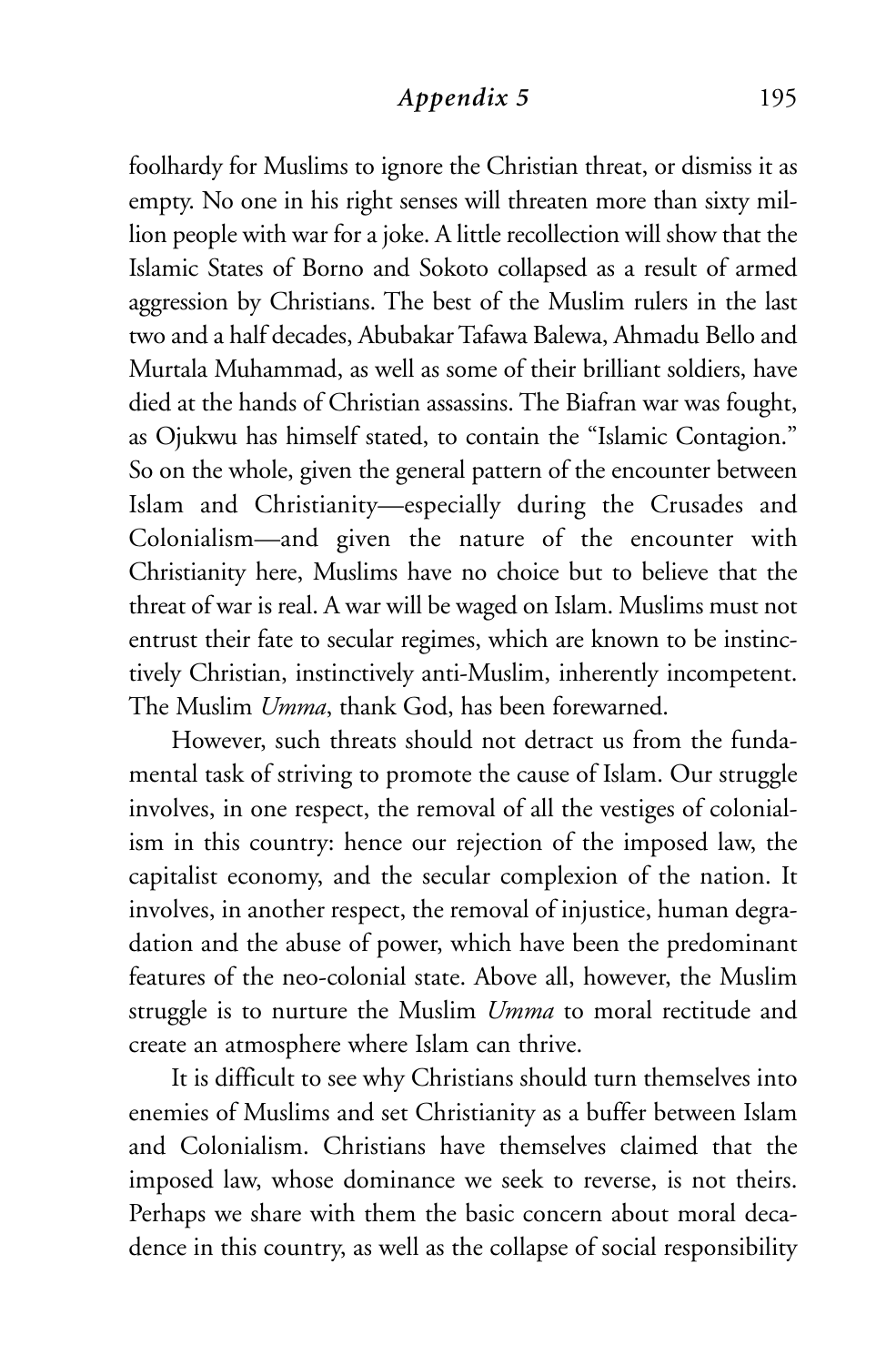foolhardy for Muslims to ignore the Christian threat, or dismiss it as empty. No one in his right senses will threaten more than sixty million people with war for a joke. A little recollection will show that the Islamic States of Borno and Sokoto collapsed as a result of armed aggression by Christians. The best of the Muslim rulers in the last two and a half decades, Abubakar Tafawa Balewa, Ahmadu Bello and Murtala Muhammad, as well as some of their brilliant soldiers, have died at the hands of Christian assassins. The Biafran war was fought, as Ojukwu has himself stated, to contain the "Islamic Contagion." So on the whole, given the general pattern of the encounter between Islam and Christianity—especially during the Crusades and Colonialism—and given the nature of the encounter with Christianity here, Muslims have no choice but to believe that the threat of war is real. A war will be waged on Islam. Muslims must not entrust their fate to secular regimes, which are known to be instinctively Christian, instinctively anti-Muslim, inherently incompetent. The Muslim *Umma*, thank God, has been forewarned.

However, such threats should not detract us from the fundamental task of striving to promote the cause of Islam. Our struggle involves, in one respect, the removal of all the vestiges of colonialism in this country: hence our rejection of the imposed law, the capitalist economy, and the secular complexion of the nation. It involves, in another respect, the removal of injustice, human degradation and the abuse of power, which have been the predominant features of the neo-colonial state. Above all, however, the Muslim struggle is to nurture the Muslim *Umma* to moral rectitude and create an atmosphere where Islam can thrive.

It is difficult to see why Christians should turn themselves into enemies of Muslims and set Christianity as a buffer between Islam and Colonialism. Christians have themselves claimed that the imposed law, whose dominance we seek to reverse, is not theirs. Perhaps we share with them the basic concern about moral decadence in this country, as well as the collapse of social responsibility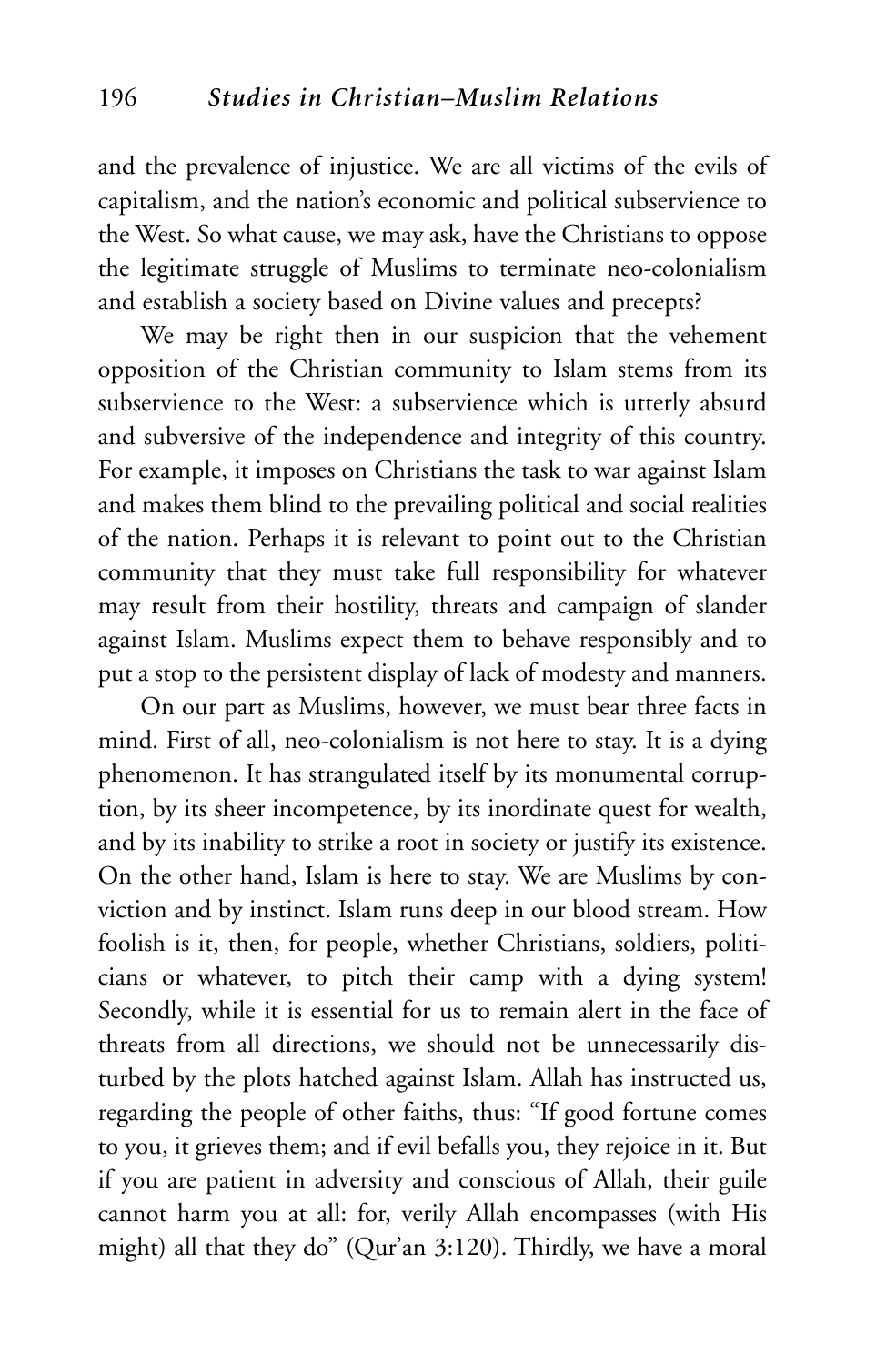and the prevalence of injustice. We are all victims of the evils of capitalism, and the nation's economic and political subservience to the West. So what cause, we may ask, have the Christians to oppose the legitimate struggle of Muslims to terminate neo-colonialism and establish a society based on Divine values and precepts?

We may be right then in our suspicion that the vehement opposition of the Christian community to Islam stems from its subservience to the West: a subservience which is utterly absurd and subversive of the independence and integrity of this country. For example, it imposes on Christians the task to war against Islam and makes them blind to the prevailing political and social realities of the nation. Perhaps it is relevant to point out to the Christian community that they must take full responsibility for whatever may result from their hostility, threats and campaign of slander against Islam. Muslims expect them to behave responsibly and to put a stop to the persistent display of lack of modesty and manners.

On our part as Muslims, however, we must bear three facts in mind. First of all, neo-colonialism is not here to stay. It is a dying phenomenon. It has strangulated itself by its monumental corruption, by its sheer incompetence, by its inordinate quest for wealth, and by its inability to strike a root in society or justify its existence. On the other hand, Islam is here to stay. We are Muslims by conviction and by instinct. Islam runs deep in our blood stream. How foolish is it, then, for people, whether Christians, soldiers, politicians or whatever, to pitch their camp with a dying system! Secondly, while it is essential for us to remain alert in the face of threats from all directions, we should not be unnecessarily disturbed by the plots hatched against Islam. Allah has instructed us, regarding the people of other faiths, thus: "If good fortune comes to you, it grieves them; and if evil befalls you, they rejoice in it. But if you are patient in adversity and conscious of Allah, their guile cannot harm you at all: for, verily Allah encompasses (with His might) all that they do" (Qur'an 3:120). Thirdly, we have a moral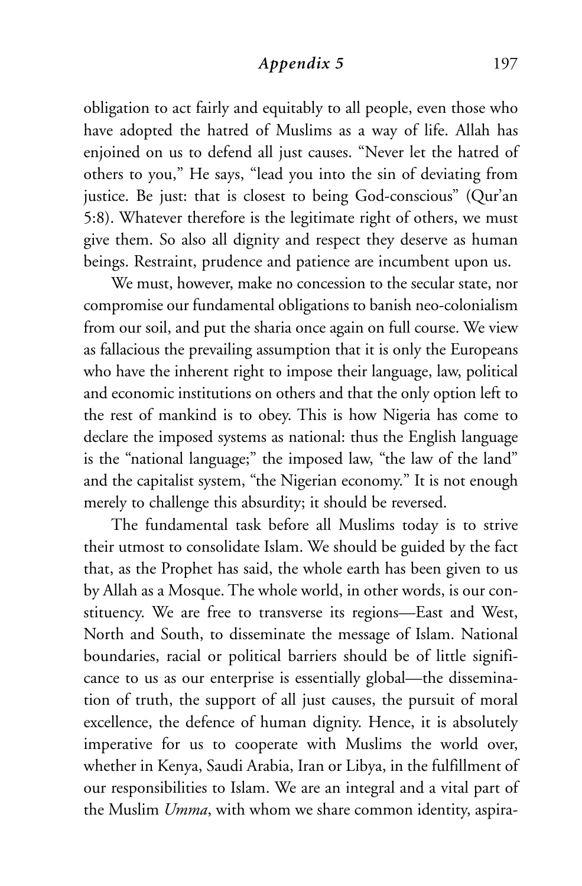obligation to act fairly and equitably to all people, even those who have adopted the hatred of Muslims as a way of life. Allah has enjoined on us to defend all just causes. "Never let the hatred of others to you," He says, "lead you into the sin of deviating from justice. Be just: that is closest to being God-conscious" (Qur'an 5:8). Whatever therefore is the legitimate right of others, we must give them. So also all dignity and respect they deserve as human beings. Restraint, prudence and patience are incumbent upon us.

We must, however, make no concession to the secular state, nor compromise our fundamental obligations to banish neo-colonialism from our soil, and put the sharia once again on full course. We view as fallacious the prevailing assumption that it is only the Europeans who have the inherent right to impose their language, law, political and economic institutions on others and that the only option left to the rest of mankind is to obey. This is how Nigeria has come to declare the imposed systems as national: thus the English language is the "national language;" the imposed law, "the law of the land" and the capitalist system, "the Nigerian economy." It is not enough merely to challenge this absurdity; it should be reversed.

The fundamental task before all Muslims today is to strive their utmost to consolidate Islam. We should be guided by the fact that, as the Prophet has said, the whole earth has been given to us by Allah as a Mosque. The whole world, in other words, is our constituency. We are free to transverse its regions—East and West, North and South, to disseminate the message of Islam. National boundaries, racial or political barriers should be of little significance to us as our enterprise is essentially global—the dissemination of truth, the support of all just causes, the pursuit of moral excellence, the defence of human dignity. Hence, it is absolutely imperative for us to cooperate with Muslims the world over, whether in Kenya, Saudi Arabia, Iran or Libya, in the fulfillment of our responsibilities to Islam. We are an integral and a vital part of the Muslim *Umma*, with whom we share common identity, aspira-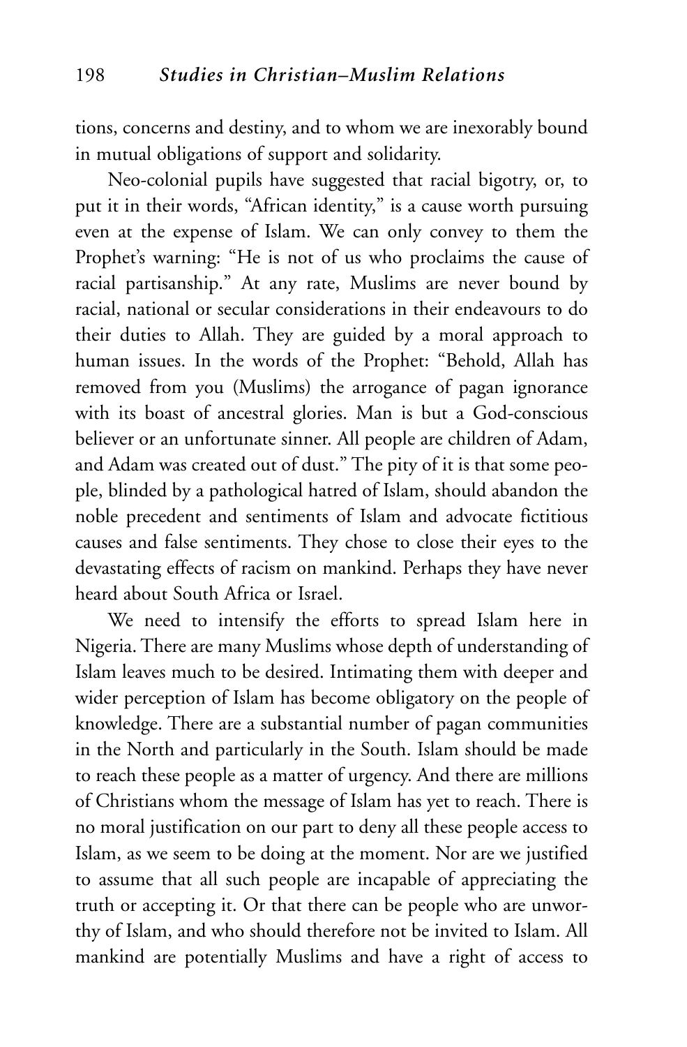tions, concerns and destiny, and to whom we are inexorably bound in mutual obligations of support and solidarity.

Neo-colonial pupils have suggested that racial bigotry, or, to put it in their words, "African identity," is a cause worth pursuing even at the expense of Islam. We can only convey to them the Prophet's warning: "He is not of us who proclaims the cause of racial partisanship." At any rate, Muslims are never bound by racial, national or secular considerations in their endeavours to do their duties to Allah. They are guided by a moral approach to human issues. In the words of the Prophet: "Behold, Allah has removed from you (Muslims) the arrogance of pagan ignorance with its boast of ancestral glories. Man is but a God-conscious believer or an unfortunate sinner. All people are children of Adam, and Adam was created out of dust." The pity of it is that some people, blinded by a pathological hatred of Islam, should abandon the noble precedent and sentiments of Islam and advocate fictitious causes and false sentiments. They chose to close their eyes to the devastating effects of racism on mankind. Perhaps they have never heard about South Africa or Israel.

We need to intensify the efforts to spread Islam here in Nigeria. There are many Muslims whose depth of understanding of Islam leaves much to be desired. Intimating them with deeper and wider perception of Islam has become obligatory on the people of knowledge. There are a substantial number of pagan communities in the North and particularly in the South. Islam should be made to reach these people as a matter of urgency. And there are millions of Christians whom the message of Islam has yet to reach. There is no moral justification on our part to deny all these people access to Islam, as we seem to be doing at the moment. Nor are we justified to assume that all such people are incapable of appreciating the truth or accepting it. Or that there can be people who are unworthy of Islam, and who should therefore not be invited to Islam. All mankind are potentially Muslims and have a right of access to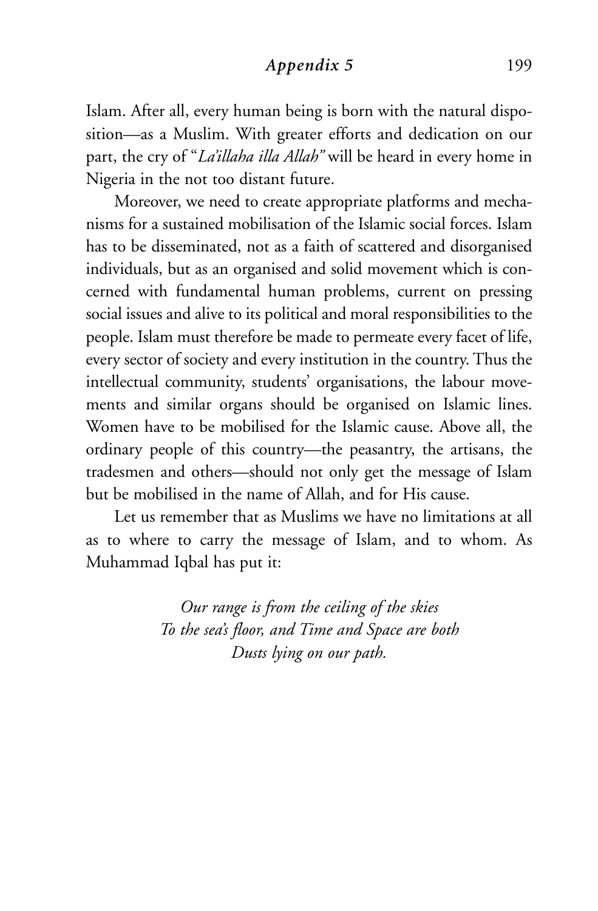Islam. After all, every human being is born with the natural disposition—as a Muslim. With greater efforts and dedication on our part, the cry of "*La'illaha illa Allah"* will be heard in every home in Nigeria in the not too distant future.

Moreover, we need to create appropriate platforms and mechanisms for a sustained mobilisation of the Islamic social forces. Islam has to be disseminated, not as a faith of scattered and disorganised individuals, but as an organised and solid movement which is concerned with fundamental human problems, current on pressing social issues and alive to its political and moral responsibilities to the people. Islam must therefore be made to permeate every facet of life, every sector of society and every institution in the country. Thus the intellectual community, students' organisations, the labour movements and similar organs should be organised on Islamic lines. Women have to be mobilised for the Islamic cause. Above all, the ordinary people of this country—the peasantry, the artisans, the tradesmen and others—should not only get the message of Islam but be mobilised in the name of Allah, and for His cause.

Let us remember that as Muslims we have no limitations at all as to where to carry the message of Islam, and to whom. As Muhammad Iqbal has put it:

> *Our range is from the ceiling of the skies*
> *To the sea's floor, and Time and Space are both*
> *Dusts lying on our path.*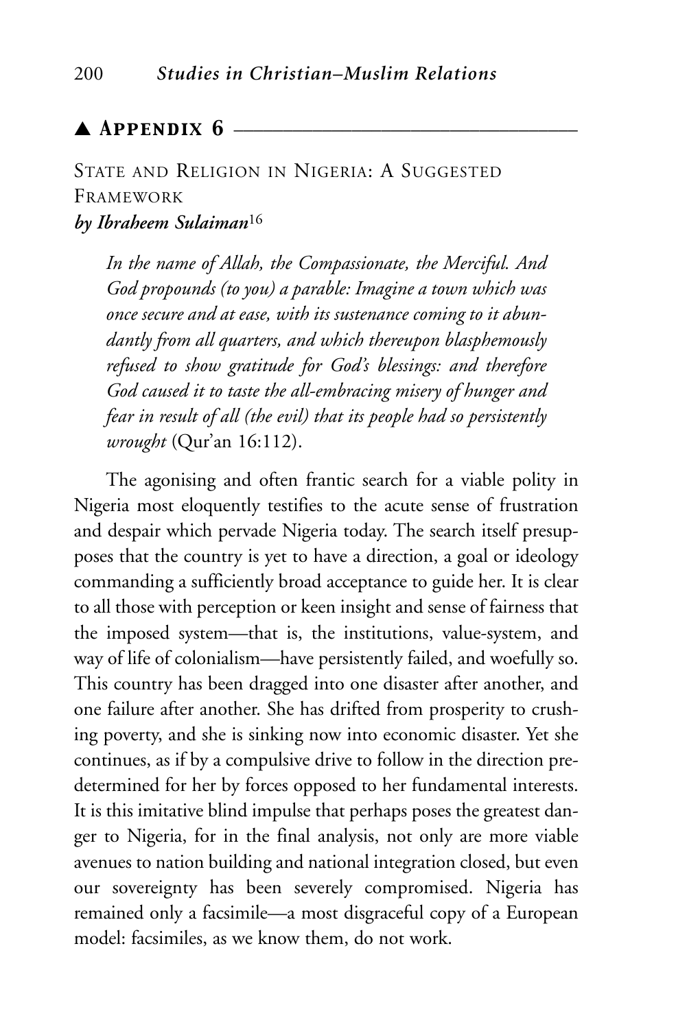## ▲ Appendix 6

### State and Religion in Nigeria: A Suggested Framework

***by Ibraheem Sulaiman***[16]

> *In the name of Allah, the Compassionate, the Merciful. And God propounds (to you) a parable: Imagine a town which was once secure and at ease, with its sustenance coming to it abundantly from all quarters, and which thereupon blasphemously refused to show gratitude for God's blessings: and therefore God caused it to taste the all-embracing misery of hunger and fear in result of all (the evil) that its people had so persistently wrought* (Qur'an 16:112).

The agonising and often frantic search for a viable polity in Nigeria most eloquently testifies to the acute sense of frustration and despair which pervade Nigeria today. The search itself presupposes that the country is yet to have a direction, a goal or ideology commanding a sufficiently broad acceptance to guide her. It is clear to all those with perception or keen insight and sense of fairness that the imposed system—that is, the institutions, value-system, and way of life of colonialism—have persistently failed, and woefully so. This country has been dragged into one disaster after another, and one failure after another. She has drifted from prosperity to crushing poverty, and she is sinking now into economic disaster. Yet she continues, as if by a compulsive drive to follow in the direction predetermined for her by forces opposed to her fundamental interests. It is this imitative blind impulse that perhaps poses the greatest danger to Nigeria, for in the final analysis, not only are more viable avenues to nation building and national integration closed, but even our sovereignty has been severely compromised. Nigeria has remained only a facsimile—a most disgraceful copy of a European model: facsimiles, as we know them, do not work.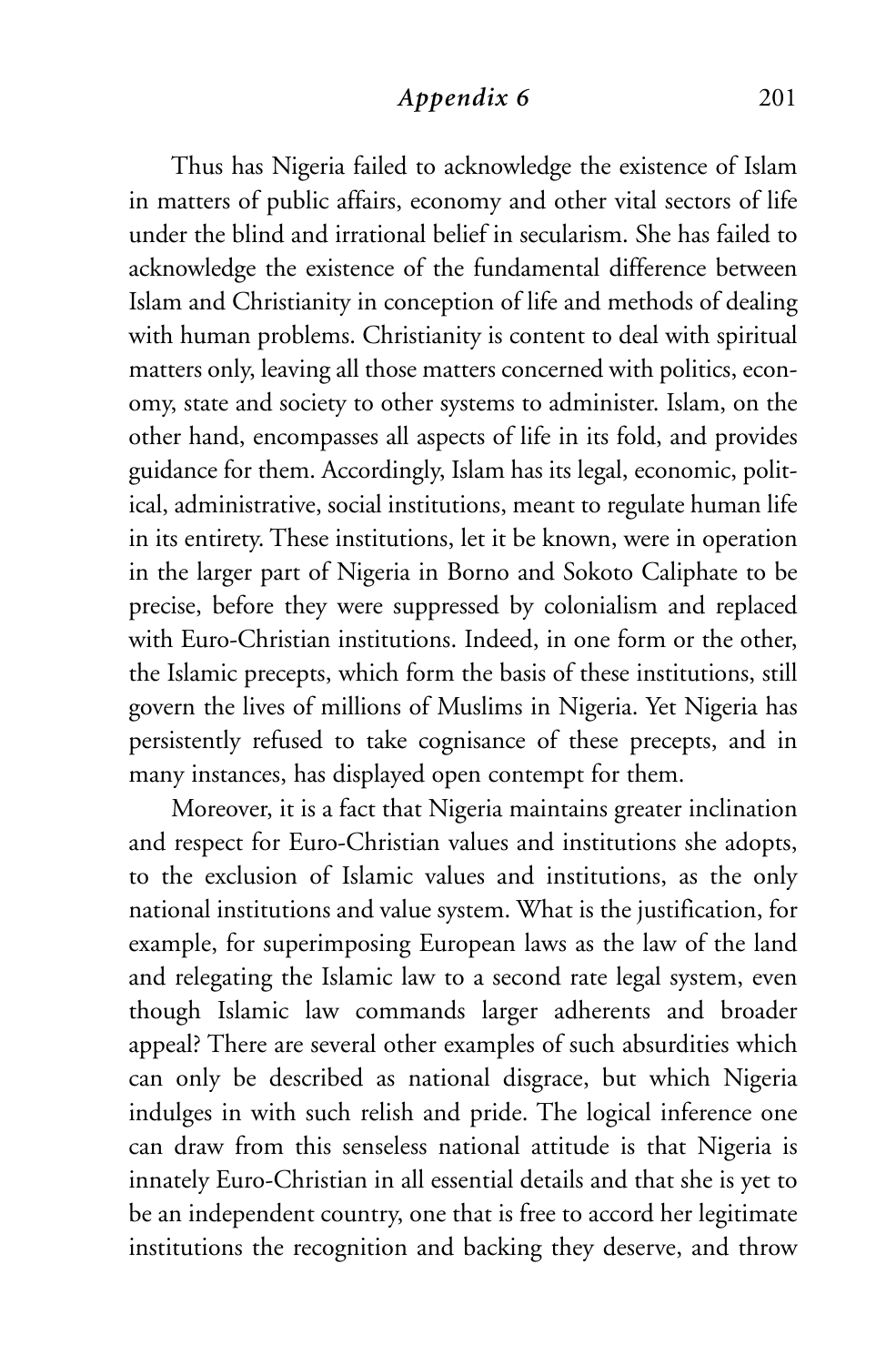Thus has Nigeria failed to acknowledge the existence of Islam in matters of public affairs, economy and other vital sectors of life under the blind and irrational belief in secularism. She has failed to acknowledge the existence of the fundamental difference between Islam and Christianity in conception of life and methods of dealing with human problems. Christianity is content to deal with spiritual matters only, leaving all those matters concerned with politics, economy, state and society to other systems to administer. Islam, on the other hand, encompasses all aspects of life in its fold, and provides guidance for them. Accordingly, Islam has its legal, economic, political, administrative, social institutions, meant to regulate human life in its entirety. These institutions, let it be known, were in operation in the larger part of Nigeria in Borno and Sokoto Caliphate to be precise, before they were suppressed by colonialism and replaced with Euro-Christian institutions. Indeed, in one form or the other, the Islamic precepts, which form the basis of these institutions, still govern the lives of millions of Muslims in Nigeria. Yet Nigeria has persistently refused to take cognisance of these precepts, and in many instances, has displayed open contempt for them.

Moreover, it is a fact that Nigeria maintains greater inclination and respect for Euro-Christian values and institutions she adopts, to the exclusion of Islamic values and institutions, as the only national institutions and value system. What is the justification, for example, for superimposing European laws as the law of the land and relegating the Islamic law to a second rate legal system, even though Islamic law commands larger adherents and broader appeal? There are several other examples of such absurdities which can only be described as national disgrace, but which Nigeria indulges in with such relish and pride. The logical inference one can draw from this senseless national attitude is that Nigeria is innately Euro-Christian in all essential details and that she is yet to be an independent country, one that is free to accord her legitimate institutions the recognition and backing they deserve, and throw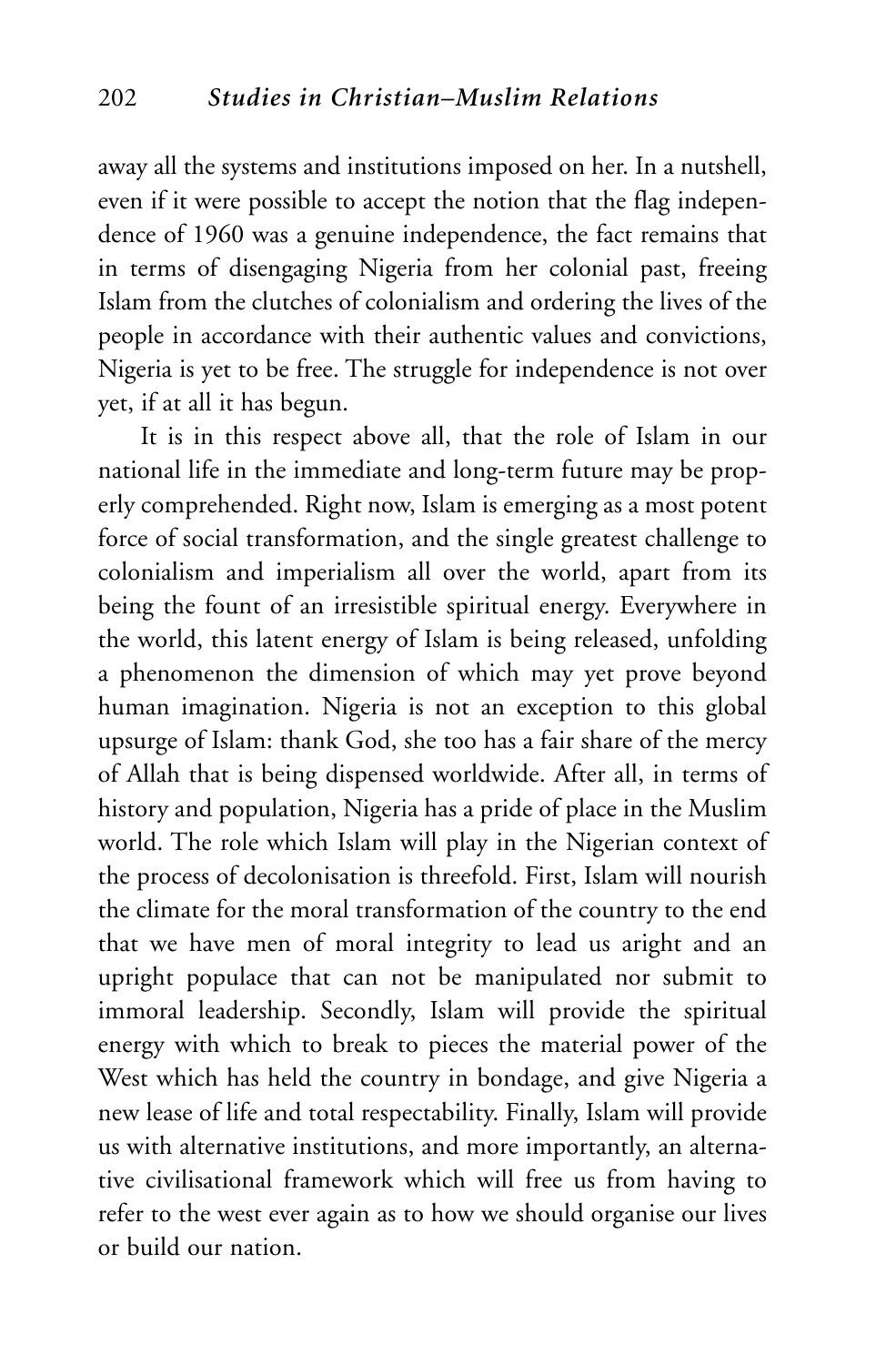away all the systems and institutions imposed on her. In a nutshell, even if it were possible to accept the notion that the flag independence of 1960 was a genuine independence, the fact remains that in terms of disengaging Nigeria from her colonial past, freeing Islam from the clutches of colonialism and ordering the lives of the people in accordance with their authentic values and convictions, Nigeria is yet to be free. The struggle for independence is not over yet, if at all it has begun.

It is in this respect above all, that the role of Islam in our national life in the immediate and long-term future may be properly comprehended. Right now, Islam is emerging as a most potent force of social transformation, and the single greatest challenge to colonialism and imperialism all over the world, apart from its being the fount of an irresistible spiritual energy. Everywhere in the world, this latent energy of Islam is being released, unfolding a phenomenon the dimension of which may yet prove beyond human imagination. Nigeria is not an exception to this global upsurge of Islam: thank God, she too has a fair share of the mercy of Allah that is being dispensed worldwide. After all, in terms of history and population, Nigeria has a pride of place in the Muslim world. The role which Islam will play in the Nigerian context of the process of decolonisation is threefold. First, Islam will nourish the climate for the moral transformation of the country to the end that we have men of moral integrity to lead us aright and an upright populace that can not be manipulated nor submit to immoral leadership. Secondly, Islam will provide the spiritual energy with which to break to pieces the material power of the West which has held the country in bondage, and give Nigeria a new lease of life and total respectability. Finally, Islam will provide us with alternative institutions, and more importantly, an alternative civilisational framework which will free us from having to refer to the west ever again as to how we should organise our lives or build our nation.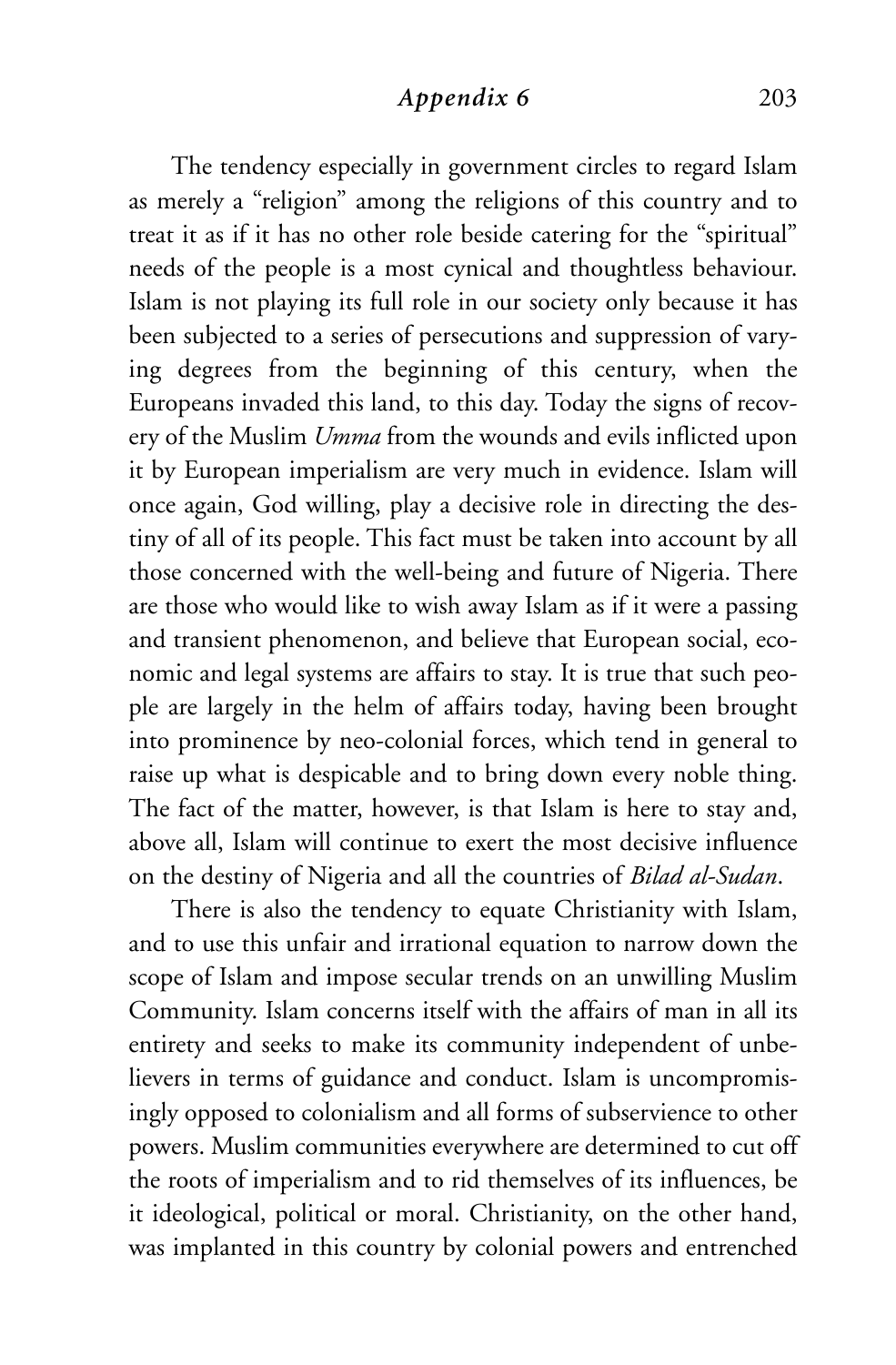The tendency especially in government circles to regard Islam as merely a "religion" among the religions of this country and to treat it as if it has no other role beside catering for the "spiritual" needs of the people is a most cynical and thoughtless behaviour. Islam is not playing its full role in our society only because it has been subjected to a series of persecutions and suppression of varying degrees from the beginning of this century, when the Europeans invaded this land, to this day. Today the signs of recovery of the Muslim *Umma* from the wounds and evils inflicted upon it by European imperialism are very much in evidence. Islam will once again, God willing, play a decisive role in directing the destiny of all of its people. This fact must be taken into account by all those concerned with the well-being and future of Nigeria. There are those who would like to wish away Islam as if it were a passing and transient phenomenon, and believe that European social, economic and legal systems are affairs to stay. It is true that such people are largely in the helm of affairs today, having been brought into prominence by neo-colonial forces, which tend in general to raise up what is despicable and to bring down every noble thing. The fact of the matter, however, is that Islam is here to stay and, above all, Islam will continue to exert the most decisive influence on the destiny of Nigeria and all the countries of *Bilad al-Sudan*.

There is also the tendency to equate Christianity with Islam, and to use this unfair and irrational equation to narrow down the scope of Islam and impose secular trends on an unwilling Muslim Community. Islam concerns itself with the affairs of man in all its entirety and seeks to make its community independent of unbelievers in terms of guidance and conduct. Islam is uncompromisingly opposed to colonialism and all forms of subservience to other powers. Muslim communities everywhere are determined to cut off the roots of imperialism and to rid themselves of its influences, be it ideological, political or moral. Christianity, on the other hand, was implanted in this country by colonial powers and entrenched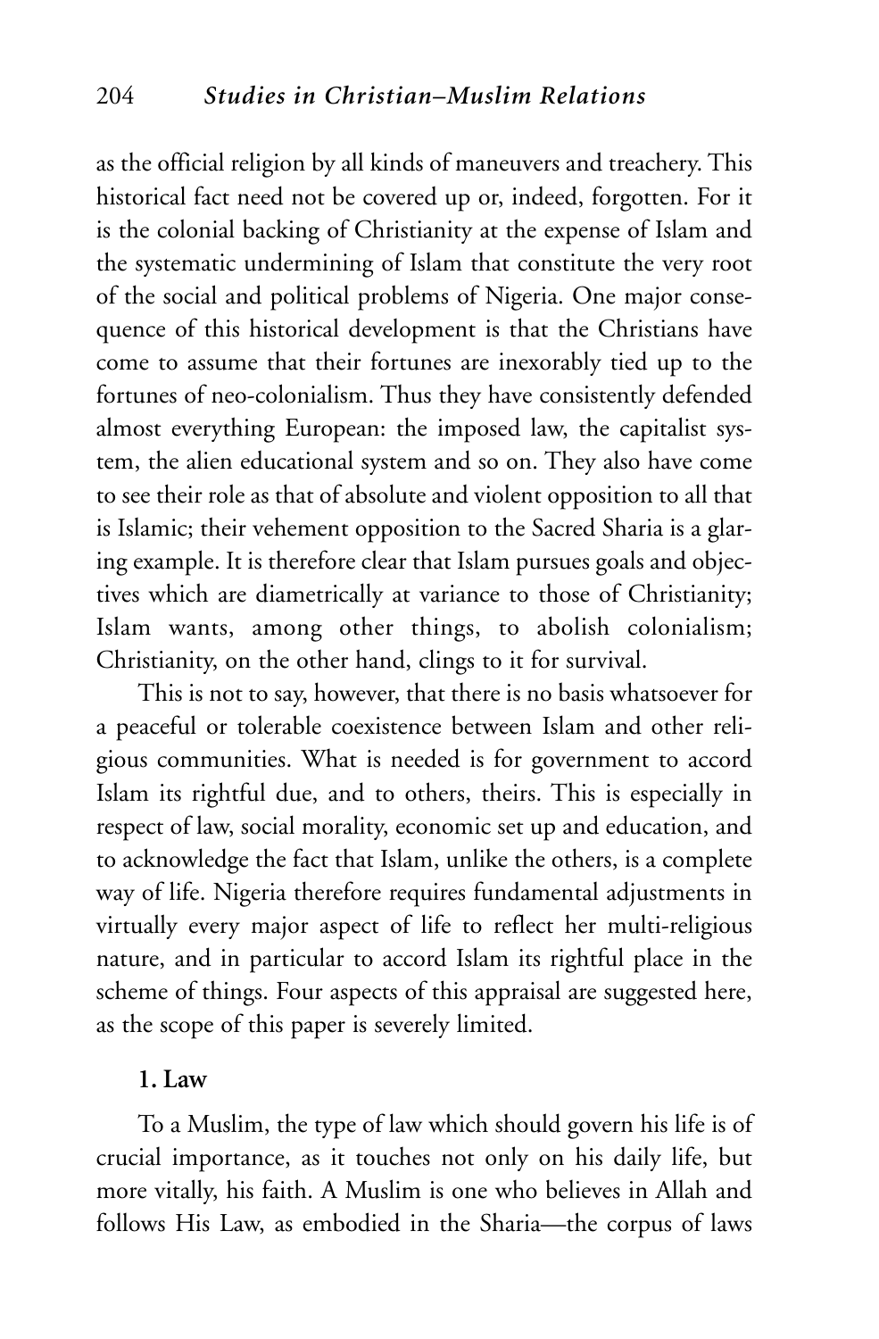as the official religion by all kinds of maneuvers and treachery. This historical fact need not be covered up or, indeed, forgotten. For it is the colonial backing of Christianity at the expense of Islam and the systematic undermining of Islam that constitute the very root of the social and political problems of Nigeria. One major consequence of this historical development is that the Christians have come to assume that their fortunes are inexorably tied up to the fortunes of neo-colonialism. Thus they have consistently defended almost everything European: the imposed law, the capitalist system, the alien educational system and so on. They also have come to see their role as that of absolute and violent opposition to all that is Islamic; their vehement opposition to the Sacred Sharia is a glaring example. It is therefore clear that Islam pursues goals and objectives which are diametrically at variance to those of Christianity; Islam wants, among other things, to abolish colonialism; Christianity, on the other hand, clings to it for survival.

This is not to say, however, that there is no basis whatsoever for a peaceful or tolerable coexistence between Islam and other religious communities. What is needed is for government to accord Islam its rightful due, and to others, theirs. This is especially in respect of law, social morality, economic set up and education, and to acknowledge the fact that Islam, unlike the others, is a complete way of life. Nigeria therefore requires fundamental adjustments in virtually every major aspect of life to reflect her multi-religious nature, and in particular to accord Islam its rightful place in the scheme of things. Four aspects of this appraisal are suggested here, as the scope of this paper is severely limited.

### 1. Law

To a Muslim, the type of law which should govern his life is of crucial importance, as it touches not only on his daily life, but more vitally, his faith. A Muslim is one who believes in Allah and follows His Law, as embodied in the Sharia—the corpus of laws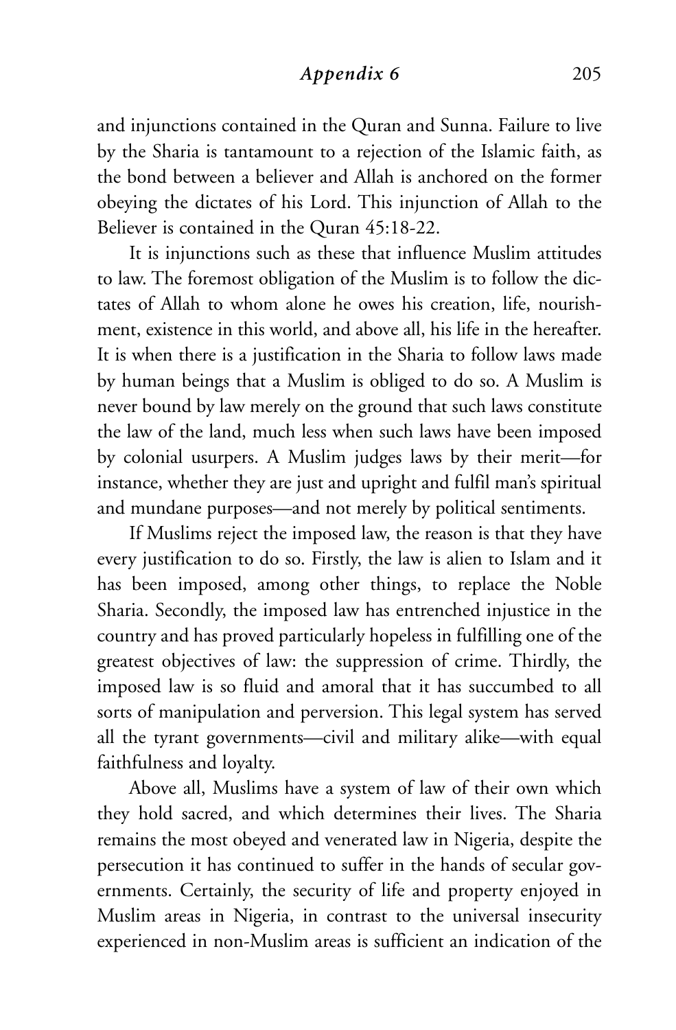and injunctions contained in the Quran and Sunna. Failure to live by the Sharia is tantamount to a rejection of the Islamic faith, as the bond between a believer and Allah is anchored on the former obeying the dictates of his Lord. This injunction of Allah to the Believer is contained in the Quran 45:18-22.

It is injunctions such as these that influence Muslim attitudes to law. The foremost obligation of the Muslim is to follow the dictates of Allah to whom alone he owes his creation, life, nourishment, existence in this world, and above all, his life in the hereafter. It is when there is a justification in the Sharia to follow laws made by human beings that a Muslim is obliged to do so. A Muslim is never bound by law merely on the ground that such laws constitute the law of the land, much less when such laws have been imposed by colonial usurpers. A Muslim judges laws by their merit—for instance, whether they are just and upright and fulfil man's spiritual and mundane purposes—and not merely by political sentiments.

If Muslims reject the imposed law, the reason is that they have every justification to do so. Firstly, the law is alien to Islam and it has been imposed, among other things, to replace the Noble Sharia. Secondly, the imposed law has entrenched injustice in the country and has proved particularly hopeless in fulfilling one of the greatest objectives of law: the suppression of crime. Thirdly, the imposed law is so fluid and amoral that it has succumbed to all sorts of manipulation and perversion. This legal system has served all the tyrant governments—civil and military alike—with equal faithfulness and loyalty.

Above all, Muslims have a system of law of their own which they hold sacred, and which determines their lives. The Sharia remains the most obeyed and venerated law in Nigeria, despite the persecution it has continued to suffer in the hands of secular governments. Certainly, the security of life and property enjoyed in Muslim areas in Nigeria, in contrast to the universal insecurity experienced in non-Muslim areas is sufficient an indication of the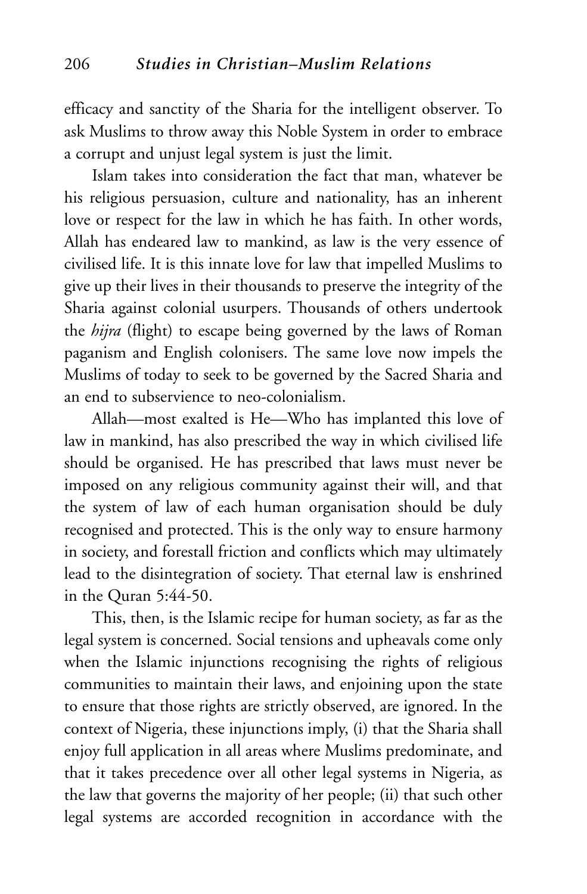efficacy and sanctity of the Sharia for the intelligent observer. To ask Muslims to throw away this Noble System in order to embrace a corrupt and unjust legal system is just the limit.

Islam takes into consideration the fact that man, whatever be his religious persuasion, culture and nationality, has an inherent love or respect for the law in which he has faith. In other words, Allah has endeared law to mankind, as law is the very essence of civilised life. It is this innate love for law that impelled Muslims to give up their lives in their thousands to preserve the integrity of the Sharia against colonial usurpers. Thousands of others undertook the *hijra* (flight) to escape being governed by the laws of Roman paganism and English colonisers. The same love now impels the Muslims of today to seek to be governed by the Sacred Sharia and an end to subservience to neo-colonialism.

Allah—most exalted is He—Who has implanted this love of law in mankind, has also prescribed the way in which civilised life should be organised. He has prescribed that laws must never be imposed on any religious community against their will, and that the system of law of each human organisation should be duly recognised and protected. This is the only way to ensure harmony in society, and forestall friction and conflicts which may ultimately lead to the disintegration of society. That eternal law is enshrined in the Quran 5:44-50.

This, then, is the Islamic recipe for human society, as far as the legal system is concerned. Social tensions and upheavals come only when the Islamic injunctions recognising the rights of religious communities to maintain their laws, and enjoining upon the state to ensure that those rights are strictly observed, are ignored. In the context of Nigeria, these injunctions imply, (i) that the Sharia shall enjoy full application in all areas where Muslims predominate, and that it takes precedence over all other legal systems in Nigeria, as the law that governs the majority of her people; (ii) that such other legal systems are accorded recognition in accordance with the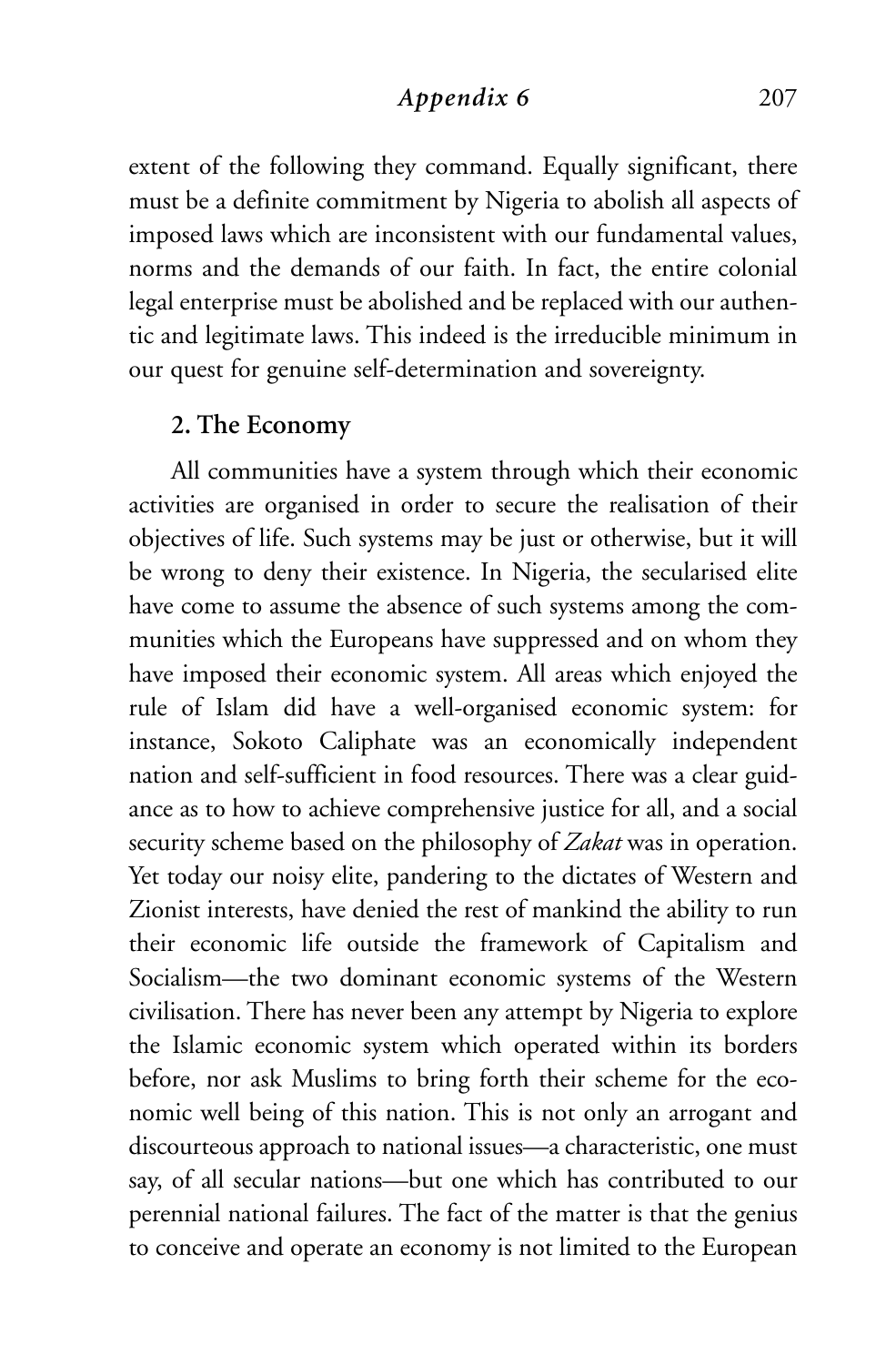extent of the following they command. Equally significant, there must be a definite commitment by Nigeria to abolish all aspects of imposed laws which are inconsistent with our fundamental values, norms and the demands of our faith. In fact, the entire colonial legal enterprise must be abolished and be replaced with our authentic and legitimate laws. This indeed is the irreducible minimum in our quest for genuine self-determination and sovereignty.

**2. The Economy**

All communities have a system through which their economic activities are organised in order to secure the realisation of their objectives of life. Such systems may be just or otherwise, but it will be wrong to deny their existence. In Nigeria, the secularised elite have come to assume the absence of such systems among the communities which the Europeans have suppressed and on whom they have imposed their economic system. All areas which enjoyed the rule of Islam did have a well-organised economic system: for instance, Sokoto Caliphate was an economically independent nation and self-sufficient in food resources. There was a clear guidance as to how to achieve comprehensive justice for all, and a social security scheme based on the philosophy of *Zakat* was in operation. Yet today our noisy elite, pandering to the dictates of Western and Zionist interests, have denied the rest of mankind the ability to run their economic life outside the framework of Capitalism and Socialism—the two dominant economic systems of the Western civilisation. There has never been any attempt by Nigeria to explore the Islamic economic system which operated within its borders before, nor ask Muslims to bring forth their scheme for the economic well being of this nation. This is not only an arrogant and discourteous approach to national issues—a characteristic, one must say, of all secular nations—but one which has contributed to our perennial national failures. The fact of the matter is that the genius to conceive and operate an economy is not limited to the European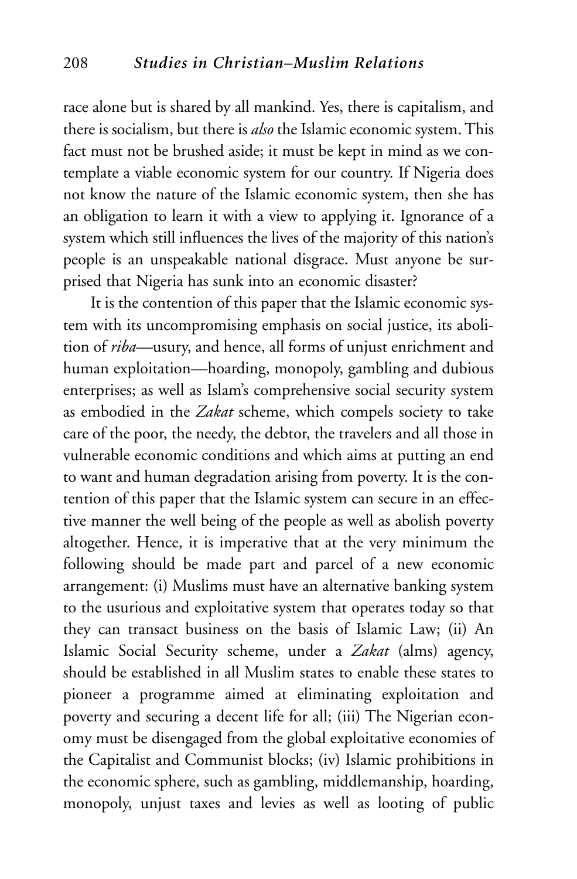race alone but is shared by all mankind. Yes, there is capitalism, and there is socialism, but there is *also* the Islamic economic system. This fact must not be brushed aside; it must be kept in mind as we contemplate a viable economic system for our country. If Nigeria does not know the nature of the Islamic economic system, then she has an obligation to learn it with a view to applying it. Ignorance of a system which still influences the lives of the majority of this nation's people is an unspeakable national disgrace. Must anyone be surprised that Nigeria has sunk into an economic disaster?

It is the contention of this paper that the Islamic economic system with its uncompromising emphasis on social justice, its abolition of *riba*—usury, and hence, all forms of unjust enrichment and human exploitation—hoarding, monopoly, gambling and dubious enterprises; as well as Islam's comprehensive social security system as embodied in the *Zakat* scheme, which compels society to take care of the poor, the needy, the debtor, the travelers and all those in vulnerable economic conditions and which aims at putting an end to want and human degradation arising from poverty. It is the contention of this paper that the Islamic system can secure in an effective manner the well being of the people as well as abolish poverty altogether. Hence, it is imperative that at the very minimum the following should be made part and parcel of a new economic arrangement: (i) Muslims must have an alternative banking system to the usurious and exploitative system that operates today so that they can transact business on the basis of Islamic Law; (ii) An Islamic Social Security scheme, under a *Zakat* (alms) agency, should be established in all Muslim states to enable these states to pioneer a programme aimed at eliminating exploitation and poverty and securing a decent life for all; (iii) The Nigerian economy must be disengaged from the global exploitative economies of the Capitalist and Communist blocks; (iv) Islamic prohibitions in the economic sphere, such as gambling, middlemanship, hoarding, monopoly, unjust taxes and levies as well as looting of public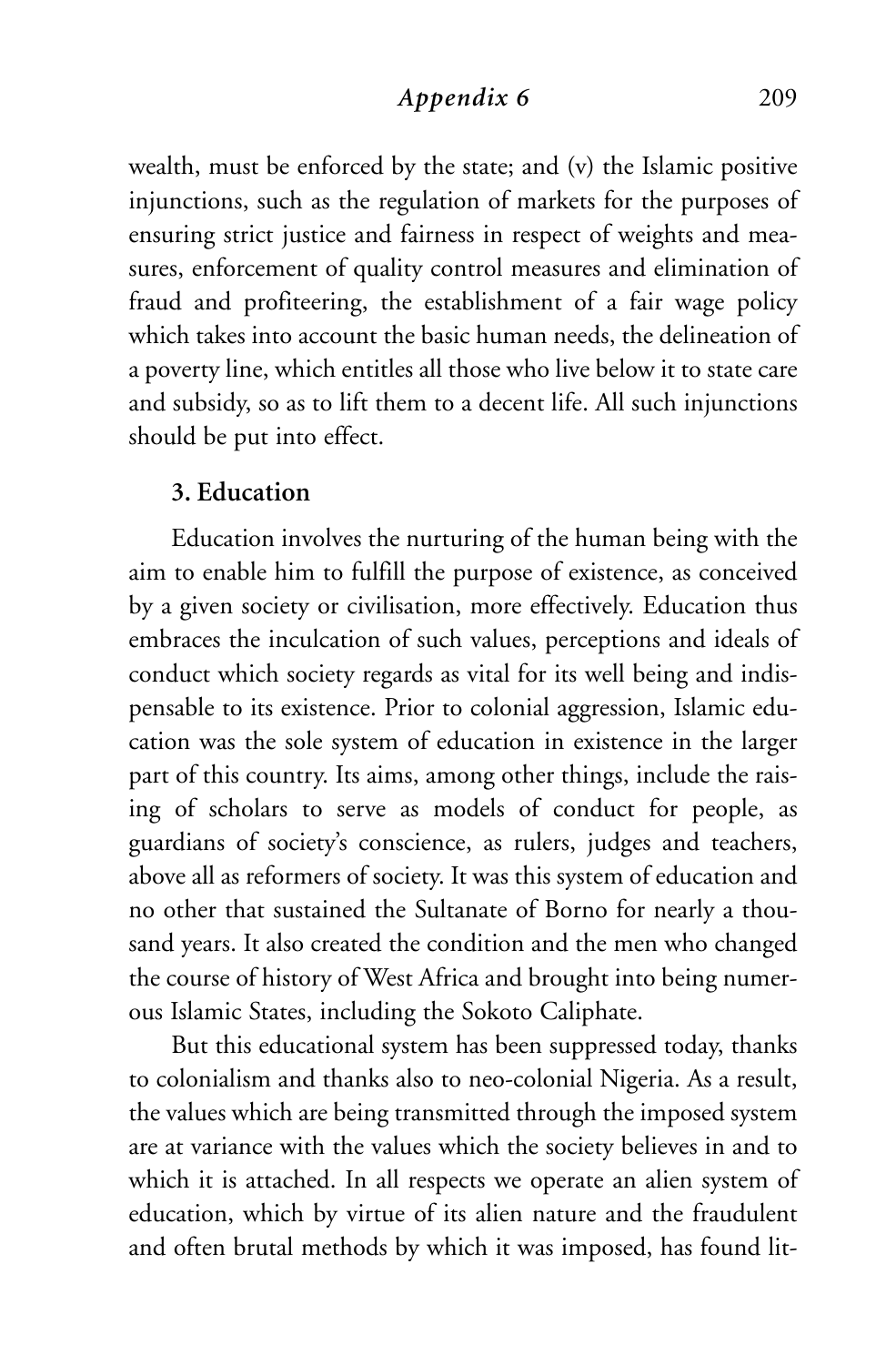wealth, must be enforced by the state; and (v) the Islamic positive injunctions, such as the regulation of markets for the purposes of ensuring strict justice and fairness in respect of weights and measures, enforcement of quality control measures and elimination of fraud and profiteering, the establishment of a fair wage policy which takes into account the basic human needs, the delineation of a poverty line, which entitles all those who live below it to state care and subsidy, so as to lift them to a decent life. All such injunctions should be put into effect.

### 3. Education

Education involves the nurturing of the human being with the aim to enable him to fulfill the purpose of existence, as conceived by a given society or civilisation, more effectively. Education thus embraces the inculcation of such values, perceptions and ideals of conduct which society regards as vital for its well being and indispensable to its existence. Prior to colonial aggression, Islamic education was the sole system of education in existence in the larger part of this country. Its aims, among other things, include the raising of scholars to serve as models of conduct for people, as guardians of society's conscience, as rulers, judges and teachers, above all as reformers of society. It was this system of education and no other that sustained the Sultanate of Borno for nearly a thousand years. It also created the condition and the men who changed the course of history of West Africa and brought into being numerous Islamic States, including the Sokoto Caliphate.

But this educational system has been suppressed today, thanks to colonialism and thanks also to neo-colonial Nigeria. As a result, the values which are being transmitted through the imposed system are at variance with the values which the society believes in and to which it is attached. In all respects we operate an alien system of education, which by virtue of its alien nature and the fraudulent and often brutal methods by which it was imposed, has found lit-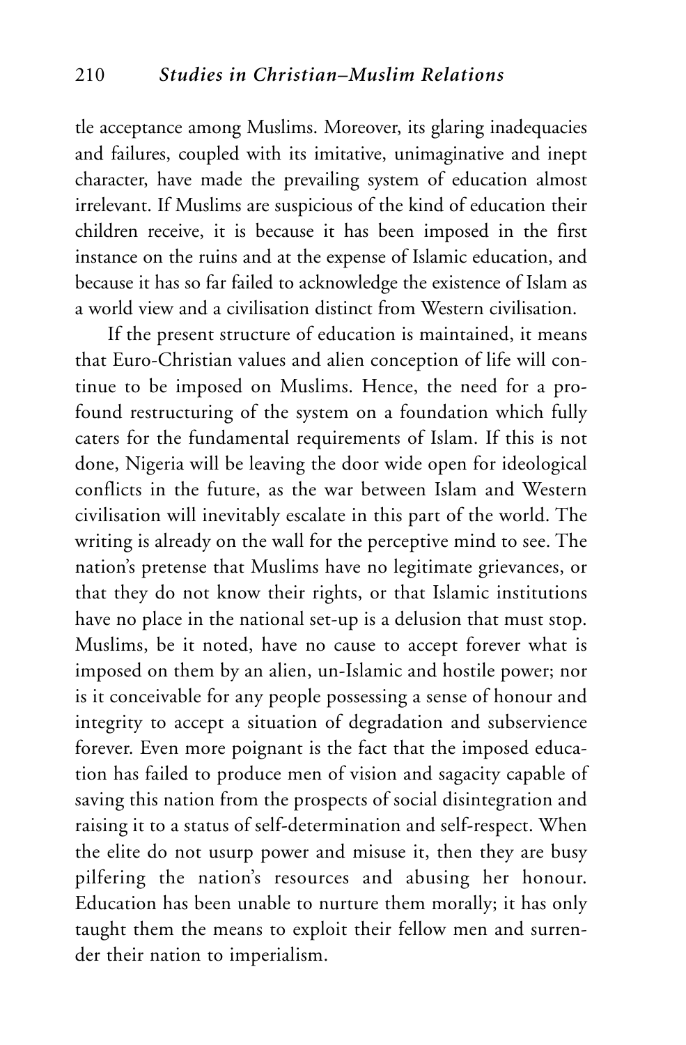tle acceptance among Muslims. Moreover, its glaring inadequacies and failures, coupled with its imitative, unimaginative and inept character, have made the prevailing system of education almost irrelevant. If Muslims are suspicious of the kind of education their children receive, it is because it has been imposed in the first instance on the ruins and at the expense of Islamic education, and because it has so far failed to acknowledge the existence of Islam as a world view and a civilisation distinct from Western civilisation.

If the present structure of education is maintained, it means that Euro-Christian values and alien conception of life will continue to be imposed on Muslims. Hence, the need for a profound restructuring of the system on a foundation which fully caters for the fundamental requirements of Islam. If this is not done, Nigeria will be leaving the door wide open for ideological conflicts in the future, as the war between Islam and Western civilisation will inevitably escalate in this part of the world. The writing is already on the wall for the perceptive mind to see. The nation's pretense that Muslims have no legitimate grievances, or that they do not know their rights, or that Islamic institutions have no place in the national set-up is a delusion that must stop. Muslims, be it noted, have no cause to accept forever what is imposed on them by an alien, un-Islamic and hostile power; nor is it conceivable for any people possessing a sense of honour and integrity to accept a situation of degradation and subservience forever. Even more poignant is the fact that the imposed education has failed to produce men of vision and sagacity capable of saving this nation from the prospects of social disintegration and raising it to a status of self-determination and self-respect. When the elite do not usurp power and misuse it, then they are busy pilfering the nation's resources and abusing her honour. Education has been unable to nurture them morally; it has only taught them the means to exploit their fellow men and surrender their nation to imperialism.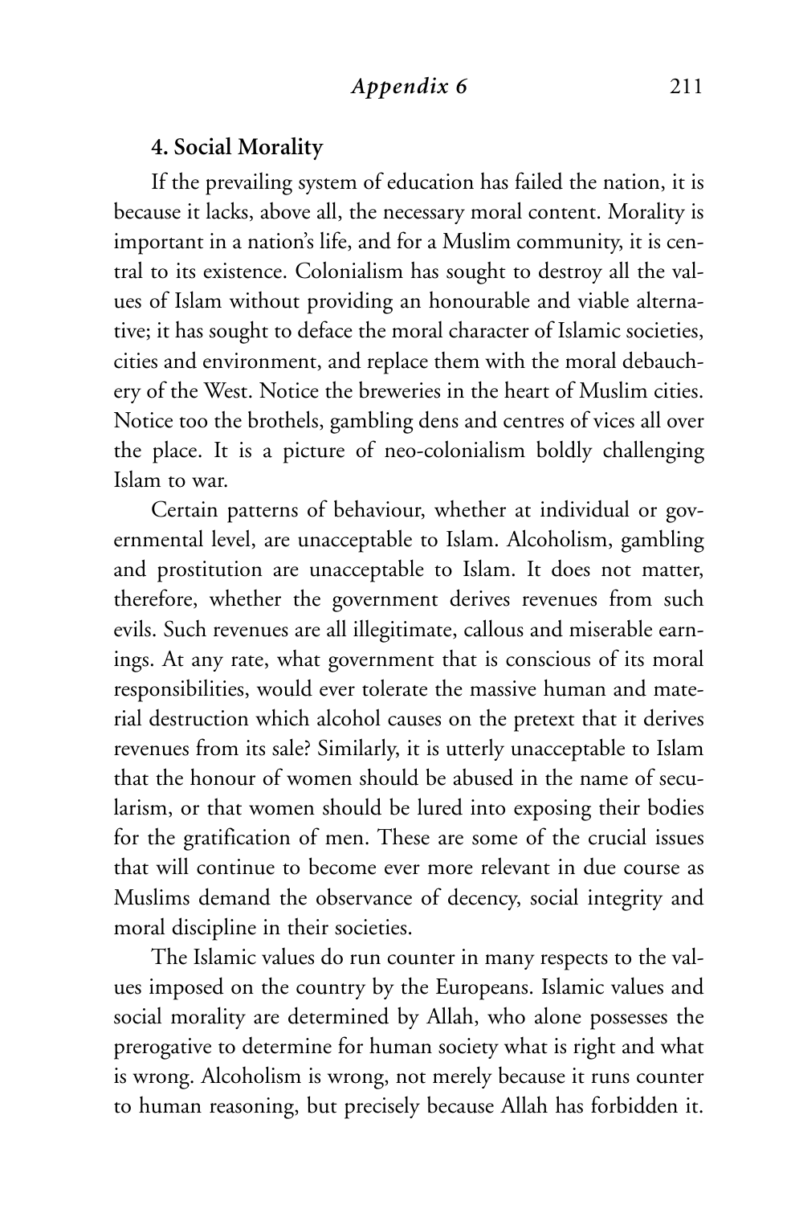#### 4. Social Morality

If the prevailing system of education has failed the nation, it is because it lacks, above all, the necessary moral content. Morality is important in a nation's life, and for a Muslim community, it is central to its existence. Colonialism has sought to destroy all the values of Islam without providing an honourable and viable alternative; it has sought to deface the moral character of Islamic societies, cities and environment, and replace them with the moral debauchery of the West. Notice the breweries in the heart of Muslim cities. Notice too the brothels, gambling dens and centres of vices all over the place. It is a picture of neo-colonialism boldly challenging Islam to war.

Certain patterns of behaviour, whether at individual or governmental level, are unacceptable to Islam. Alcoholism, gambling and prostitution are unacceptable to Islam. It does not matter, therefore, whether the government derives revenues from such evils. Such revenues are all illegitimate, callous and miserable earnings. At any rate, what government that is conscious of its moral responsibilities, would ever tolerate the massive human and material destruction which alcohol causes on the pretext that it derives revenues from its sale? Similarly, it is utterly unacceptable to Islam that the honour of women should be abused in the name of secularism, or that women should be lured into exposing their bodies for the gratification of men. These are some of the crucial issues that will continue to become ever more relevant in due course as Muslims demand the observance of decency, social integrity and moral discipline in their societies.

The Islamic values do run counter in many respects to the values imposed on the country by the Europeans. Islamic values and social morality are determined by Allah, who alone possesses the prerogative to determine for human society what is right and what is wrong. Alcoholism is wrong, not merely because it runs counter to human reasoning, but precisely because Allah has forbidden it.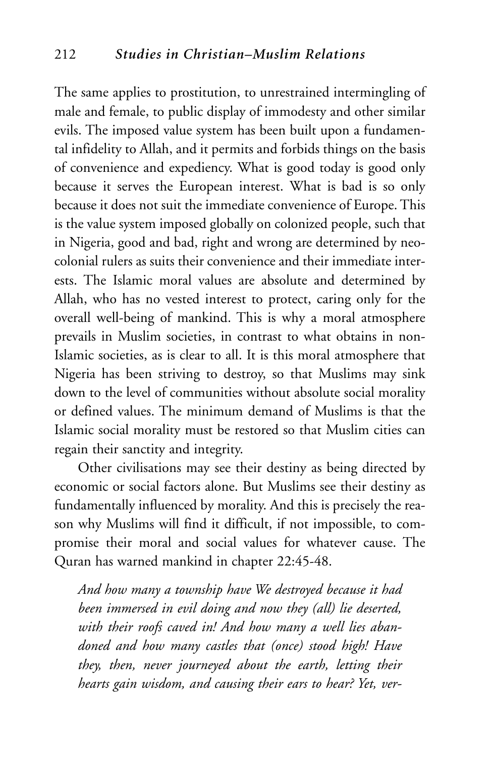The same applies to prostitution, to unrestrained intermingling of male and female, to public display of immodesty and other similar evils. The imposed value system has been built upon a fundamental infidelity to Allah, and it permits and forbids things on the basis of convenience and expediency. What is good today is good only because it serves the European interest. What is bad is so only because it does not suit the immediate convenience of Europe. This is the value system imposed globally on colonized people, such that in Nigeria, good and bad, right and wrong are determined by neo-colonial rulers as suits their convenience and their immediate interests. The Islamic moral values are absolute and determined by Allah, who has no vested interest to protect, caring only for the overall well-being of mankind. This is why a moral atmosphere prevails in Muslim societies, in contrast to what obtains in non-Islamic societies, as is clear to all. It is this moral atmosphere that Nigeria has been striving to destroy, so that Muslims may sink down to the level of communities without absolute social morality or defined values. The minimum demand of Muslims is that the Islamic social morality must be restored so that Muslim cities can regain their sanctity and integrity.

Other civilisations may see their destiny as being directed by economic or social factors alone. But Muslims see their destiny as fundamentally influenced by morality. And this is precisely the reason why Muslims will find it difficult, if not impossible, to compromise their moral and social values for whatever cause. The Quran has warned mankind in chapter 22:45-48.

> *And how many a township have We destroyed because it had been immersed in evil doing and now they (all) lie deserted, with their roofs caved in! And how many a well lies abandoned and how many castles that (once) stood high! Have they, then, never journeyed about the earth, letting their hearts gain wisdom, and causing their ears to hear? Yet, ver-*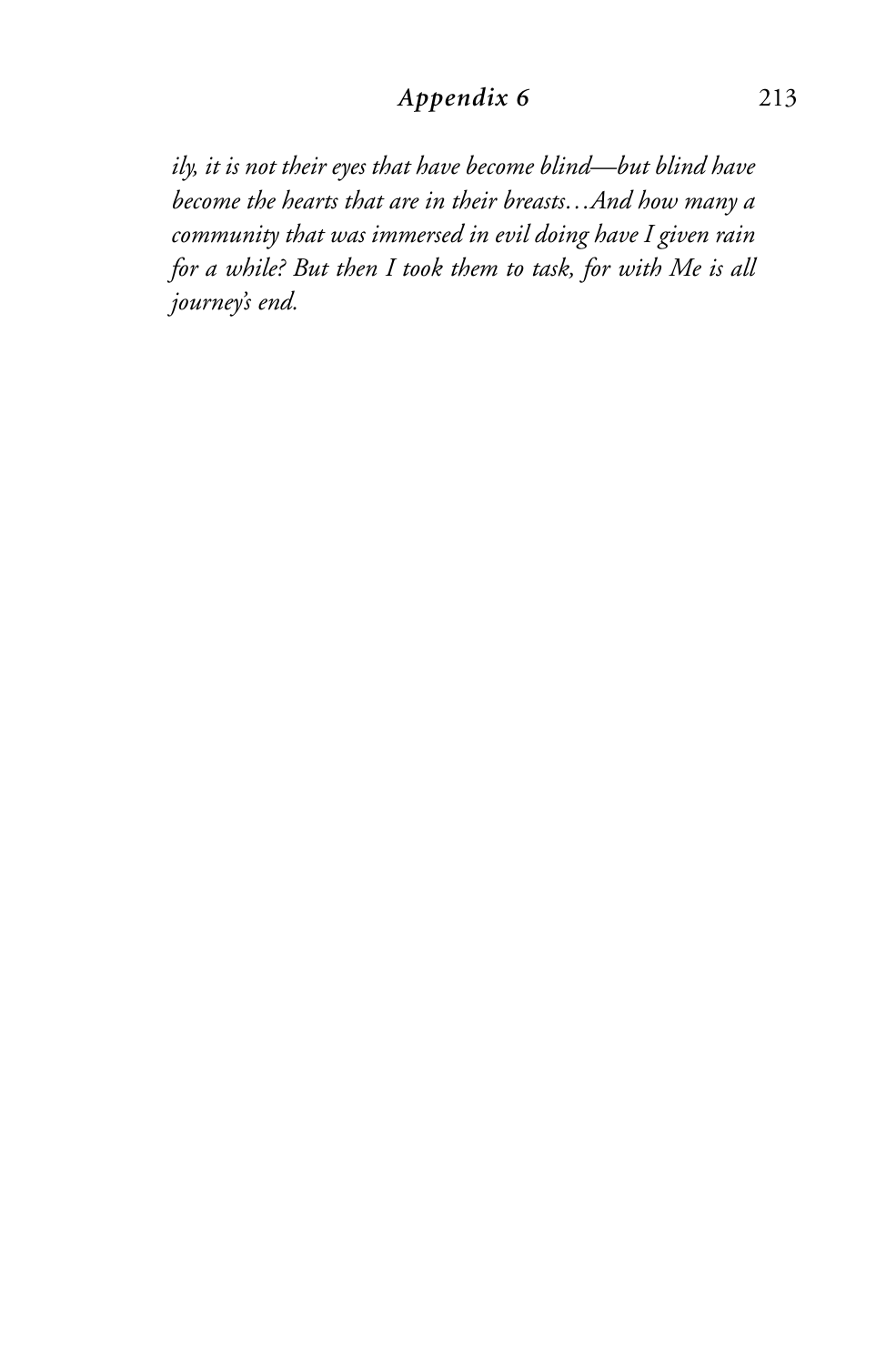*ily, it is not their eyes that have become blind—but blind have become the hearts that are in their breasts…And how many a community that was immersed in evil doing have I given rain for a while? But then I took them to task, for with Me is all journey's end.*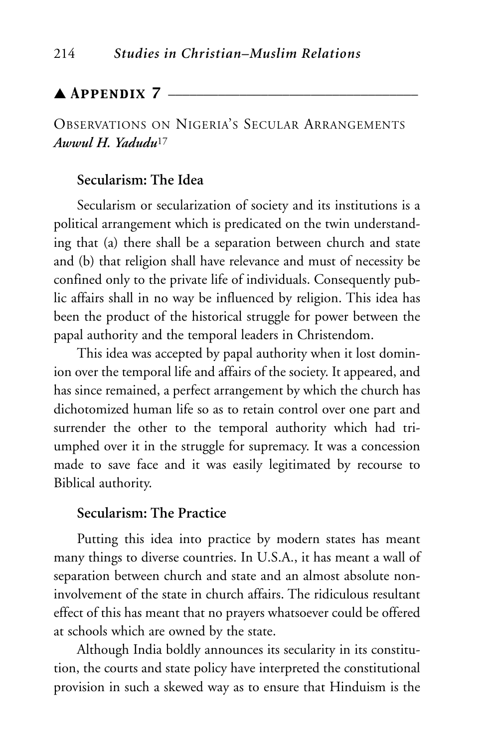## ▲ Appendix 7

### Observations on Nigeria's Secular Arrangements

***Awwul H. Yadudu***[17]

**Secularism: The Idea**

Secularism or secularization of society and its institutions is a political arrangement which is predicated on the twin understanding that (a) there shall be a separation between church and state and (b) that religion shall have relevance and must of necessity be confined only to the private life of individuals. Consequently public affairs shall in no way be influenced by religion. This idea has been the product of the historical struggle for power between the papal authority and the temporal leaders in Christendom.

This idea was accepted by papal authority when it lost dominion over the temporal life and affairs of the society. It appeared, and has since remained, a perfect arrangement by which the church has dichotomized human life so as to retain control over one part and surrender the other to the temporal authority which had triumphed over it in the struggle for supremacy. It was a concession made to save face and it was easily legitimated by recourse to Biblical authority.

**Secularism: The Practice**

Putting this idea into practice by modern states has meant many things to diverse countries. In U.S.A., it has meant a wall of separation between church and state and an almost absolute non-involvement of the state in church affairs. The ridiculous resultant effect of this has meant that no prayers whatsoever could be offered at schools which are owned by the state.

Although India boldly announces its secularity in its constitution, the courts and state policy have interpreted the constitutional provision in such a skewed way as to ensure that Hinduism is the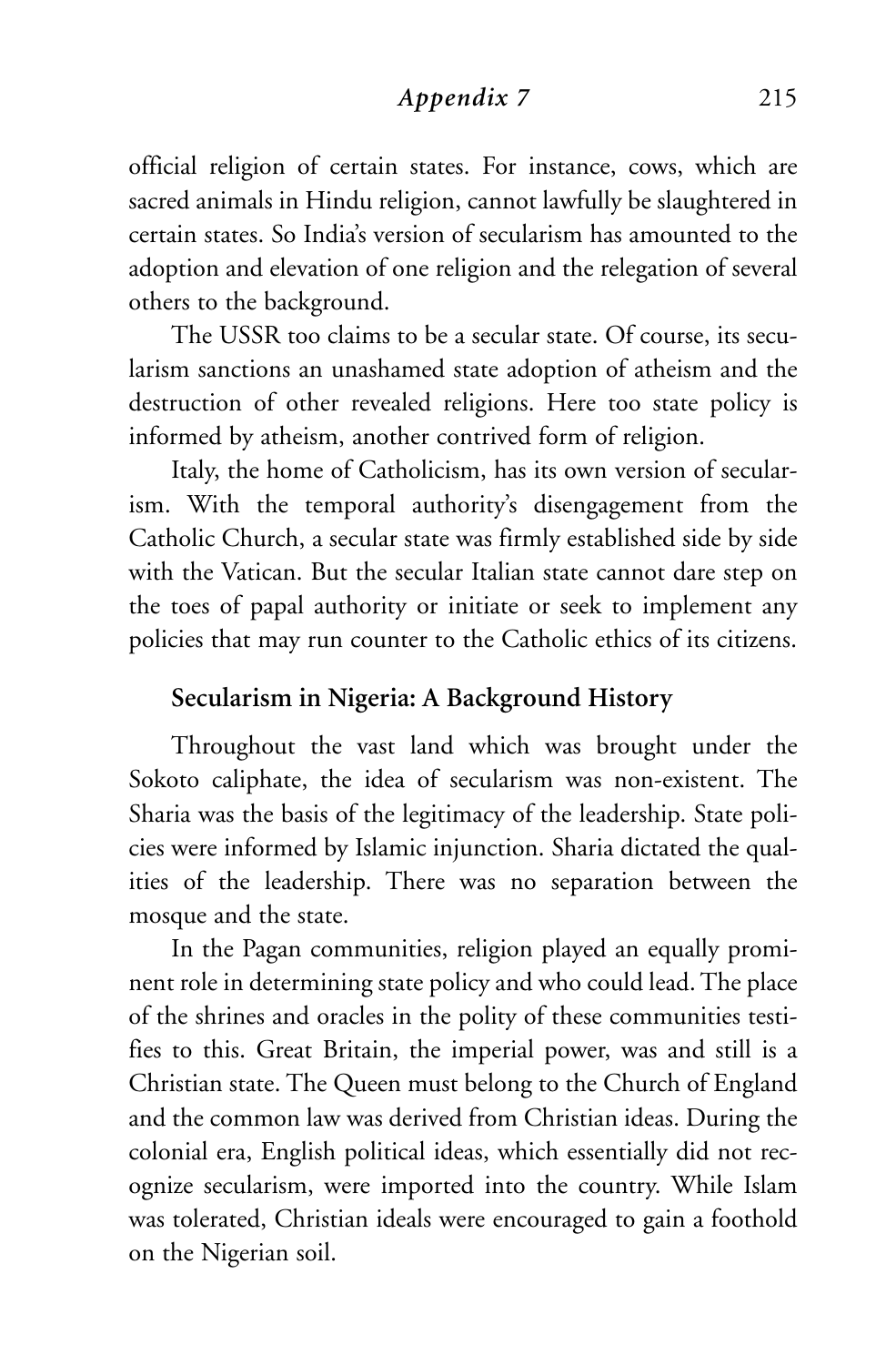official religion of certain states. For instance, cows, which are sacred animals in Hindu religion, cannot lawfully be slaughtered in certain states. So India's version of secularism has amounted to the adoption and elevation of one religion and the relegation of several others to the background.

The USSR too claims to be a secular state. Of course, its secularism sanctions an unashamed state adoption of atheism and the destruction of other revealed religions. Here too state policy is informed by atheism, another contrived form of religion.

Italy, the home of Catholicism, has its own version of secularism. With the temporal authority's disengagement from the Catholic Church, a secular state was firmly established side by side with the Vatican. But the secular Italian state cannot dare step on the toes of papal authority or initiate or seek to implement any policies that may run counter to the Catholic ethics of its citizens.

### Secularism in Nigeria: A Background History

Throughout the vast land which was brought under the Sokoto caliphate, the idea of secularism was non-existent. The Sharia was the basis of the legitimacy of the leadership. State policies were informed by Islamic injunction. Sharia dictated the qualities of the leadership. There was no separation between the mosque and the state.

In the Pagan communities, religion played an equally prominent role in determining state policy and who could lead. The place of the shrines and oracles in the polity of these communities testifies to this. Great Britain, the imperial power, was and still is a Christian state. The Queen must belong to the Church of England and the common law was derived from Christian ideas. During the colonial era, English political ideas, which essentially did not recognize secularism, were imported into the country. While Islam was tolerated, Christian ideals were encouraged to gain a foothold on the Nigerian soil.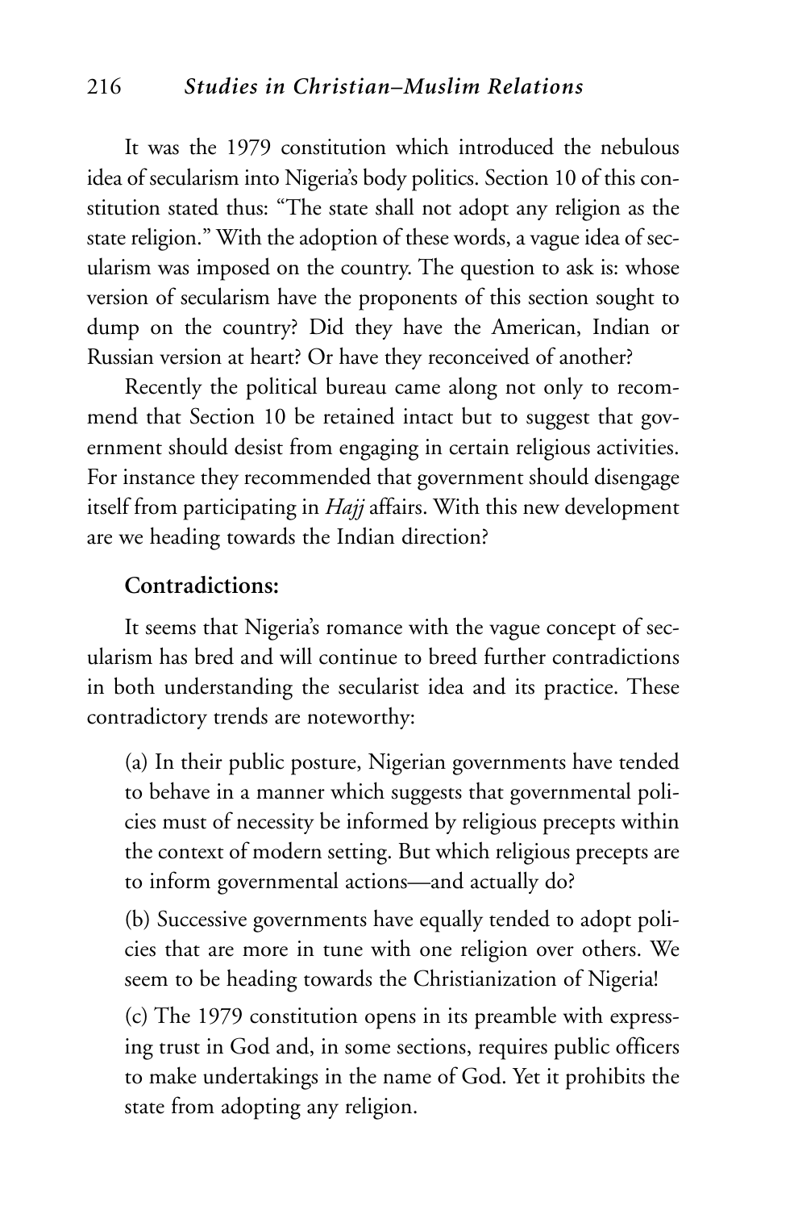It was the 1979 constitution which introduced the nebulous idea of secularism into Nigeria's body politics. Section 10 of this constitution stated thus: "The state shall not adopt any religion as the state religion." With the adoption of these words, a vague idea of secularism was imposed on the country. The question to ask is: whose version of secularism have the proponents of this section sought to dump on the country? Did they have the American, Indian or Russian version at heart? Or have they reconceived of another?

Recently the political bureau came along not only to recommend that Section 10 be retained intact but to suggest that government should desist from engaging in certain religious activities. For instance they recommended that government should disengage itself from participating in *Hajj* affairs. With this new development are we heading towards the Indian direction?

**Contradictions:**

It seems that Nigeria's romance with the vague concept of secularism has bred and will continue to breed further contradictions in both understanding the secularist idea and its practice. These contradictory trends are noteworthy:

(a) In their public posture, Nigerian governments have tended to behave in a manner which suggests that governmental policies must of necessity be informed by religious precepts within the context of modern setting. But which religious precepts are to inform governmental actions—and actually do?

(b) Successive governments have equally tended to adopt policies that are more in tune with one religion over others. We seem to be heading towards the Christianization of Nigeria!

(c) The 1979 constitution opens in its preamble with expressing trust in God and, in some sections, requires public officers to make undertakings in the name of God. Yet it prohibits the state from adopting any religion.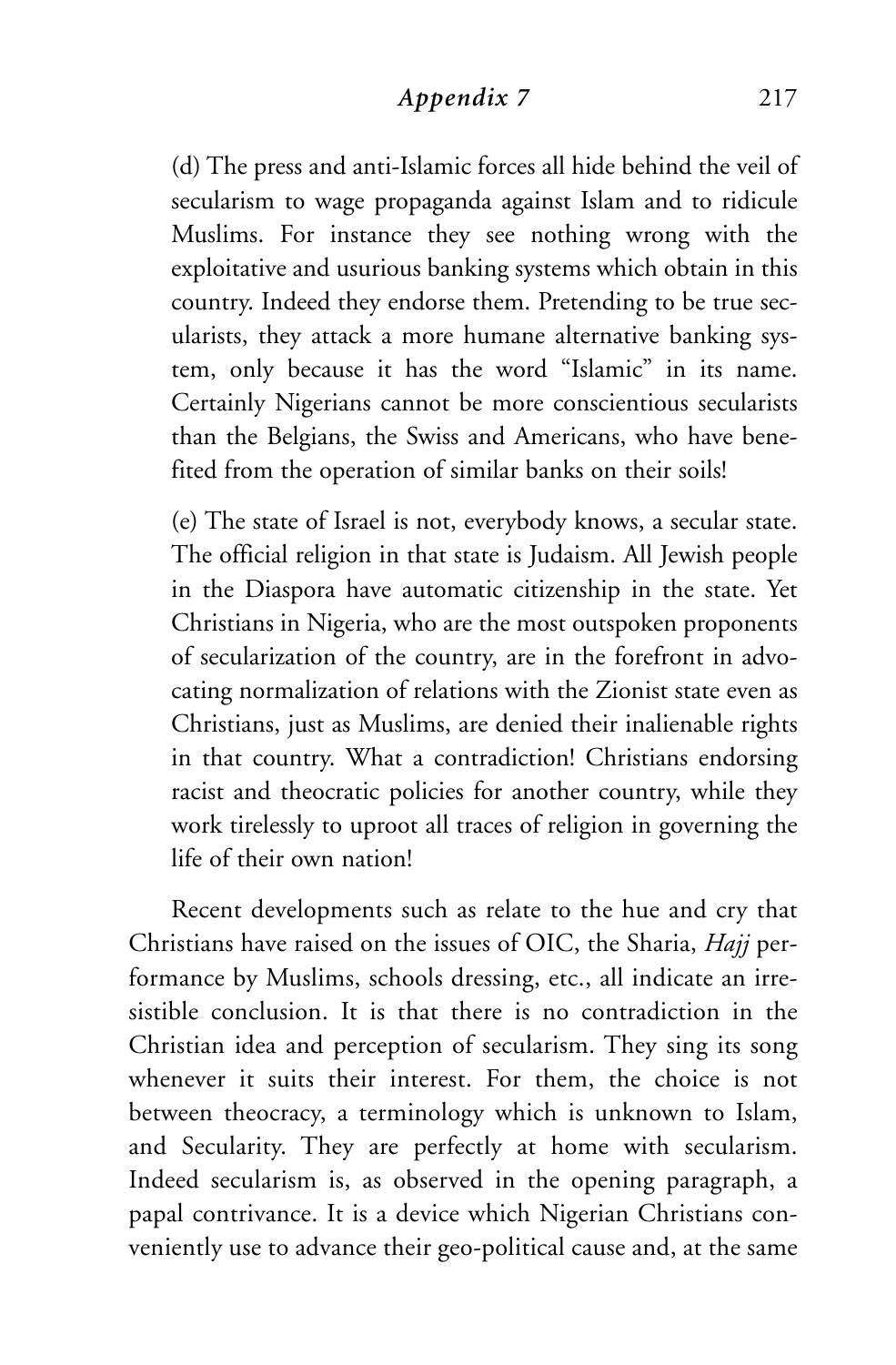(d) The press and anti-Islamic forces all hide behind the veil of secularism to wage propaganda against Islam and to ridicule Muslims. For instance they see nothing wrong with the exploitative and usurious banking systems which obtain in this country. Indeed they endorse them. Pretending to be true secularists, they attack a more humane alternative banking system, only because it has the word "Islamic" in its name. Certainly Nigerians cannot be more conscientious secularists than the Belgians, the Swiss and Americans, who have benefited from the operation of similar banks on their soils!

(e) The state of Israel is not, everybody knows, a secular state. The official religion in that state is Judaism. All Jewish people in the Diaspora have automatic citizenship in the state. Yet Christians in Nigeria, who are the most outspoken proponents of secularization of the country, are in the forefront in advocating normalization of relations with the Zionist state even as Christians, just as Muslims, are denied their inalienable rights in that country. What a contradiction! Christians endorsing racist and theocratic policies for another country, while they work tirelessly to uproot all traces of religion in governing the life of their own nation!

Recent developments such as relate to the hue and cry that Christians have raised on the issues of OIC, the Sharia, *Hajj* performance by Muslims, schools dressing, etc., all indicate an irresistible conclusion. It is that there is no contradiction in the Christian idea and perception of secularism. They sing its song whenever it suits their interest. For them, the choice is not between theocracy, a terminology which is unknown to Islam, and Secularity. They are perfectly at home with secularism. Indeed secularism is, as observed in the opening paragraph, a papal contrivance. It is a device which Nigerian Christians conveniently use to advance their geo-political cause and, at the same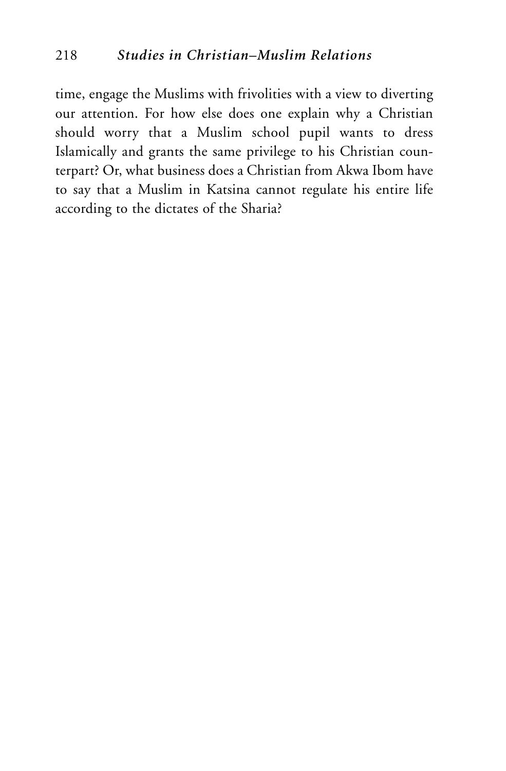time, engage the Muslims with frivolities with a view to diverting our attention. For how else does one explain why a Christian should worry that a Muslim school pupil wants to dress Islamically and grants the same privilege to his Christian counterpart? Or, what business does a Christian from Akwa Ibom have to say that a Muslim in Katsina cannot regulate his entire life according to the dictates of the Sharia?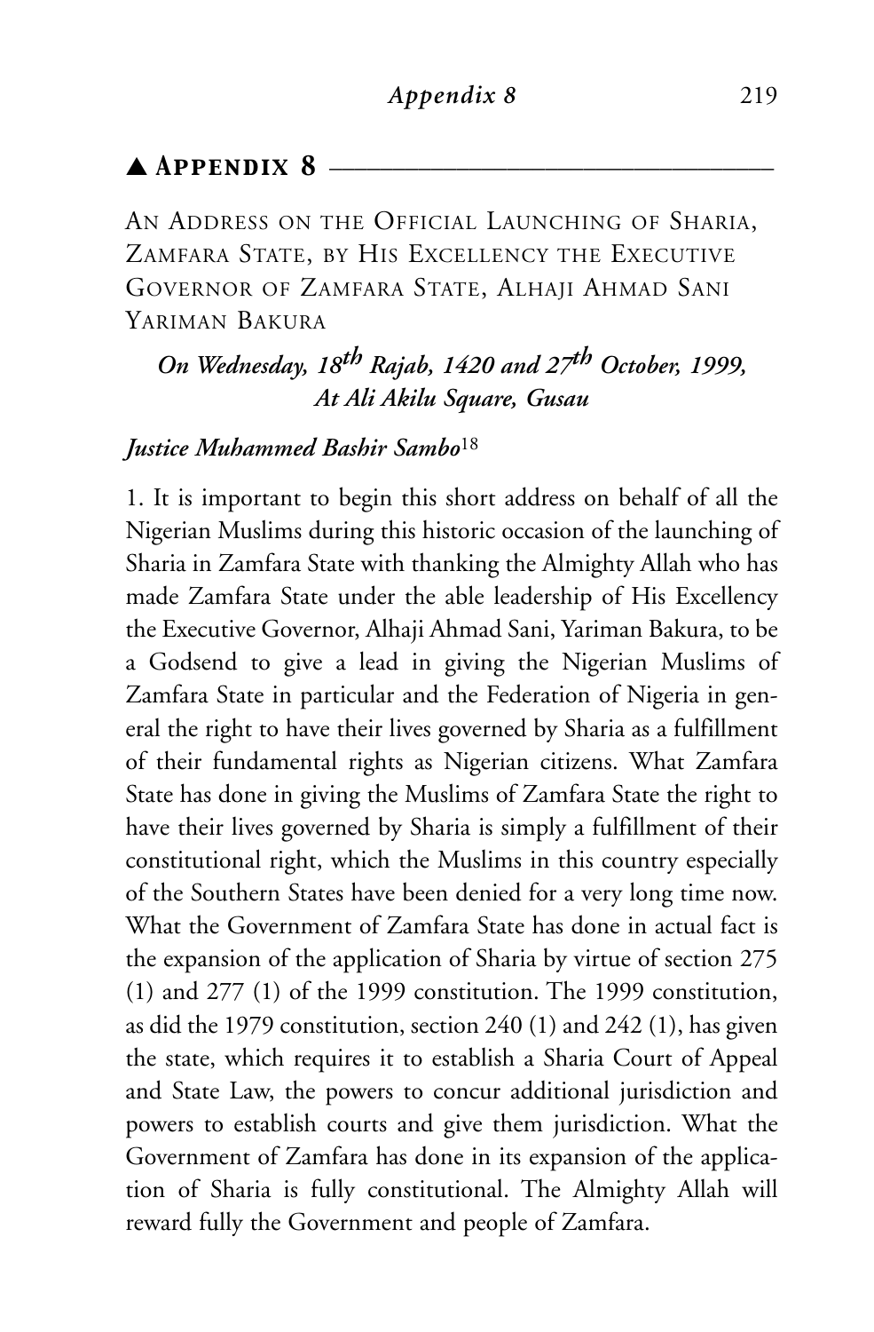## ▲ Appendix 8

An Address on the Official Launching of Sharia, Zamfara State, by His Excellency the Executive Governor of Zamfara State, Alhaji Ahmad Sani Yariman Bakura

***On Wednesday, 18th Rajab, 1420 and 27th October, 1999, At Ali Akilu Square, Gusau***

***Justice Muhammed Bashir Sambo***[18]

1. It is important to begin this short address on behalf of all the Nigerian Muslims during this historic occasion of the launching of Sharia in Zamfara State with thanking the Almighty Allah who has made Zamfara State under the able leadership of His Excellency the Executive Governor, Alhaji Ahmad Sani, Yariman Bakura, to be a Godsend to give a lead in giving the Nigerian Muslims of Zamfara State in particular and the Federation of Nigeria in general the right to have their lives governed by Sharia as a fulfillment of their fundamental rights as Nigerian citizens. What Zamfara State has done in giving the Muslims of Zamfara State the right to have their lives governed by Sharia is simply a fulfillment of their constitutional right, which the Muslims in this country especially of the Southern States have been denied for a very long time now. What the Government of Zamfara State has done in actual fact is the expansion of the application of Sharia by virtue of section 275 (1) and 277 (1) of the 1999 constitution. The 1999 constitution, as did the 1979 constitution, section 240 (1) and 242 (1), has given the state, which requires it to establish a Sharia Court of Appeal and State Law, the powers to concur additional jurisdiction and powers to establish courts and give them jurisdiction. What the Government of Zamfara has done in its expansion of the application of Sharia is fully constitutional. The Almighty Allah will reward fully the Government and people of Zamfara.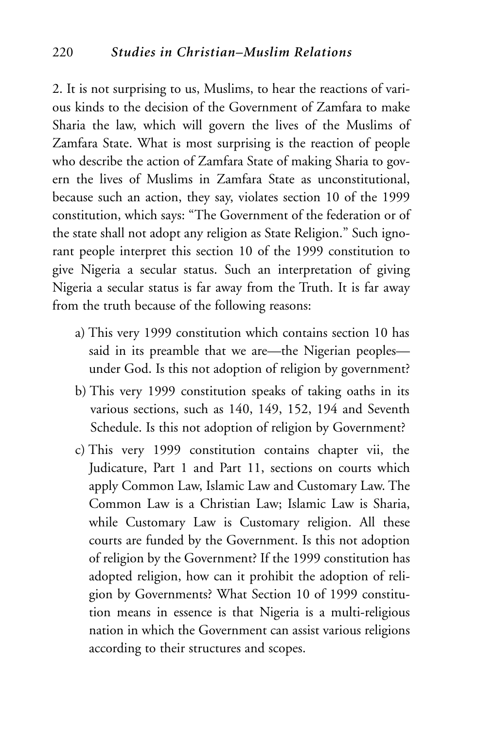2. It is not surprising to us, Muslims, to hear the reactions of various kinds to the decision of the Government of Zamfara to make Sharia the law, which will govern the lives of the Muslims of Zamfara State. What is most surprising is the reaction of people who describe the action of Zamfara State of making Sharia to govern the lives of Muslims in Zamfara State as unconstitutional, because such an action, they say, violates section 10 of the 1999 constitution, which says: "The Government of the federation or of the state shall not adopt any religion as State Religion." Such ignorant people interpret this section 10 of the 1999 constitution to give Nigeria a secular status. Such an interpretation of giving Nigeria a secular status is far away from the Truth. It is far away from the truth because of the following reasons:

a) This very 1999 constitution which contains section 10 has said in its preamble that we are—the Nigerian peoples—under God. Is this not adoption of religion by government?

b) This very 1999 constitution speaks of taking oaths in its various sections, such as 140, 149, 152, 194 and Seventh Schedule. Is this not adoption of religion by Government?

c) This very 1999 constitution contains chapter vii, the Judicature, Part 1 and Part 11, sections on courts which apply Common Law, Islamic Law and Customary Law. The Common Law is a Christian Law; Islamic Law is Sharia, while Customary Law is Customary religion. All these courts are funded by the Government. Is this not adoption of religion by the Government? If the 1999 constitution has adopted religion, how can it prohibit the adoption of religion by Governments? What Section 10 of 1999 constitution means in essence is that Nigeria is a multi-religious nation in which the Government can assist various religions according to their structures and scopes.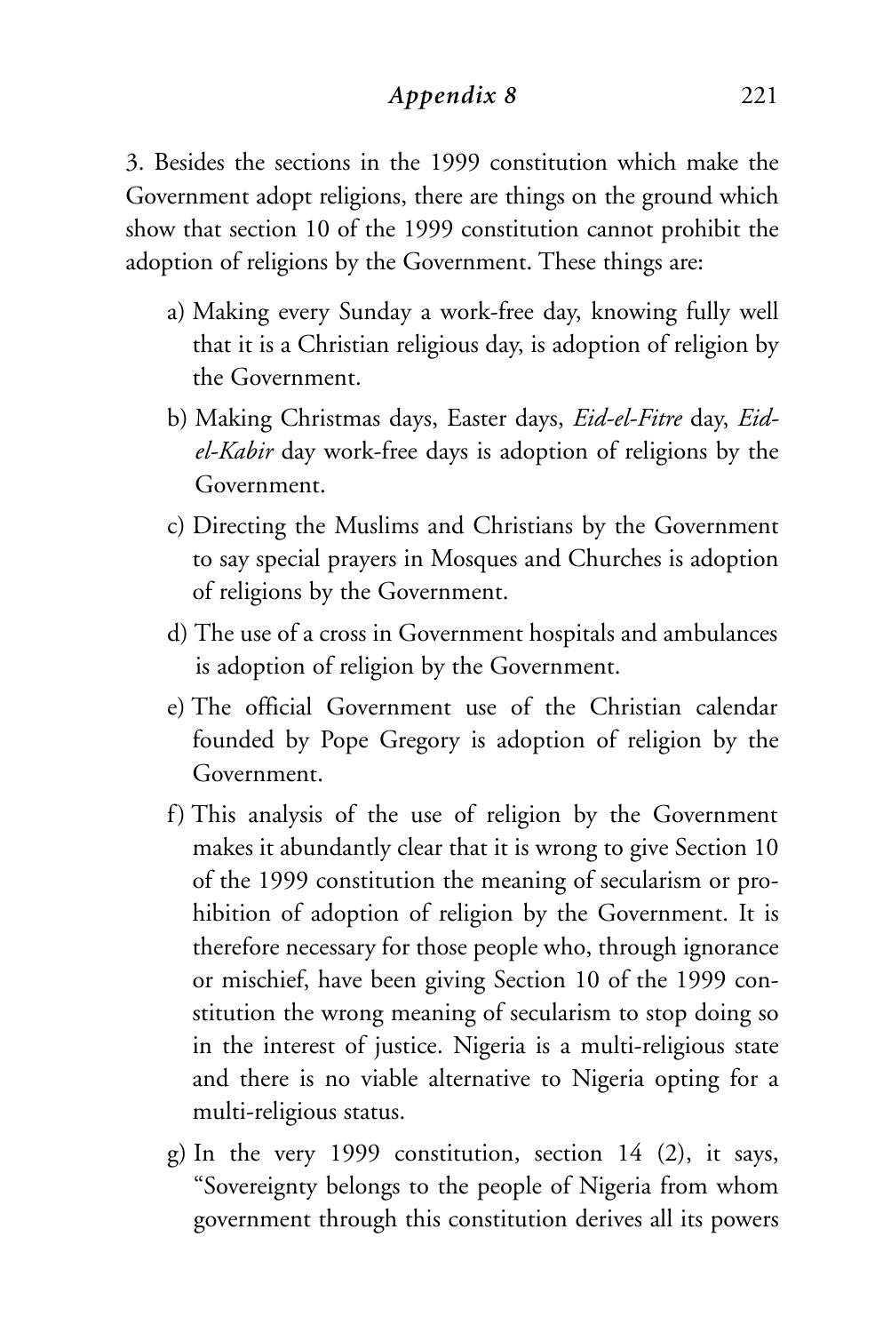3. Besides the sections in the 1999 constitution which make the Government adopt religions, there are things on the ground which show that section 10 of the 1999 constitution cannot prohibit the adoption of religions by the Government. These things are:

a) Making every Sunday a work-free day, knowing fully well that it is a Christian religious day, is adoption of religion by the Government.

b) Making Christmas days, Easter days, *Eid-el-Fitre* day, *Eid-el-Kabir* day work-free days is adoption of religions by the Government.

c) Directing the Muslims and Christians by the Government to say special prayers in Mosques and Churches is adoption of religions by the Government.

d) The use of a cross in Government hospitals and ambulances is adoption of religion by the Government.

e) The official Government use of the Christian calendar founded by Pope Gregory is adoption of religion by the Government.

f) This analysis of the use of religion by the Government makes it abundantly clear that it is wrong to give Section 10 of the 1999 constitution the meaning of secularism or prohibition of adoption of religion by the Government. It is therefore necessary for those people who, through ignorance or mischief, have been giving Section 10 of the 1999 constitution the wrong meaning of secularism to stop doing so in the interest of justice. Nigeria is a multi-religious state and there is no viable alternative to Nigeria opting for a multi-religious status.

g) In the very 1999 constitution, section 14 (2), it says, "Sovereignty belongs to the people of Nigeria from whom government through this constitution derives all its powers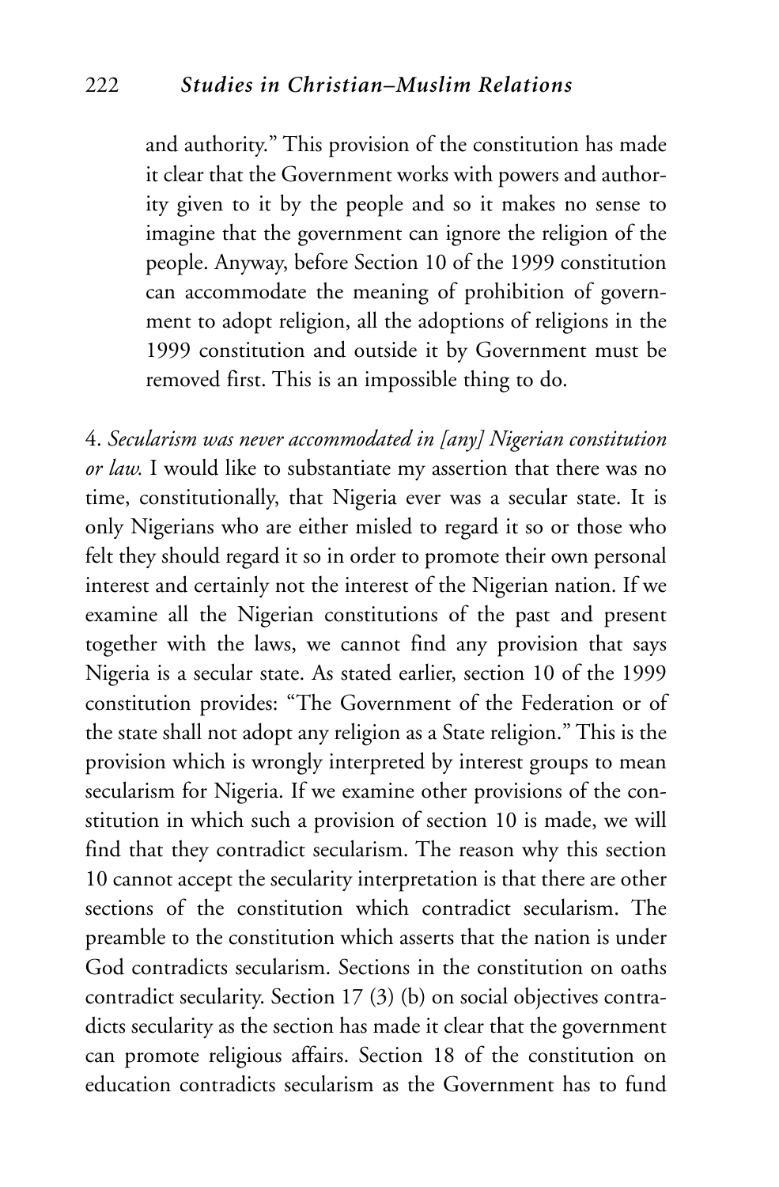> and authority." This provision of the constitution has made it clear that the Government works with powers and authority given to it by the people and so it makes no sense to imagine that the government can ignore the religion of the people. Anyway, before Section 10 of the 1999 constitution can accommodate the meaning of prohibition of government to adopt religion, all the adoptions of religions in the 1999 constitution and outside it by Government must be removed first. This is an impossible thing to do.

4. *Secularism was never accommodated in [any] Nigerian constitution or law.* I would like to substantiate my assertion that there was no time, constitutionally, that Nigeria ever was a secular state. It is only Nigerians who are either misled to regard it so or those who felt they should regard it so in order to promote their own personal interest and certainly not the interest of the Nigerian nation. If we examine all the Nigerian constitutions of the past and present together with the laws, we cannot find any provision that says Nigeria is a secular state. As stated earlier, section 10 of the 1999 constitution provides: "The Government of the Federation or of the state shall not adopt any religion as a State religion." This is the provision which is wrongly interpreted by interest groups to mean secularism for Nigeria. If we examine other provisions of the constitution in which such a provision of section 10 is made, we will find that they contradict secularism. The reason why this section 10 cannot accept the secularity interpretation is that there are other sections of the constitution which contradict secularism. The preamble to the constitution which asserts that the nation is under God contradicts secularism. Sections in the constitution on oaths contradict secularity. Section 17 (3) (b) on social objectives contradicts secularity as the section has made it clear that the government can promote religious affairs. Section 18 of the constitution on education contradicts secularism as the Government has to fund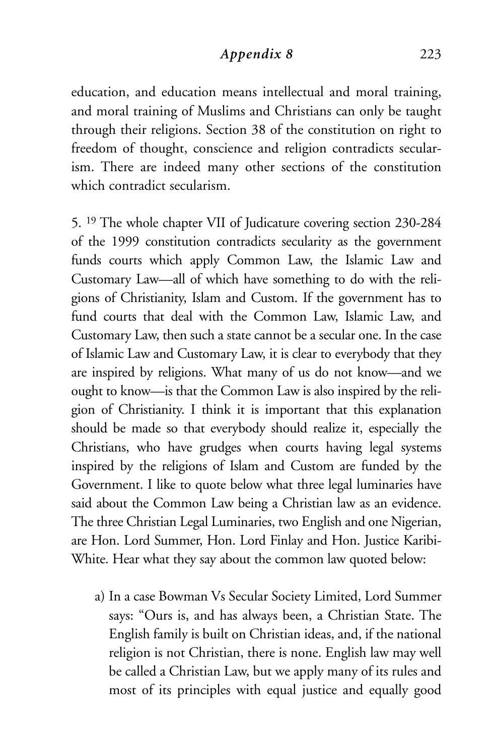education, and education means intellectual and moral training, and moral training of Muslims and Christians can only be taught through their religions. Section 38 of the constitution on right to freedom of thought, conscience and religion contradicts secularism. There are indeed many other sections of the constitution which contradict secularism.

5. [19] The whole chapter VII of Judicature covering section 230-284 of the 1999 constitution contradicts secularity as the government funds courts which apply Common Law, the Islamic Law and Customary Law—all of which have something to do with the religions of Christianity, Islam and Custom. If the government has to fund courts that deal with the Common Law, Islamic Law, and Customary Law, then such a state cannot be a secular one. In the case of Islamic Law and Customary Law, it is clear to everybody that they are inspired by religions. What many of us do not know—and we ought to know—is that the Common Law is also inspired by the religion of Christianity. I think it is important that this explanation should be made so that everybody should realize it, especially the Christians, who have grudges when courts having legal systems inspired by the religions of Islam and Custom are funded by the Government. I like to quote below what three legal luminaries have said about the Common Law being a Christian law as an evidence. The three Christian Legal Luminaries, two English and one Nigerian, are Hon. Lord Summer, Hon. Lord Finlay and Hon. Justice Karibi-White. Hear what they say about the common law quoted below:

a) In a case Bowman Vs Secular Society Limited, Lord Summer says: "Ours is, and has always been, a Christian State. The English family is built on Christian ideas, and, if the national religion is not Christian, there is none. English law may well be called a Christian Law, but we apply many of its rules and most of its principles with equal justice and equally good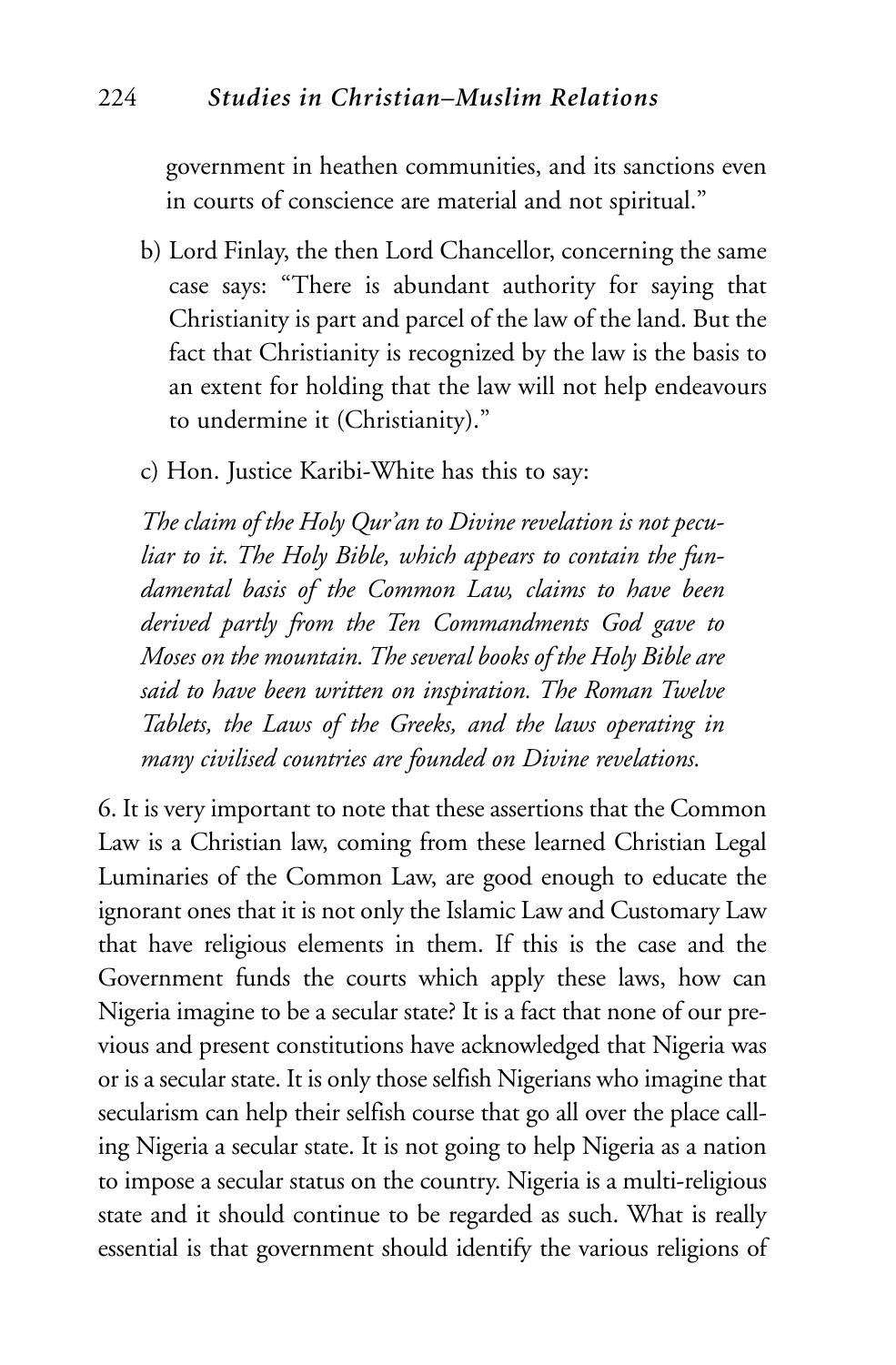government in heathen communities, and its sanctions even in courts of conscience are material and not spiritual."

b) Lord Finlay, the then Lord Chancellor, concerning the same case says: "There is abundant authority for saying that Christianity is part and parcel of the law of the land. But the fact that Christianity is recognized by the law is the basis to an extent for holding that the law will not help endeavours to undermine it (Christianity)."

c) Hon. Justice Karibi-White has this to say:

*The claim of the Holy Qur'an to Divine revelation is not peculiar to it. The Holy Bible, which appears to contain the fundamental basis of the Common Law, claims to have been derived partly from the Ten Commandments God gave to Moses on the mountain. The several books of the Holy Bible are said to have been written on inspiration. The Roman Twelve Tablets, the Laws of the Greeks, and the laws operating in many civilised countries are founded on Divine revelations.*

6. It is very important to note that these assertions that the Common Law is a Christian law, coming from these learned Christian Legal Luminaries of the Common Law, are good enough to educate the ignorant ones that it is not only the Islamic Law and Customary Law that have religious elements in them. If this is the case and the Government funds the courts which apply these laws, how can Nigeria imagine to be a secular state? It is a fact that none of our previous and present constitutions have acknowledged that Nigeria was or is a secular state. It is only those selfish Nigerians who imagine that secularism can help their selfish course that go all over the place calling Nigeria a secular state. It is not going to help Nigeria as a nation to impose a secular status on the country. Nigeria is a multi-religious state and it should continue to be regarded as such. What is really essential is that government should identify the various religions of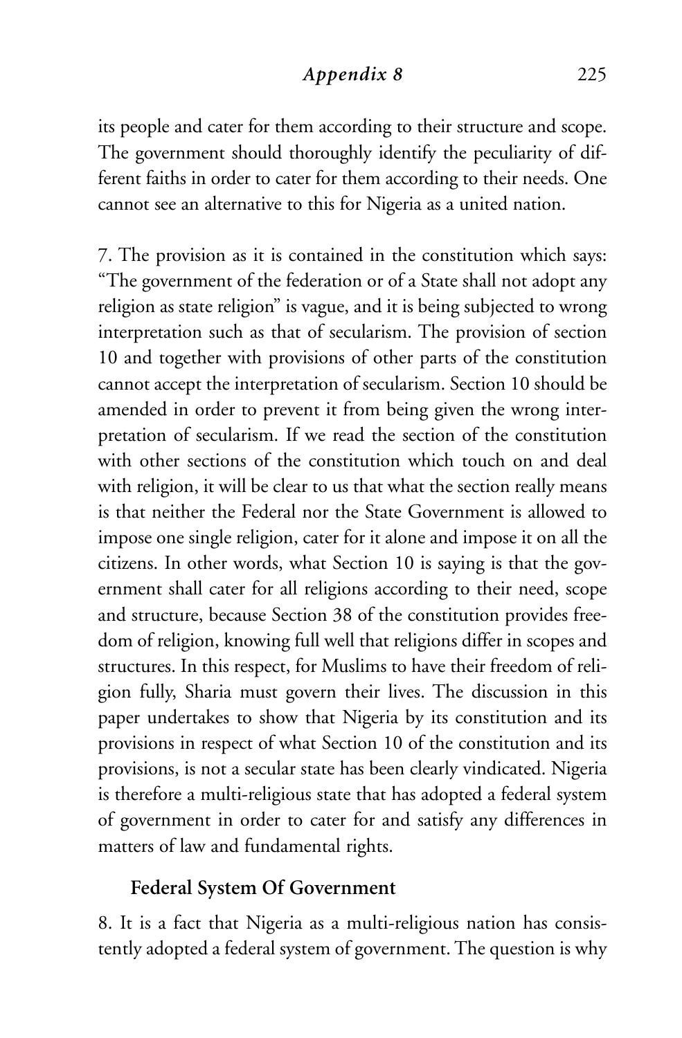its people and cater for them according to their structure and scope. The government should thoroughly identify the peculiarity of different faiths in order to cater for them according to their needs. One cannot see an alternative to this for Nigeria as a united nation.

7. The provision as it is contained in the constitution which says: "The government of the federation or of a State shall not adopt any religion as state religion" is vague, and it is being subjected to wrong interpretation such as that of secularism. The provision of section 10 and together with provisions of other parts of the constitution cannot accept the interpretation of secularism. Section 10 should be amended in order to prevent it from being given the wrong interpretation of secularism. If we read the section of the constitution with other sections of the constitution which touch on and deal with religion, it will be clear to us that what the section really means is that neither the Federal nor the State Government is allowed to impose one single religion, cater for it alone and impose it on all the citizens. In other words, what Section 10 is saying is that the government shall cater for all religions according to their need, scope and structure, because Section 38 of the constitution provides freedom of religion, knowing full well that religions differ in scopes and structures. In this respect, for Muslims to have their freedom of religion fully, Sharia must govern their lives. The discussion in this paper undertakes to show that Nigeria by its constitution and its provisions in respect of what Section 10 of the constitution and its provisions, is not a secular state has been clearly vindicated. Nigeria is therefore a multi-religious state that has adopted a federal system of government in order to cater for and satisfy any differences in matters of law and fundamental rights.

### Federal System Of Government

8. It is a fact that Nigeria as a multi-religious nation has consistently adopted a federal system of government. The question is why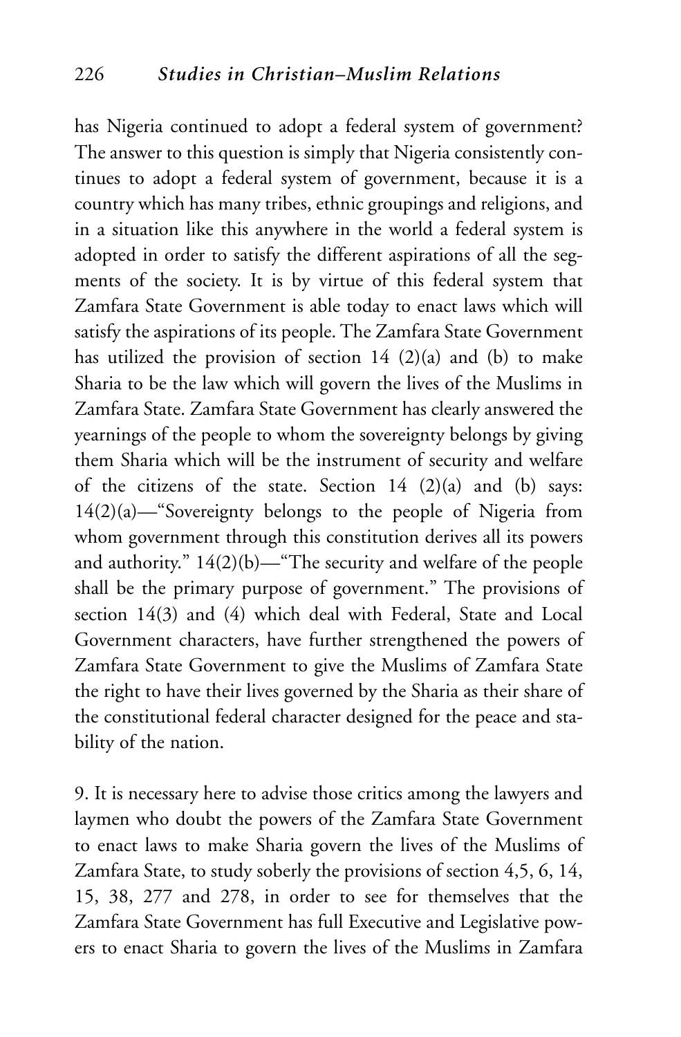has Nigeria continued to adopt a federal system of government? The answer to this question is simply that Nigeria consistently continues to adopt a federal system of government, because it is a country which has many tribes, ethnic groupings and religions, and in a situation like this anywhere in the world a federal system is adopted in order to satisfy the different aspirations of all the segments of the society. It is by virtue of this federal system that Zamfara State Government is able today to enact laws which will satisfy the aspirations of its people. The Zamfara State Government has utilized the provision of section 14 (2)(a) and (b) to make Sharia to be the law which will govern the lives of the Muslims in Zamfara State. Zamfara State Government has clearly answered the yearnings of the people to whom the sovereignty belongs by giving them Sharia which will be the instrument of security and welfare of the citizens of the state. Section 14 (2)(a) and (b) says: 14(2)(a)—"Sovereignty belongs to the people of Nigeria from whom government through this constitution derives all its powers and authority." 14(2)(b)—"The security and welfare of the people shall be the primary purpose of government." The provisions of section 14(3) and (4) which deal with Federal, State and Local Government characters, have further strengthened the powers of Zamfara State Government to give the Muslims of Zamfara State the right to have their lives governed by the Sharia as their share of the constitutional federal character designed for the peace and stability of the nation.

9. It is necessary here to advise those critics among the lawyers and laymen who doubt the powers of the Zamfara State Government to enact laws to make Sharia govern the lives of the Muslims of Zamfara State, to study soberly the provisions of section 4,5, 6, 14, 15, 38, 277 and 278, in order to see for themselves that the Zamfara State Government has full Executive and Legislative powers to enact Sharia to govern the lives of the Muslims in Zamfara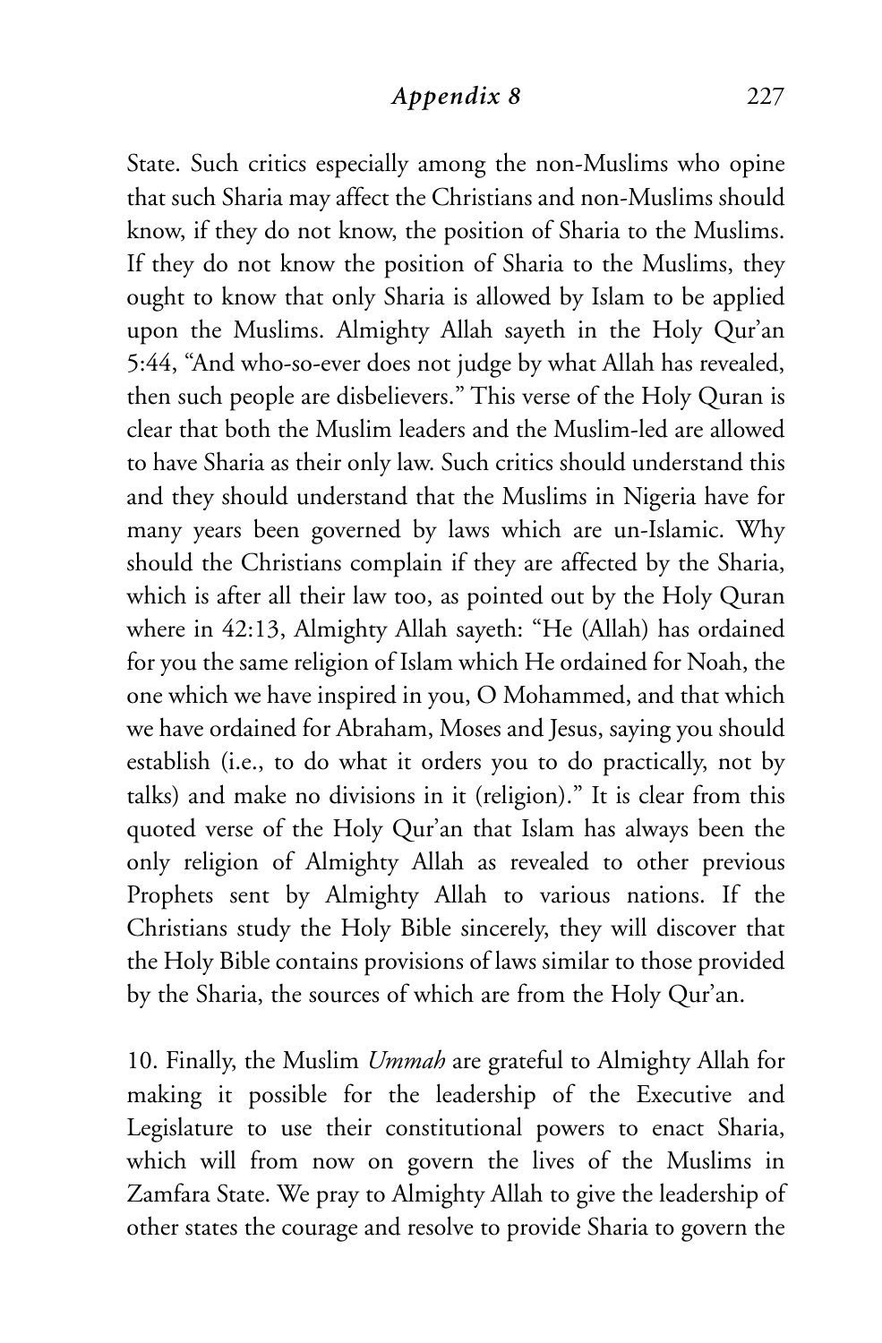State. Such critics especially among the non-Muslims who opine that such Sharia may affect the Christians and non-Muslims should know, if they do not know, the position of Sharia to the Muslims. If they do not know the position of Sharia to the Muslims, they ought to know that only Sharia is allowed by Islam to be applied upon the Muslims. Almighty Allah sayeth in the Holy Qur'an 5:44, "And who-so-ever does not judge by what Allah has revealed, then such people are disbelievers." This verse of the Holy Quran is clear that both the Muslim leaders and the Muslim-led are allowed to have Sharia as their only law. Such critics should understand this and they should understand that the Muslims in Nigeria have for many years been governed by laws which are un-Islamic. Why should the Christians complain if they are affected by the Sharia, which is after all their law too, as pointed out by the Holy Quran where in 42:13, Almighty Allah sayeth: "He (Allah) has ordained for you the same religion of Islam which He ordained for Noah, the one which we have inspired in you, O Mohammed, and that which we have ordained for Abraham, Moses and Jesus, saying you should establish (i.e., to do what it orders you to do practically, not by talks) and make no divisions in it (religion)." It is clear from this quoted verse of the Holy Qur'an that Islam has always been the only religion of Almighty Allah as revealed to other previous Prophets sent by Almighty Allah to various nations. If the Christians study the Holy Bible sincerely, they will discover that the Holy Bible contains provisions of laws similar to those provided by the Sharia, the sources of which are from the Holy Qur'an.

10. Finally, the Muslim *Ummah* are grateful to Almighty Allah for making it possible for the leadership of the Executive and Legislature to use their constitutional powers to enact Sharia, which will from now on govern the lives of the Muslims in Zamfara State. We pray to Almighty Allah to give the leadership of other states the courage and resolve to provide Sharia to govern the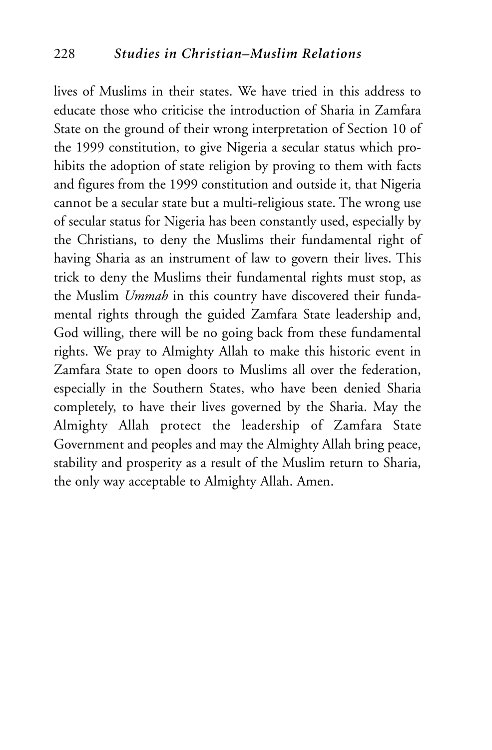lives of Muslims in their states. We have tried in this address to educate those who criticise the introduction of Sharia in Zamfara State on the ground of their wrong interpretation of Section 10 of the 1999 constitution, to give Nigeria a secular status which prohibits the adoption of state religion by proving to them with facts and figures from the 1999 constitution and outside it, that Nigeria cannot be a secular state but a multi-religious state. The wrong use of secular status for Nigeria has been constantly used, especially by the Christians, to deny the Muslims their fundamental right of having Sharia as an instrument of law to govern their lives. This trick to deny the Muslims their fundamental rights must stop, as the Muslim *Ummah* in this country have discovered their fundamental rights through the guided Zamfara State leadership and, God willing, there will be no going back from these fundamental rights. We pray to Almighty Allah to make this historic event in Zamfara State to open doors to Muslims all over the federation, especially in the Southern States, who have been denied Sharia completely, to have their lives governed by the Sharia. May the Almighty Allah protect the leadership of Zamfara State Government and peoples and may the Almighty Allah bring peace, stability and prosperity as a result of the Muslim return to Sharia, the only way acceptable to Almighty Allah. Amen.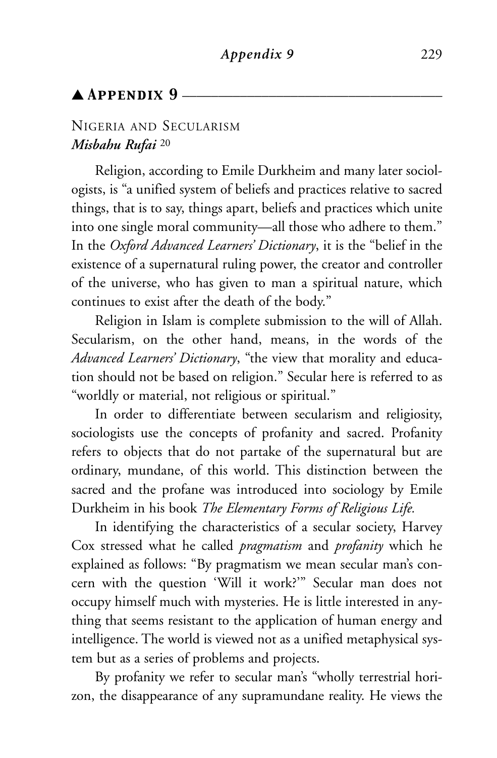## ▲ Appendix 9

### Nigeria and Secularism

***Misbahu Rufai*** [20]

Religion, according to Emile Durkheim and many later sociologists, is "a unified system of beliefs and practices relative to sacred things, that is to say, things apart, beliefs and practices which unite into one single moral community—all those who adhere to them." In the *Oxford Advanced Learners' Dictionary*, it is the "belief in the existence of a supernatural ruling power, the creator and controller of the universe, who has given to man a spiritual nature, which continues to exist after the death of the body."

Religion in Islam is complete submission to the will of Allah. Secularism, on the other hand, means, in the words of the *Advanced Learners' Dictionary*, "the view that morality and education should not be based on religion." Secular here is referred to as "worldly or material, not religious or spiritual."

In order to differentiate between secularism and religiosity, sociologists use the concepts of profanity and sacred. Profanity refers to objects that do not partake of the supernatural but are ordinary, mundane, of this world. This distinction between the sacred and the profane was introduced into sociology by Emile Durkheim in his book *The Elementary Forms of Religious Life.*

In identifying the characteristics of a secular society, Harvey Cox stressed what he called *pragmatism* and *profanity* which he explained as follows: "By pragmatism we mean secular man's concern with the question 'Will it work?'" Secular man does not occupy himself much with mysteries. He is little interested in anything that seems resistant to the application of human energy and intelligence. The world is viewed not as a unified metaphysical system but as a series of problems and projects.

By profanity we refer to secular man's "wholly terrestrial horizon, the disappearance of any supramundane reality. He views the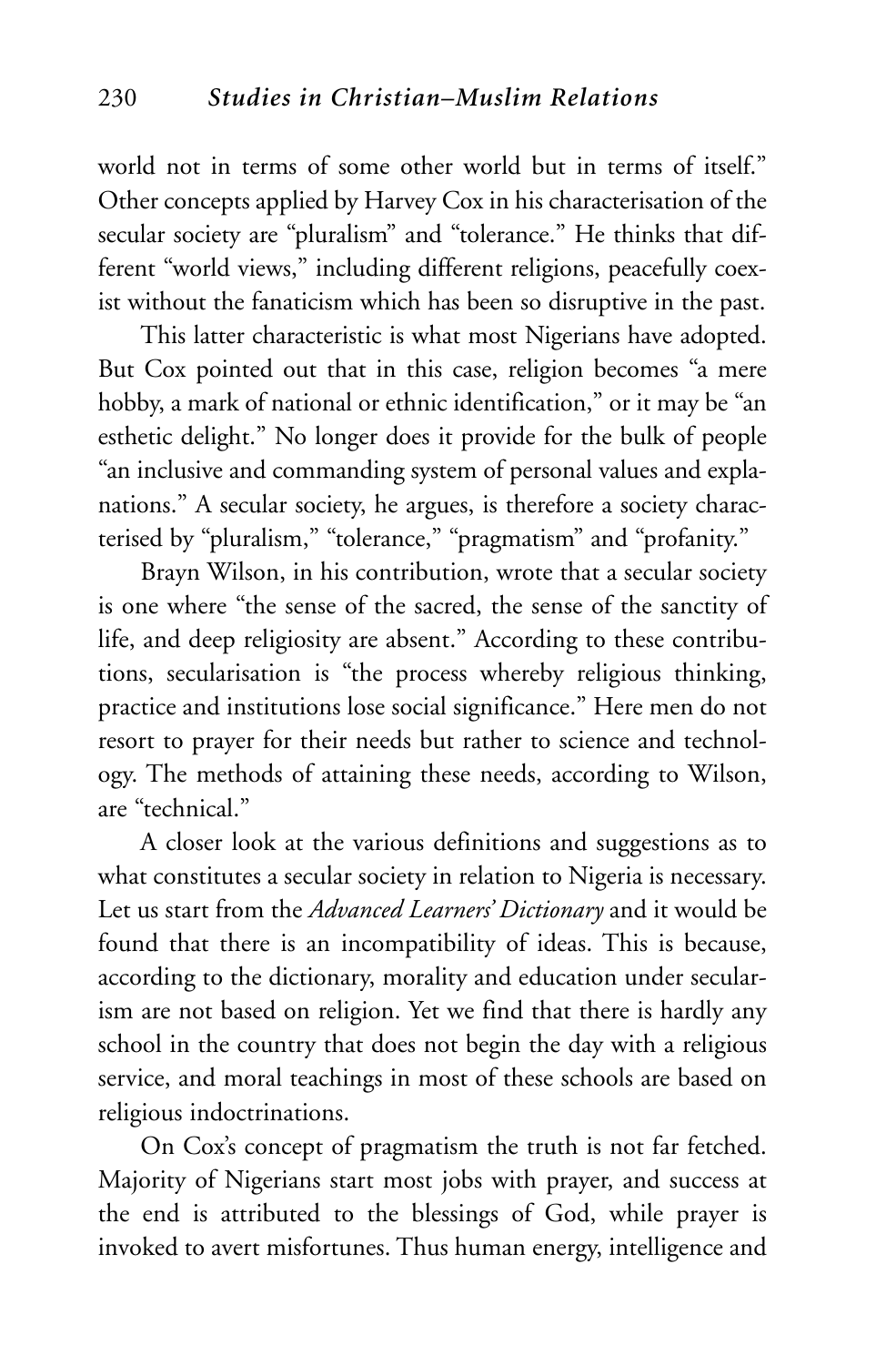world not in terms of some other world but in terms of itself." Other concepts applied by Harvey Cox in his characterisation of the secular society are "pluralism" and "tolerance." He thinks that different "world views," including different religions, peacefully coexist without the fanaticism which has been so disruptive in the past.

This latter characteristic is what most Nigerians have adopted. But Cox pointed out that in this case, religion becomes "a mere hobby, a mark of national or ethnic identification," or it may be "an esthetic delight." No longer does it provide for the bulk of people "an inclusive and commanding system of personal values and explanations." A secular society, he argues, is therefore a society characterised by "pluralism," "tolerance," "pragmatism" and "profanity."

Brayn Wilson, in his contribution, wrote that a secular society is one where "the sense of the sacred, the sense of the sanctity of life, and deep religiosity are absent." According to these contributions, secularisation is "the process whereby religious thinking, practice and institutions lose social significance." Here men do not resort to prayer for their needs but rather to science and technology. The methods of attaining these needs, according to Wilson, are "technical."

A closer look at the various definitions and suggestions as to what constitutes a secular society in relation to Nigeria is necessary. Let us start from the *Advanced Learners' Dictionary* and it would be found that there is an incompatibility of ideas. This is because, according to the dictionary, morality and education under secularism are not based on religion. Yet we find that there is hardly any school in the country that does not begin the day with a religious service, and moral teachings in most of these schools are based on religious indoctrinations.

On Cox's concept of pragmatism the truth is not far fetched. Majority of Nigerians start most jobs with prayer, and success at the end is attributed to the blessings of God, while prayer is invoked to avert misfortunes. Thus human energy, intelligence and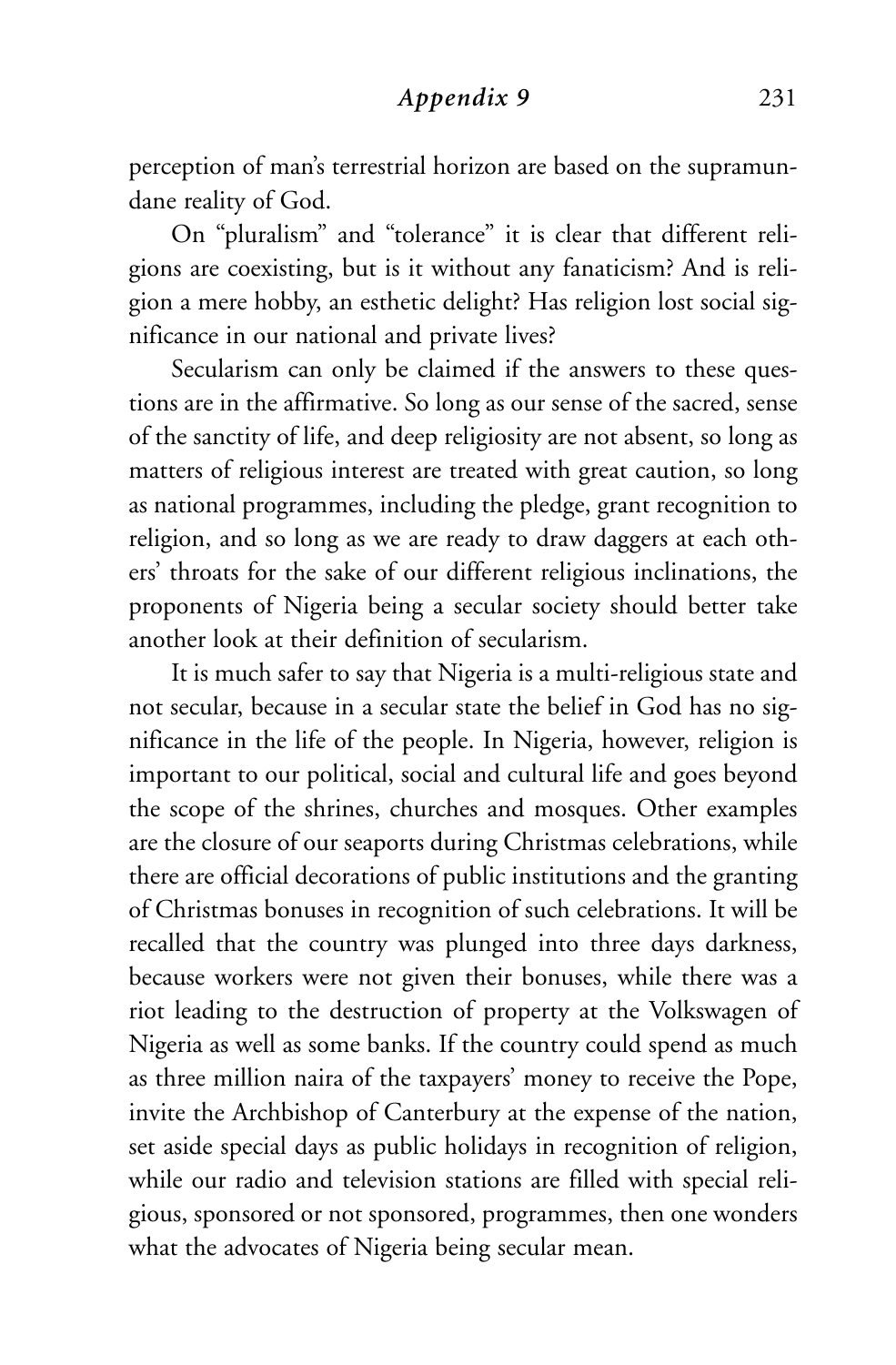perception of man's terrestrial horizon are based on the supramundane reality of God.

On "pluralism" and "tolerance" it is clear that different religions are coexisting, but is it without any fanaticism? And is religion a mere hobby, an esthetic delight? Has religion lost social significance in our national and private lives?

Secularism can only be claimed if the answers to these questions are in the affirmative. So long as our sense of the sacred, sense of the sanctity of life, and deep religiosity are not absent, so long as matters of religious interest are treated with great caution, so long as national programmes, including the pledge, grant recognition to religion, and so long as we are ready to draw daggers at each others' throats for the sake of our different religious inclinations, the proponents of Nigeria being a secular society should better take another look at their definition of secularism.

It is much safer to say that Nigeria is a multi-religious state and not secular, because in a secular state the belief in God has no significance in the life of the people. In Nigeria, however, religion is important to our political, social and cultural life and goes beyond the scope of the shrines, churches and mosques. Other examples are the closure of our seaports during Christmas celebrations, while there are official decorations of public institutions and the granting of Christmas bonuses in recognition of such celebrations. It will be recalled that the country was plunged into three days darkness, because workers were not given their bonuses, while there was a riot leading to the destruction of property at the Volkswagen of Nigeria as well as some banks. If the country could spend as much as three million naira of the taxpayers' money to receive the Pope, invite the Archbishop of Canterbury at the expense of the nation, set aside special days as public holidays in recognition of religion, while our radio and television stations are filled with special religious, sponsored or not sponsored, programmes, then one wonders what the advocates of Nigeria being secular mean.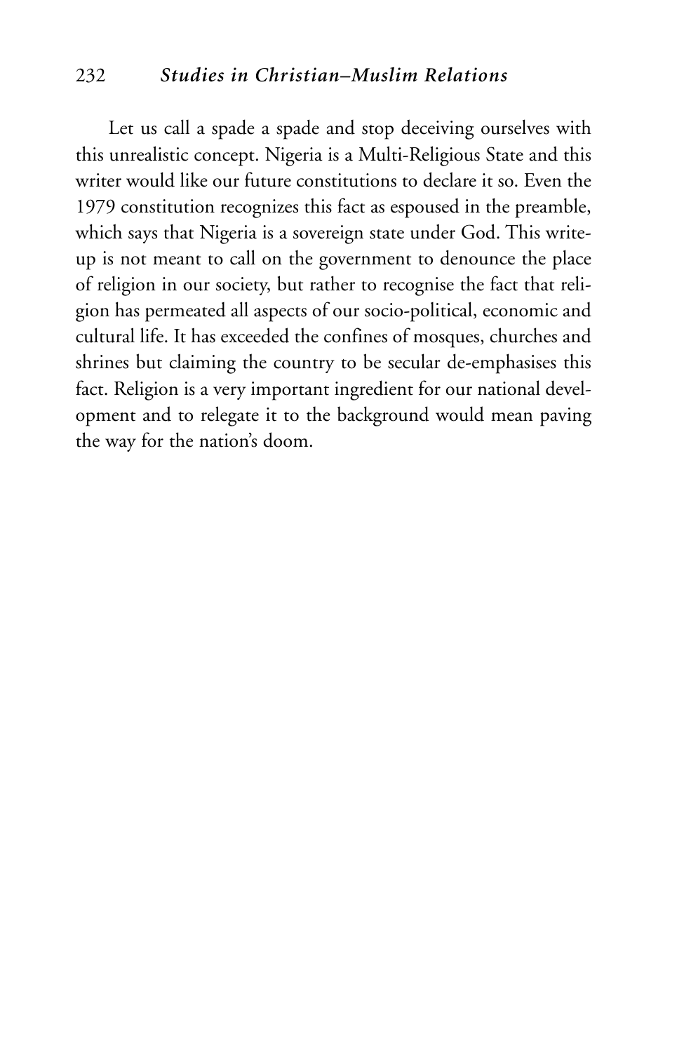Let us call a spade a spade and stop deceiving ourselves with this unrealistic concept. Nigeria is a Multi-Religious State and this writer would like our future constitutions to declare it so. Even the 1979 constitution recognizes this fact as espoused in the preamble, which says that Nigeria is a sovereign state under God. This write-up is not meant to call on the government to denounce the place of religion in our society, but rather to recognise the fact that religion has permeated all aspects of our socio-political, economic and cultural life. It has exceeded the confines of mosques, churches and shrines but claiming the country to be secular de-emphasises this fact. Religion is a very important ingredient for our national development and to relegate it to the background would mean paving the way for the nation's doom.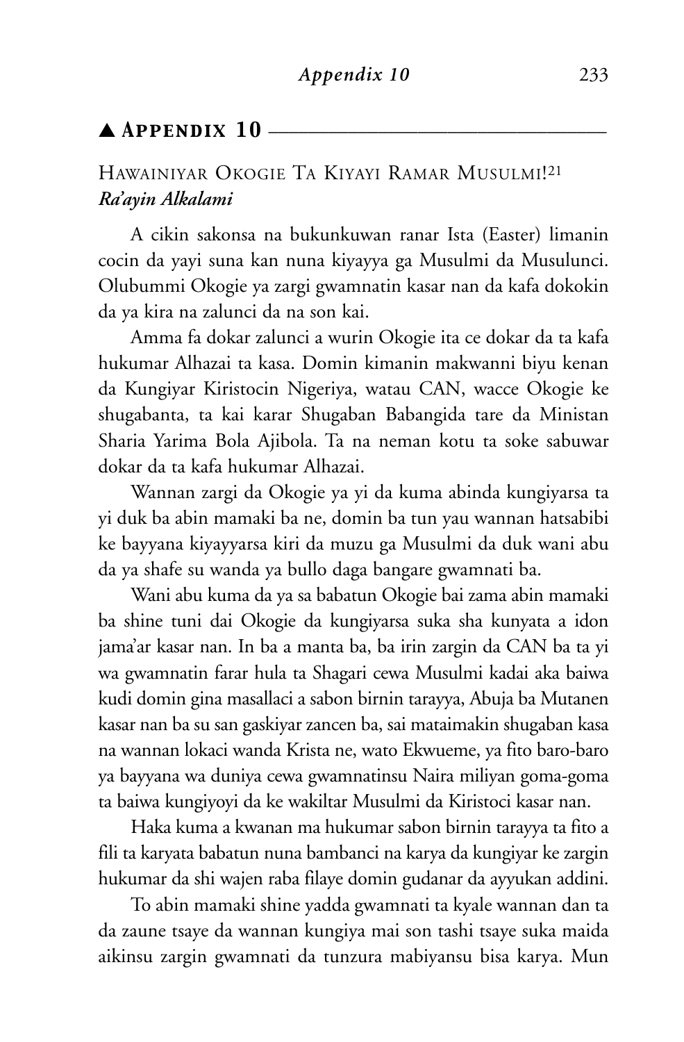## ▲ Appendix 10

### Hawainiyar Okogie Ta Kiyayi Ramar Musulmi![21]

***Ra'ayin Alkalami***

A cikin sakonsa na bukunkuwan ranar Ista (Easter) limanin cocin da yayi suna kan nuna kiyayya ga Musulmi da Musulunci. Olubummi Okogie ya zargi gwamnatin kasar nan da kafa dokokin da ya kira na zalunci da na son kai.

Amma fa dokar zalunci a wurin Okogie ita ce dokar da ta kafa hukumar Alhazai ta kasa. Domin kimanin makwanni biyu kenan da Kungiyar Kiristocin Nigeriya, watau CAN, wacce Okogie ke shugabanta, ta kai karar Shugaban Babangida tare da Ministan Sharia Yarima Bola Ajibola. Ta na neman kotu ta soke sabuwar dokar da ta kafa hukumar Alhazai.

Wannan zargi da Okogie ya yi da kuma abinda kungiyarsa ta yi duk ba abin mamaki ba ne, domin ba tun yau wannan hatsabibi ke bayyana kiyayyarsa kiri da muzu ga Musulmi da duk wani abu da ya shafe su wanda ya bullo daga bangare gwamnati ba.

Wani abu kuma da ya sa babatun Okogie bai zama abin mamaki ba shine tuni dai Okogie da kungiyarsa suka sha kunyata a idon jama'ar kasar nan. In ba a manta ba, ba irin zargin da CAN ba ta yi wa gwamnatin farar hula ta Shagari cewa Musulmi kadai aka baiwa kudi domin gina masallaci a sabon birnin tarayya, Abuja ba Mutanen kasar nan ba su san gaskiyar zancen ba, sai mataimakin shugaban kasa na wannan lokaci wanda Krista ne, wato Ekwueme, ya fito baro-baro ya bayyana wa duniya cewa gwamnatinsu Naira miliyan goma-goma ta baiwa kungiyoyi da ke wakiltar Musulmi da Kiristoci kasar nan.

Haka kuma a kwanan ma hukumar sabon birnin tarayya ta fito a fili ta karyata babatun nuna bambanci na karya da kungiyar ke zargin hukumar da shi wajen raba filaye domin gudanar da ayyukan addini.

To abin mamaki shine yadda gwamnati ta kyale wannan dan ta da zaune tsaye da wannan kungiya mai son tashi tsaye suka maida aikinsu zargin gwamnati da tunzura mabiyansu bisa karya. Mun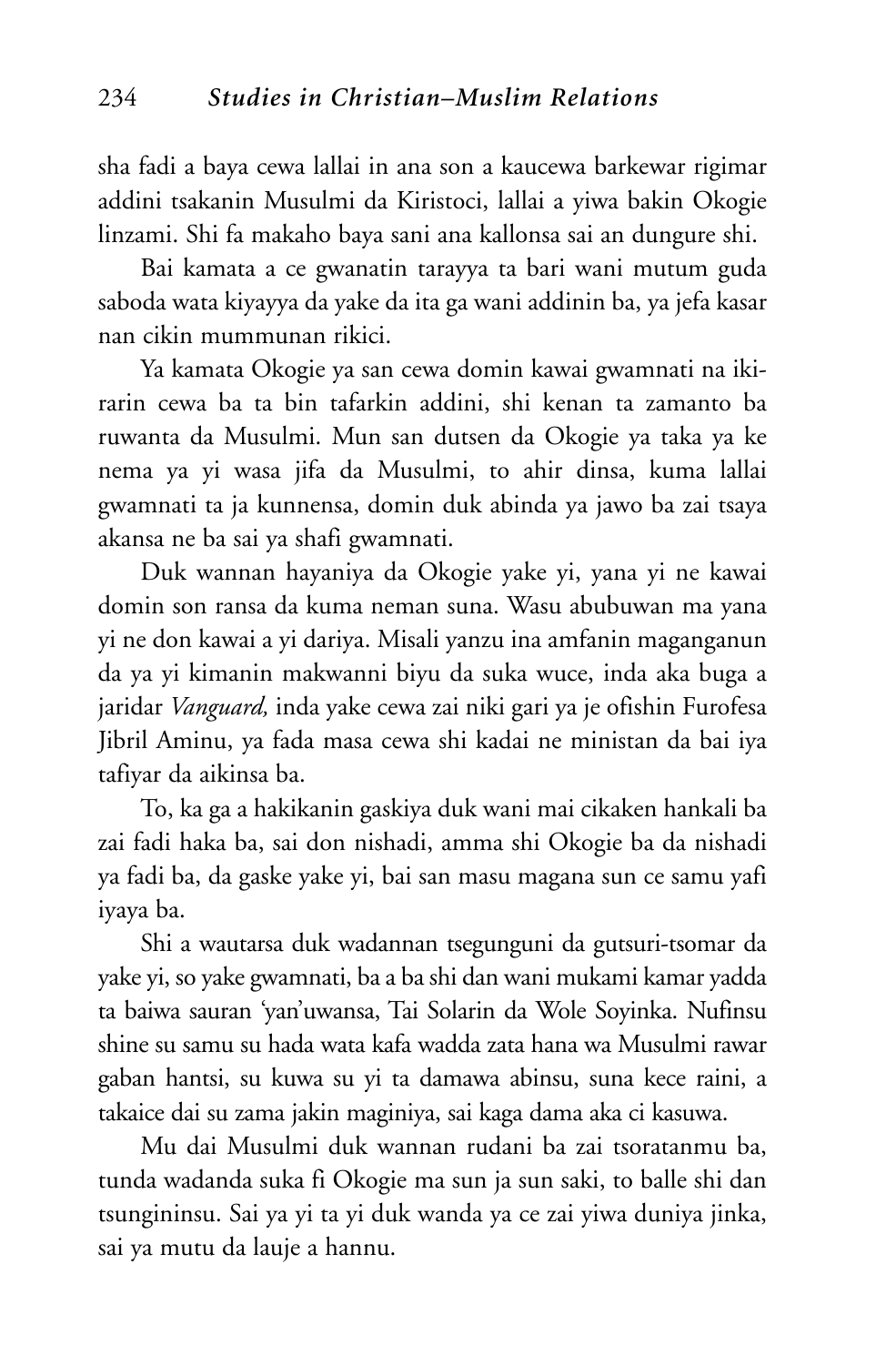sha fadi a baya cewa lallai in ana son a kaucewa barkewar rigimar addini tsakanin Musulmi da Kiristoci, lallai a yiwa bakin Okogie linzami. Shi fa makaho baya sani ana kallonsa sai an dungure shi.

Bai kamata a ce gwanatin tarayya ta bari wani mutum guda saboda wata kiyayya da yake da ita ga wani addinin ba, ya jefa kasar nan cikin mummunan rikici.

Ya kamata Okogie ya san cewa domin kawai gwamnati na ikirarin cewa ba ta bin tafarkin addini, shi kenan ta zamanto ba ruwanta da Musulmi. Mun san dutsen da Okogie ya taka ya ke nema ya yi wasa jifa da Musulmi, to ahir dinsa, kuma lallai gwamnati ta ja kunnensa, domin duk abinda ya jawo ba zai tsaya akansa ne ba sai ya shafi gwamnati.

Duk wannan hayaniya da Okogie yake yi, yana yi ne kawai domin son ransa da kuma neman suna. Wasu abubuwan ma yana yi ne don kawai a yi dariya. Misali yanzu ina amfanin maganganun da ya yi kimanin makwanni biyu da suka wuce, inda aka buga a jaridar *Vanguard,* inda yake cewa zai niki gari ya je ofishin Furofesa Jibril Aminu, ya fada masa cewa shi kadai ne ministan da bai iya tafiyar da aikinsa ba.

To, ka ga a hakikanin gaskiya duk wani mai cikaken hankali ba zai fadi haka ba, sai don nishadi, amma shi Okogie ba da nishadi ya fadi ba, da gaske yake yi, bai san masu magana sun ce samu yafi iyaya ba.

Shi a wautarsa duk wadannan tsegunguni da gutsuri-tsomar da yake yi, so yake gwamnati, ba a ba shi dan wani mukami kamar yadda ta baiwa sauran 'yan'uwansa, Tai Solarin da Wole Soyinka. Nufinsu shine su samu su hada wata kafa wadda zata hana wa Musulmi rawar gaban hantsi, su kuwa su yi ta damawa abinsu, suna kece raini, a takaice dai su zama jakin maginiya, sai kaga dama aka ci kasuwa.

Mu dai Musulmi duk wannan rudani ba zai tsoratanmu ba, tunda wadanda suka fi Okogie ma sun ja sun saki, to balle shi dan tsungininsu. Sai ya yi ta yi duk wanda ya ce zai yiwa duniya jinka, sai ya mutu da lauje a hannu.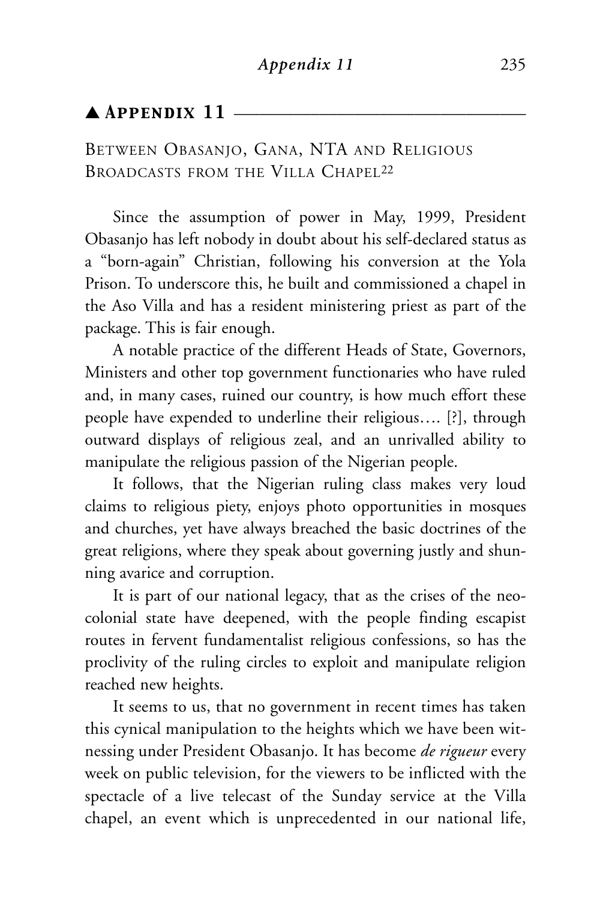## ▲ Appendix 11

### Between Obasanjo, Gana, NTA and Religious Broadcasts from the Villa Chapel[22]

Since the assumption of power in May, 1999, President Obasanjo has left nobody in doubt about his self-declared status as a "born-again" Christian, following his conversion at the Yola Prison. To underscore this, he built and commissioned a chapel in the Aso Villa and has a resident ministering priest as part of the package. This is fair enough.

A notable practice of the different Heads of State, Governors, Ministers and other top government functionaries who have ruled and, in many cases, ruined our country, is how much effort these people have expended to underline their religious…. [?], through outward displays of religious zeal, and an unrivalled ability to manipulate the religious passion of the Nigerian people.

It follows, that the Nigerian ruling class makes very loud claims to religious piety, enjoys photo opportunities in mosques and churches, yet have always breached the basic doctrines of the great religions, where they speak about governing justly and shunning avarice and corruption.

It is part of our national legacy, that as the crises of the neo-colonial state have deepened, with the people finding escapist routes in fervent fundamentalist religious confessions, so has the proclivity of the ruling circles to exploit and manipulate religion reached new heights.

It seems to us, that no government in recent times has taken this cynical manipulation to the heights which we have been witnessing under President Obasanjo. It has become *de rigueur* every week on public television, for the viewers to be inflicted with the spectacle of a live telecast of the Sunday service at the Villa chapel, an event which is unprecedented in our national life,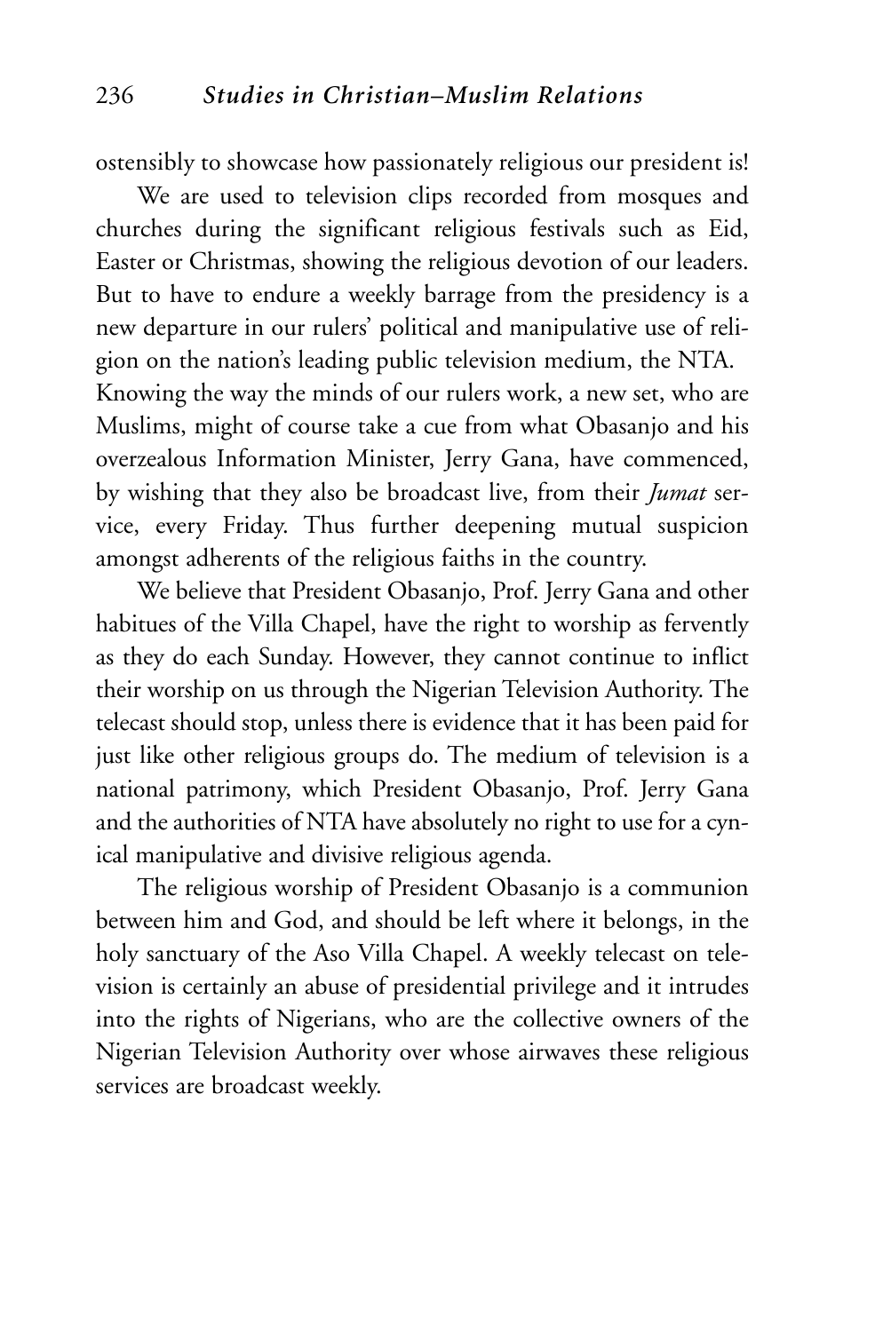ostensibly to showcase how passionately religious our president is!

We are used to television clips recorded from mosques and churches during the significant religious festivals such as Eid, Easter or Christmas, showing the religious devotion of our leaders. But to have to endure a weekly barrage from the presidency is a new departure in our rulers' political and manipulative use of religion on the nation's leading public television medium, the NTA. Knowing the way the minds of our rulers work, a new set, who are Muslims, might of course take a cue from what Obasanjo and his overzealous Information Minister, Jerry Gana, have commenced, by wishing that they also be broadcast live, from their *Jumat* service, every Friday. Thus further deepening mutual suspicion amongst adherents of the religious faiths in the country.

We believe that President Obasanjo, Prof. Jerry Gana and other habitues of the Villa Chapel, have the right to worship as fervently as they do each Sunday. However, they cannot continue to inflict their worship on us through the Nigerian Television Authority. The telecast should stop, unless there is evidence that it has been paid for just like other religious groups do. The medium of television is a national patrimony, which President Obasanjo, Prof. Jerry Gana and the authorities of NTA have absolutely no right to use for a cynical manipulative and divisive religious agenda.

The religious worship of President Obasanjo is a communion between him and God, and should be left where it belongs, in the holy sanctuary of the Aso Villa Chapel. A weekly telecast on television is certainly an abuse of presidential privilege and it intrudes into the rights of Nigerians, who are the collective owners of the Nigerian Television Authority over whose airwaves these religious services are broadcast weekly.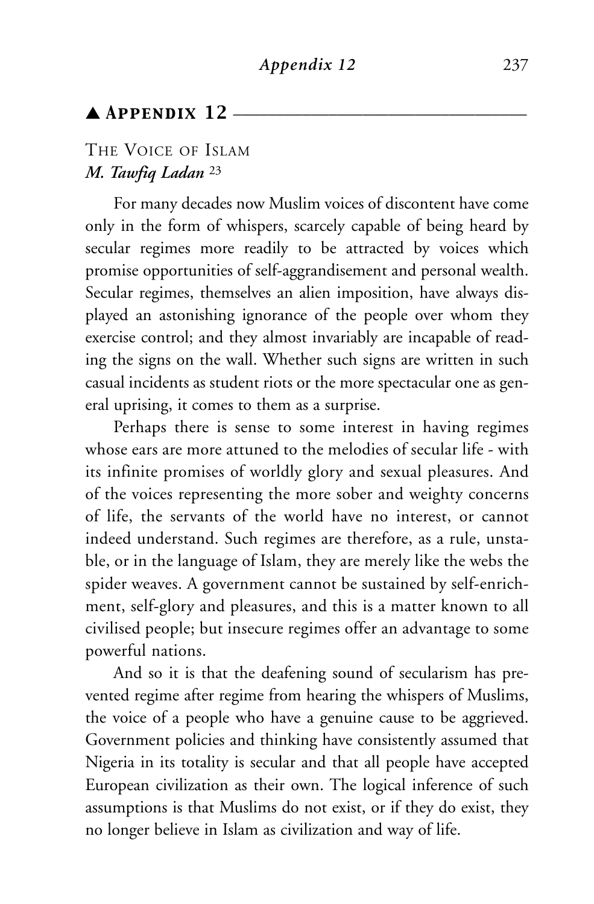## ▲ Appendix 12

### The Voice of Islam

***M. Tawfiq Ladan*** [23]

For many decades now Muslim voices of discontent have come only in the form of whispers, scarcely capable of being heard by secular regimes more readily to be attracted by voices which promise opportunities of self-aggrandisement and personal wealth. Secular regimes, themselves an alien imposition, have always displayed an astonishing ignorance of the people over whom they exercise control; and they almost invariably are incapable of reading the signs on the wall. Whether such signs are written in such casual incidents as student riots or the more spectacular one as general uprising, it comes to them as a surprise.

Perhaps there is sense to some interest in having regimes whose ears are more attuned to the melodies of secular life - with its infinite promises of worldly glory and sexual pleasures. And of the voices representing the more sober and weighty concerns of life, the servants of the world have no interest, or cannot indeed understand. Such regimes are therefore, as a rule, unstable, or in the language of Islam, they are merely like the webs the spider weaves. A government cannot be sustained by self-enrichment, self-glory and pleasures, and this is a matter known to all civilised people; but insecure regimes offer an advantage to some powerful nations.

And so it is that the deafening sound of secularism has prevented regime after regime from hearing the whispers of Muslims, the voice of a people who have a genuine cause to be aggrieved. Government policies and thinking have consistently assumed that Nigeria in its totality is secular and that all people have accepted European civilization as their own. The logical inference of such assumptions is that Muslims do not exist, or if they do exist, they no longer believe in Islam as civilization and way of life.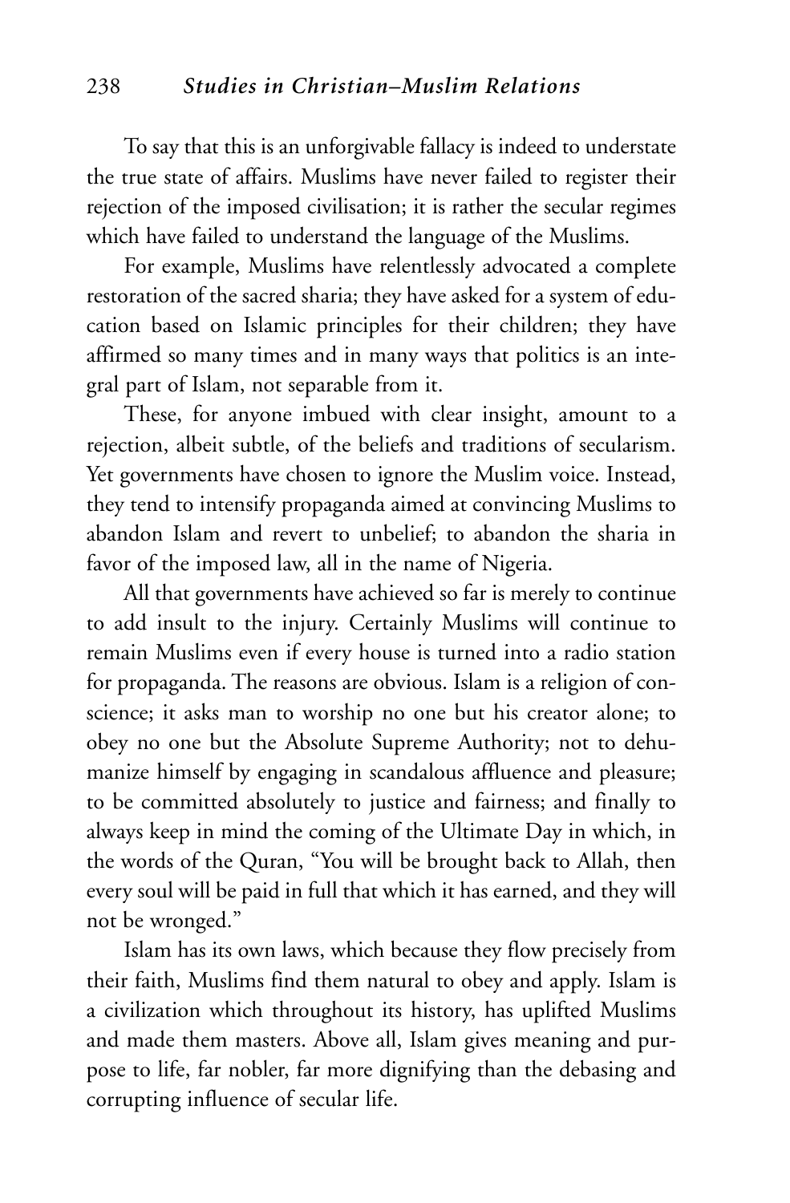To say that this is an unforgivable fallacy is indeed to understate the true state of affairs. Muslims have never failed to register their rejection of the imposed civilisation; it is rather the secular regimes which have failed to understand the language of the Muslims.

For example, Muslims have relentlessly advocated a complete restoration of the sacred sharia; they have asked for a system of education based on Islamic principles for their children; they have affirmed so many times and in many ways that politics is an integral part of Islam, not separable from it.

These, for anyone imbued with clear insight, amount to a rejection, albeit subtle, of the beliefs and traditions of secularism. Yet governments have chosen to ignore the Muslim voice. Instead, they tend to intensify propaganda aimed at convincing Muslims to abandon Islam and revert to unbelief; to abandon the sharia in favor of the imposed law, all in the name of Nigeria.

All that governments have achieved so far is merely to continue to add insult to the injury. Certainly Muslims will continue to remain Muslims even if every house is turned into a radio station for propaganda. The reasons are obvious. Islam is a religion of conscience; it asks man to worship no one but his creator alone; to obey no one but the Absolute Supreme Authority; not to dehumanize himself by engaging in scandalous affluence and pleasure; to be committed absolutely to justice and fairness; and finally to always keep in mind the coming of the Ultimate Day in which, in the words of the Quran, "You will be brought back to Allah, then every soul will be paid in full that which it has earned, and they will not be wronged."

Islam has its own laws, which because they flow precisely from their faith, Muslims find them natural to obey and apply. Islam is a civilization which throughout its history, has uplifted Muslims and made them masters. Above all, Islam gives meaning and purpose to life, far nobler, far more dignifying than the debasing and corrupting influence of secular life.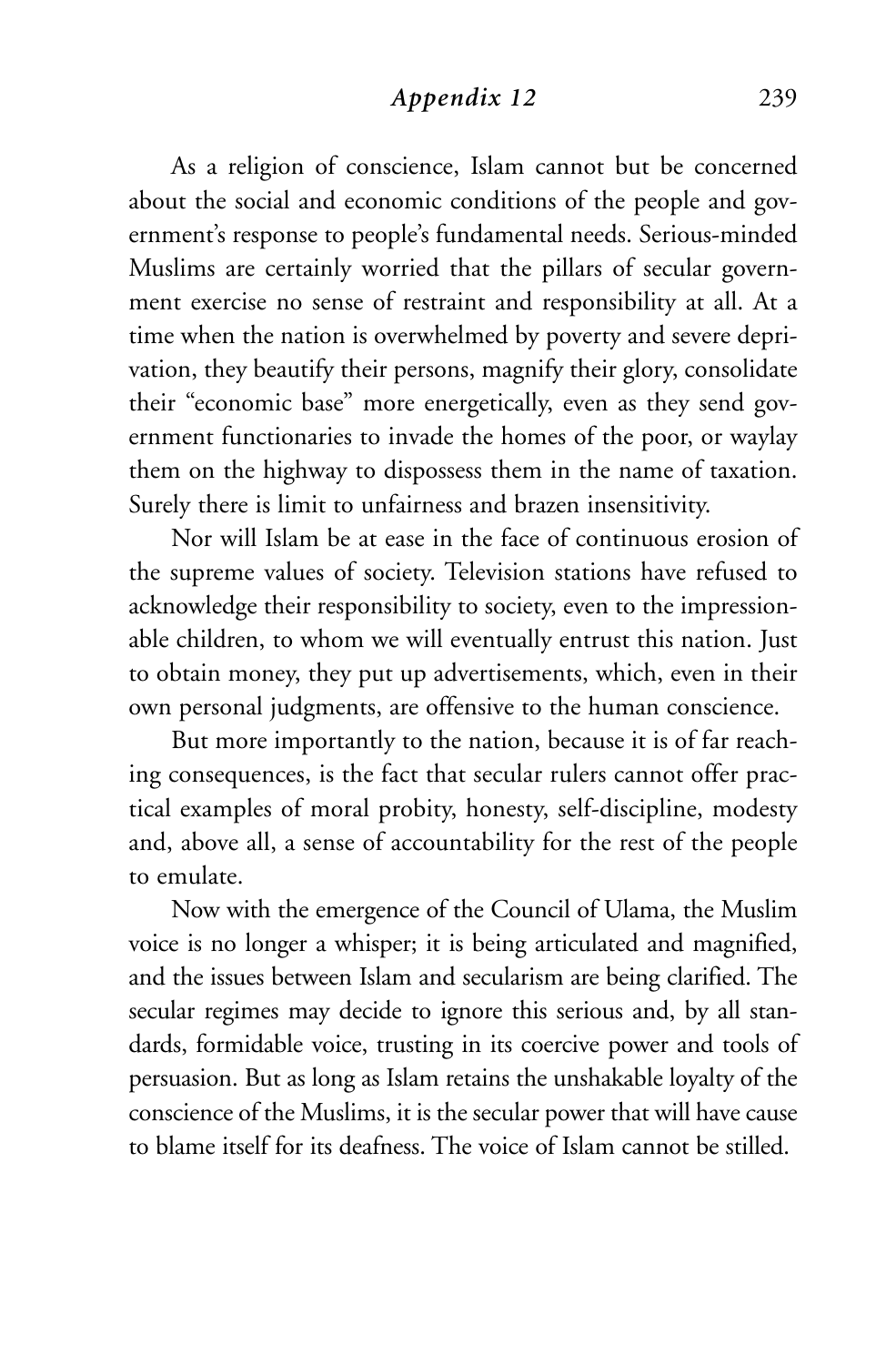As a religion of conscience, Islam cannot but be concerned about the social and economic conditions of the people and government's response to people's fundamental needs. Serious-minded Muslims are certainly worried that the pillars of secular government exercise no sense of restraint and responsibility at all. At a time when the nation is overwhelmed by poverty and severe deprivation, they beautify their persons, magnify their glory, consolidate their "economic base" more energetically, even as they send government functionaries to invade the homes of the poor, or waylay them on the highway to dispossess them in the name of taxation. Surely there is limit to unfairness and brazen insensitivity.

Nor will Islam be at ease in the face of continuous erosion of the supreme values of society. Television stations have refused to acknowledge their responsibility to society, even to the impressionable children, to whom we will eventually entrust this nation. Just to obtain money, they put up advertisements, which, even in their own personal judgments, are offensive to the human conscience.

But more importantly to the nation, because it is of far reaching consequences, is the fact that secular rulers cannot offer practical examples of moral probity, honesty, self-discipline, modesty and, above all, a sense of accountability for the rest of the people to emulate.

Now with the emergence of the Council of Ulama, the Muslim voice is no longer a whisper; it is being articulated and magnified, and the issues between Islam and secularism are being clarified. The secular regimes may decide to ignore this serious and, by all standards, formidable voice, trusting in its coercive power and tools of persuasion. But as long as Islam retains the unshakable loyalty of the conscience of the Muslims, it is the secular power that will have cause to blame itself for its deafness. The voice of Islam cannot be stilled.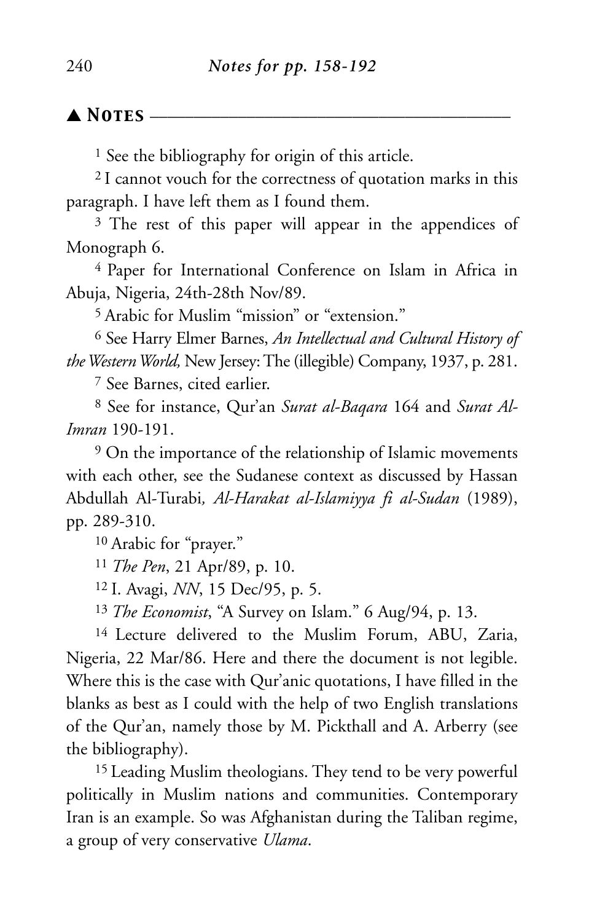## ▲ Notes

[1] See the bibliography for origin of this article.

[2] I cannot vouch for the correctness of quotation marks in this paragraph. I have left them as I found them.

[3] The rest of this paper will appear in the appendices of Monograph 6.

[4] Paper for International Conference on Islam in Africa in Abuja, Nigeria, 24th-28th Nov/89.

[5] Arabic for Muslim "mission" or "extension."

[6] See Harry Elmer Barnes, *An Intellectual and Cultural History of the Western World,* New Jersey: The (illegible) Company, 1937, p. 281.

[7] See Barnes, cited earlier.

[8] See for instance, Qur'an *Surat al-Baqara* 164 and *Surat Al-Imran* 190-191.

[9] On the importance of the relationship of Islamic movements with each other, see the Sudanese context as discussed by Hassan Abdullah Al-Turabi*, Al-Harakat al-Islamiyya fi al-Sudan* (1989), pp. 289-310.

[10] Arabic for "prayer."

[11] *The Pen*, 21 Apr/89, p. 10.

[12] I. Avagi, *NN*, 15 Dec/95, p. 5.

[13] *The Economist*, "A Survey on Islam." 6 Aug/94, p. 13.

[14] Lecture delivered to the Muslim Forum, ABU, Zaria, Nigeria, 22 Mar/86. Here and there the document is not legible. Where this is the case with Qur'anic quotations, I have filled in the blanks as best as I could with the help of two English translations of the Qur'an, namely those by M. Pickthall and A. Arberry (see the bibliography).

[15] Leading Muslim theologians. They tend to be very powerful politically in Muslim nations and communities. Contemporary Iran is an example. So was Afghanistan during the Taliban regime, a group of very conservative *Ulama*.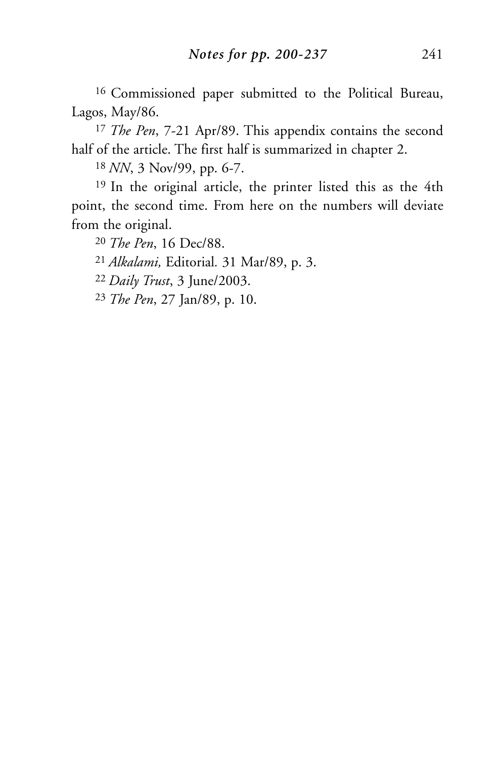[16] Commissioned paper submitted to the Political Bureau, Lagos, May/86.

[17] *The Pen*, 7-21 Apr/89. This appendix contains the second half of the article. The first half is summarized in chapter 2.

[18] *NN*, 3 Nov/99, pp. 6-7.

[19] In the original article, the printer listed this as the 4th point, the second time. From here on the numbers will deviate from the original.

[20] *The Pen*, 16 Dec/88.

[21] *Alkalami,* Editorial. 31 Mar/89, p. 3.

[22] *Daily Trust*, 3 June/2003.

[23] *The Pen*, 27 Jan/89, p. 10.